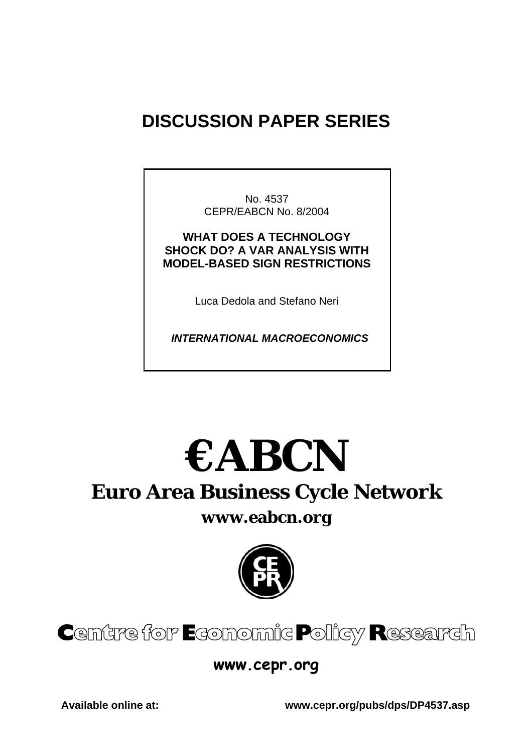# DISCUSSION PAPER SERIES

No. 4537

CEPR/EABCN No. 8/2004

**WHAT DOES A TECHNOLOGY SHOCK DO? A VAR ANALYSIS WITH MODEL-BASED SIGN RESTRICTIONS**

Luca Dedola and Stefano Neri

***INTERNATIONAL MACROECONOMICS***

# €ABCN

## Euro Area Business Cycle Network

**www.eabcn.org**

**Centre for Economic Policy Research**

**www.cepr.org**

**Available online at:** **www.cepr.org/pubs/dps/DP4537.asp**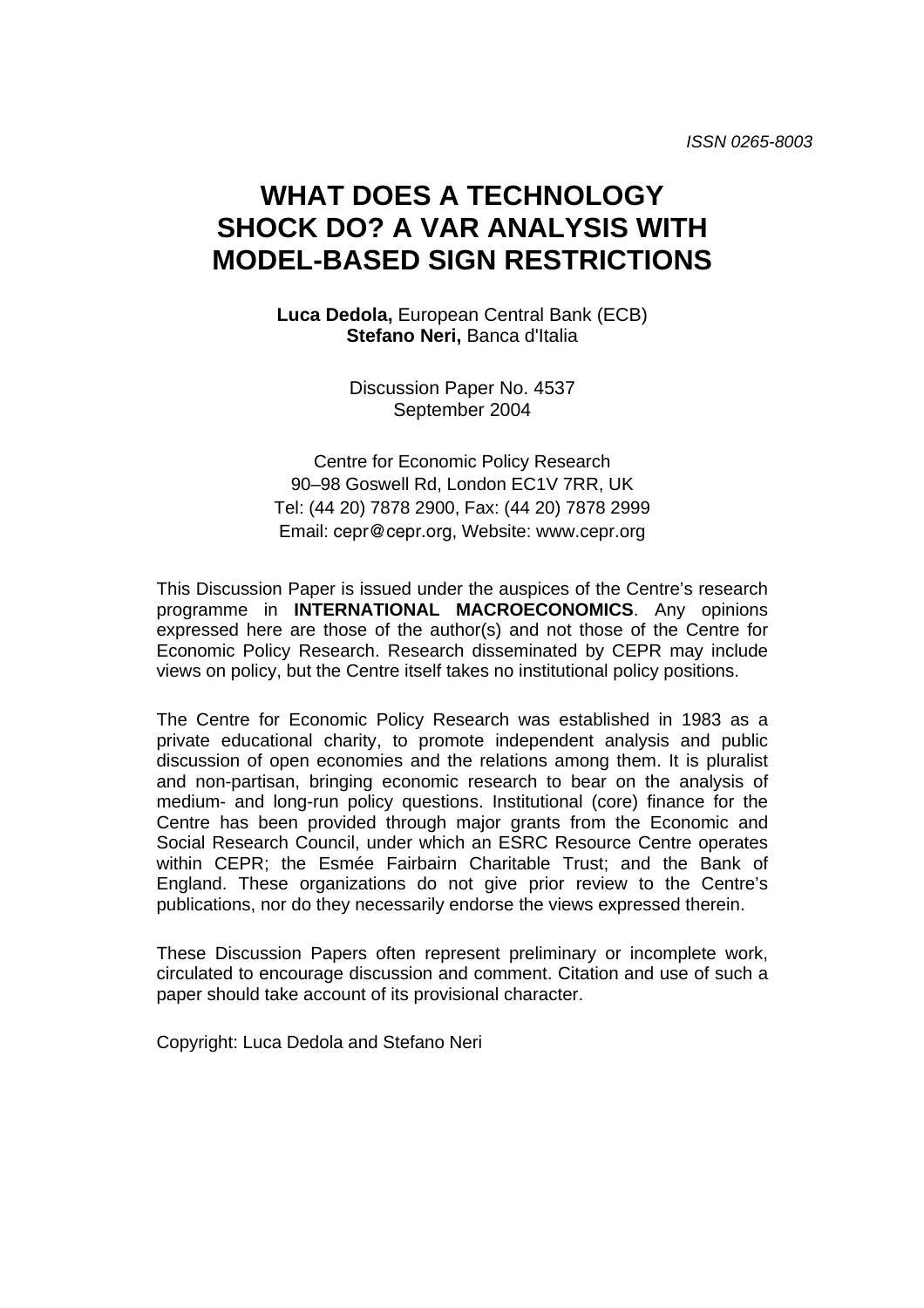ISSN 0265-8003

# WHAT DOES A TECHNOLOGY SHOCK DO? A VAR ANALYSIS WITH MODEL-BASED SIGN RESTRICTIONS

**Luca Dedola,** European Central Bank (ECB)
**Stefano Neri,** Banca d'Italia

Discussion Paper No. 4537
September 2004

Centre for Economic Policy Research
90–98 Goswell Rd, London EC1V 7RR, UK
Tel: (44 20) 7878 2900, Fax: (44 20) 7878 2999
Email: cepr@cepr.org, Website: www.cepr.org

This Discussion Paper is issued under the auspices of the Centre's research programme in **INTERNATIONAL MACROECONOMICS**. Any opinions expressed here are those of the author(s) and not those of the Centre for Economic Policy Research. Research disseminated by CEPR may include views on policy, but the Centre itself takes no institutional policy positions.

The Centre for Economic Policy Research was established in 1983 as a private educational charity, to promote independent analysis and public discussion of open economies and the relations among them. It is pluralist and non-partisan, bringing economic research to bear on the analysis of medium- and long-run policy questions. Institutional (core) finance for the Centre has been provided through major grants from the Economic and Social Research Council, under which an ESRC Resource Centre operates within CEPR; the Esmée Fairbairn Charitable Trust; and the Bank of England. These organizations do not give prior review to the Centre's publications, nor do they necessarily endorse the views expressed therein.

These Discussion Papers often represent preliminary or incomplete work, circulated to encourage discussion and comment. Citation and use of such a paper should take account of its provisional character.

Copyright: Luca Dedola and Stefano Neri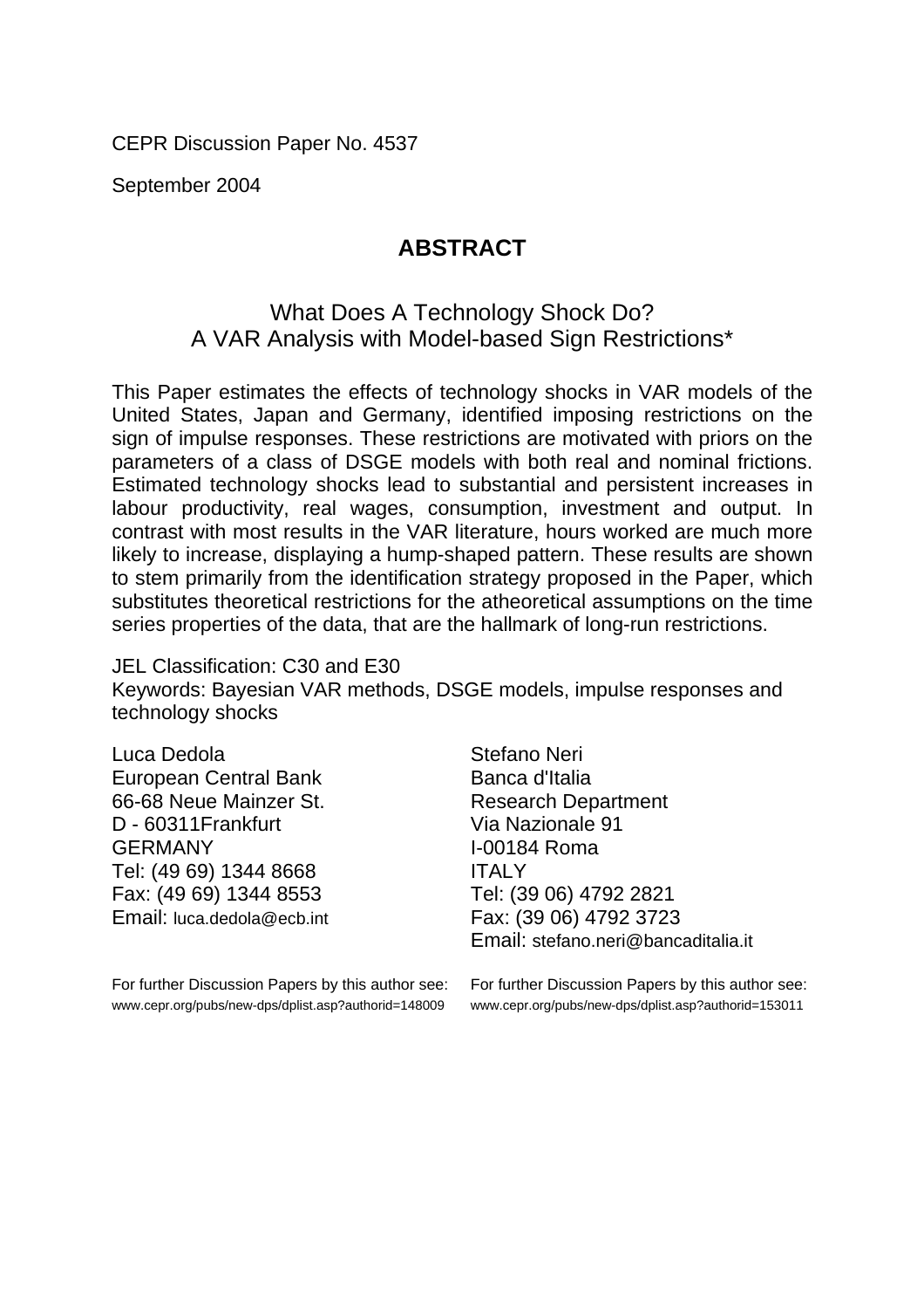CEPR Discussion Paper No. 4537

September 2004

## ABSTRACT

### What Does A Technology Shock Do? A VAR Analysis with Model-based Sign Restrictions*

This Paper estimates the effects of technology shocks in VAR models of the United States, Japan and Germany, identified imposing restrictions on the sign of impulse responses. These restrictions are motivated with priors on the parameters of a class of DSGE models with both real and nominal frictions. Estimated technology shocks lead to substantial and persistent increases in labour productivity, real wages, consumption, investment and output. In contrast with most results in the VAR literature, hours worked are much more likely to increase, displaying a hump-shaped pattern. These results are shown to stem primarily from the identification strategy proposed in the Paper, which substitutes theoretical restrictions for the atheoretical assumptions on the time series properties of the data, that are the hallmark of long-run restrictions.

JEL Classification: C30 and E30

Keywords: Bayesian VAR methods, DSGE models, impulse responses and technology shocks

Luca Dedola
European Central Bank
66-68 Neue Mainzer St.
D - 60311Frankfurt
GERMANY
Tel: (49 69) 1344 8668
Fax: (49 69) 1344 8553
Email: luca.dedola@ecb.int

For further Discussion Papers by this author see:
www.cepr.org/pubs/new-dps/dplist.asp?authorid=148009

Stefano Neri
Banca d'Italia
Research Department
Via Nazionale 91
I-00184 Roma
ITALY
Tel: (39 06) 4792 2821
Fax: (39 06) 4792 3723
Email: stefano.neri@bancaditalia.it

For further Discussion Papers by this author see:
www.cepr.org/pubs/new-dps/dplist.asp?authorid=153011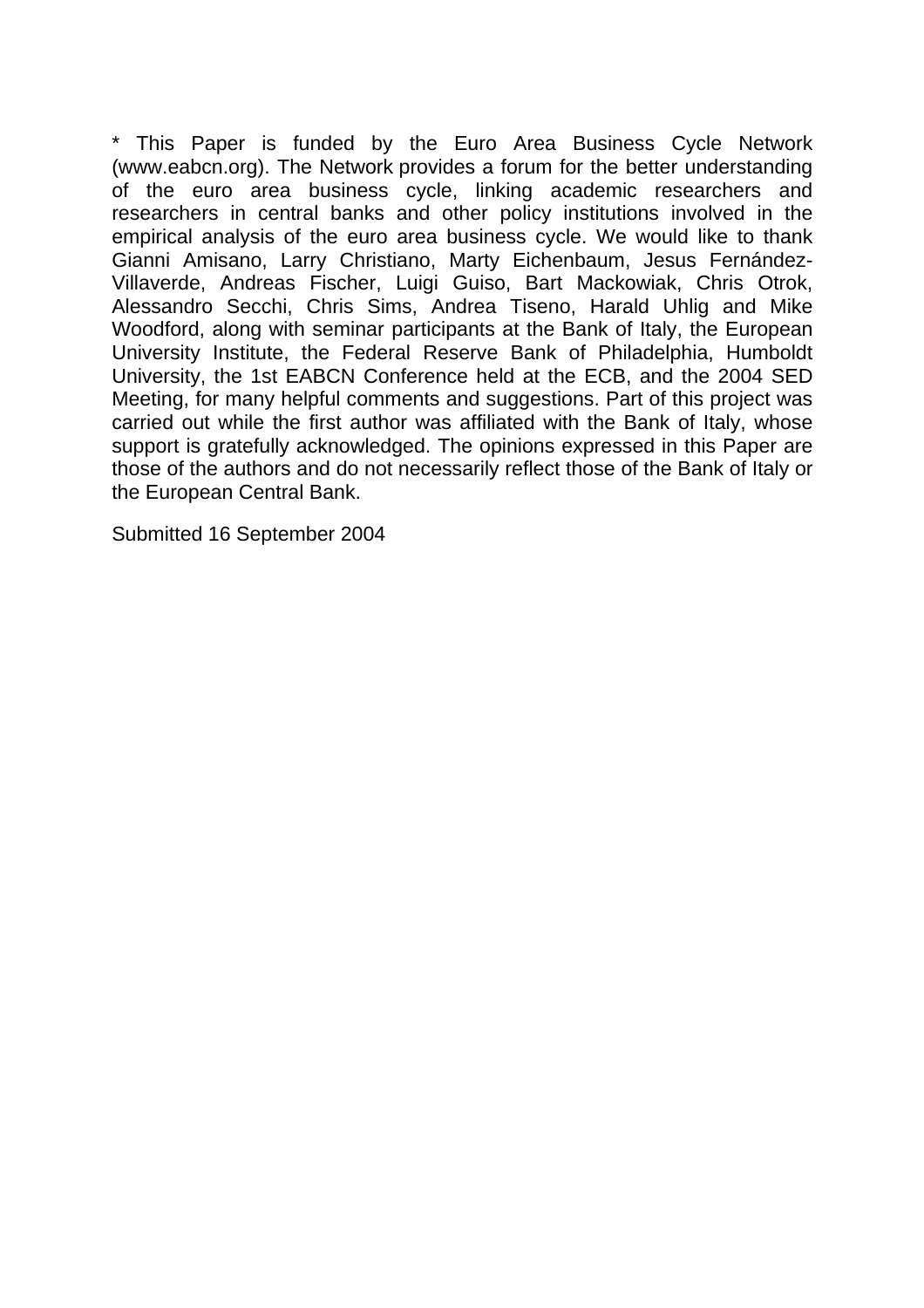* This Paper is funded by the Euro Area Business Cycle Network (www.eabcn.org). The Network provides a forum for the better understanding of the euro area business cycle, linking academic researchers and researchers in central banks and other policy institutions involved in the empirical analysis of the euro area business cycle. We would like to thank Gianni Amisano, Larry Christiano, Marty Eichenbaum, Jesus Fernández-Villaverde, Andreas Fischer, Luigi Guiso, Bart Mackowiak, Chris Otrok, Alessandro Secchi, Chris Sims, Andrea Tiseno, Harald Uhlig and Mike Woodford, along with seminar participants at the Bank of Italy, the European University Institute, the Federal Reserve Bank of Philadelphia, Humboldt University, the 1st EABCN Conference held at the ECB, and the 2004 SED Meeting, for many helpful comments and suggestions. Part of this project was carried out while the first author was affiliated with the Bank of Italy, whose support is gratefully acknowledged. The opinions expressed in this Paper are those of the authors and do not necessarily reflect those of the Bank of Italy or the European Central Bank.

Submitted 16 September 2004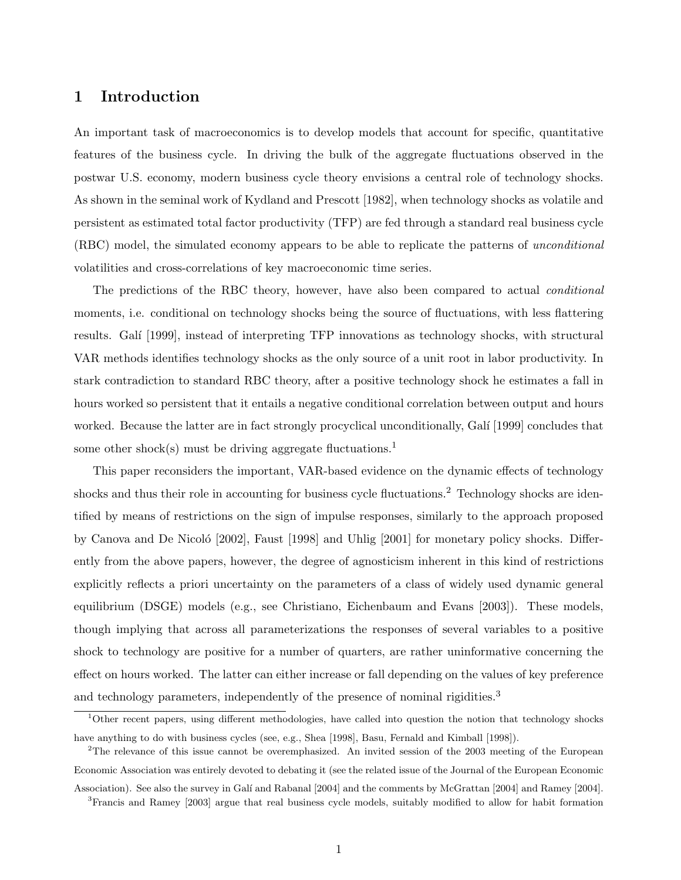# 1 Introduction

An important task of macroeconomics is to develop models that account for specific, quantitative features of the business cycle. In driving the bulk of the aggregate fluctuations observed in the postwar U.S. economy, modern business cycle theory envisions a central role of technology shocks. As shown in the seminal work of Kydland and Prescott [1982], when technology shocks as volatile and persistent as estimated total factor productivity (TFP) are fed through a standard real business cycle (RBC) model, the simulated economy appears to be able to replicate the patterns of *unconditional* volatilities and cross-correlations of key macroeconomic time series.

The predictions of the RBC theory, however, have also been compared to actual *conditional* moments, i.e. conditional on technology shocks being the source of fluctuations, with less flattering results. Galí [1999], instead of interpreting TFP innovations as technology shocks, with structural VAR methods identifies technology shocks as the only source of a unit root in labor productivity. In stark contradiction to standard RBC theory, after a positive technology shock he estimates a fall in hours worked so persistent that it entails a negative conditional correlation between output and hours worked. Because the latter are in fact strongly procyclical unconditionally, Galí [1999] concludes that some other shock(s) must be driving aggregate fluctuations.[1]

This paper reconsiders the important, VAR-based evidence on the dynamic effects of technology shocks and thus their role in accounting for business cycle fluctuations.[2] Technology shocks are identified by means of restrictions on the sign of impulse responses, similarly to the approach proposed by Canova and De Nicoló [2002], Faust [1998] and Uhlig [2001] for monetary policy shocks. Differently from the above papers, however, the degree of agnosticism inherent in this kind of restrictions explicitly reflects a priori uncertainty on the parameters of a class of widely used dynamic general equilibrium (DSGE) models (e.g., see Christiano, Eichenbaum and Evans [2003]). These models, though implying that across all parameterizations the responses of several variables to a positive shock to technology are positive for a number of quarters, are rather uninformative concerning the effect on hours worked. The latter can either increase or fall depending on the values of key preference and technology parameters, independently of the presence of nominal rigidities.[3]

[1] Other recent papers, using different methodologies, have called into question the notion that technology shocks have anything to do with business cycles (see, e.g., Shea [1998], Basu, Fernald and Kimball [1998]).

[2] The relevance of this issue cannot be overemphasized. An invited session of the 2003 meeting of the European Economic Association was entirely devoted to debating it (see the related issue of the Journal of the European Economic Association). See also the survey in Galí and Rabanal [2004] and the comments by McGrattan [2004] and Ramey [2004].

[3] Francis and Ramey [2003] argue that real business cycle models, suitably modified to allow for habit formation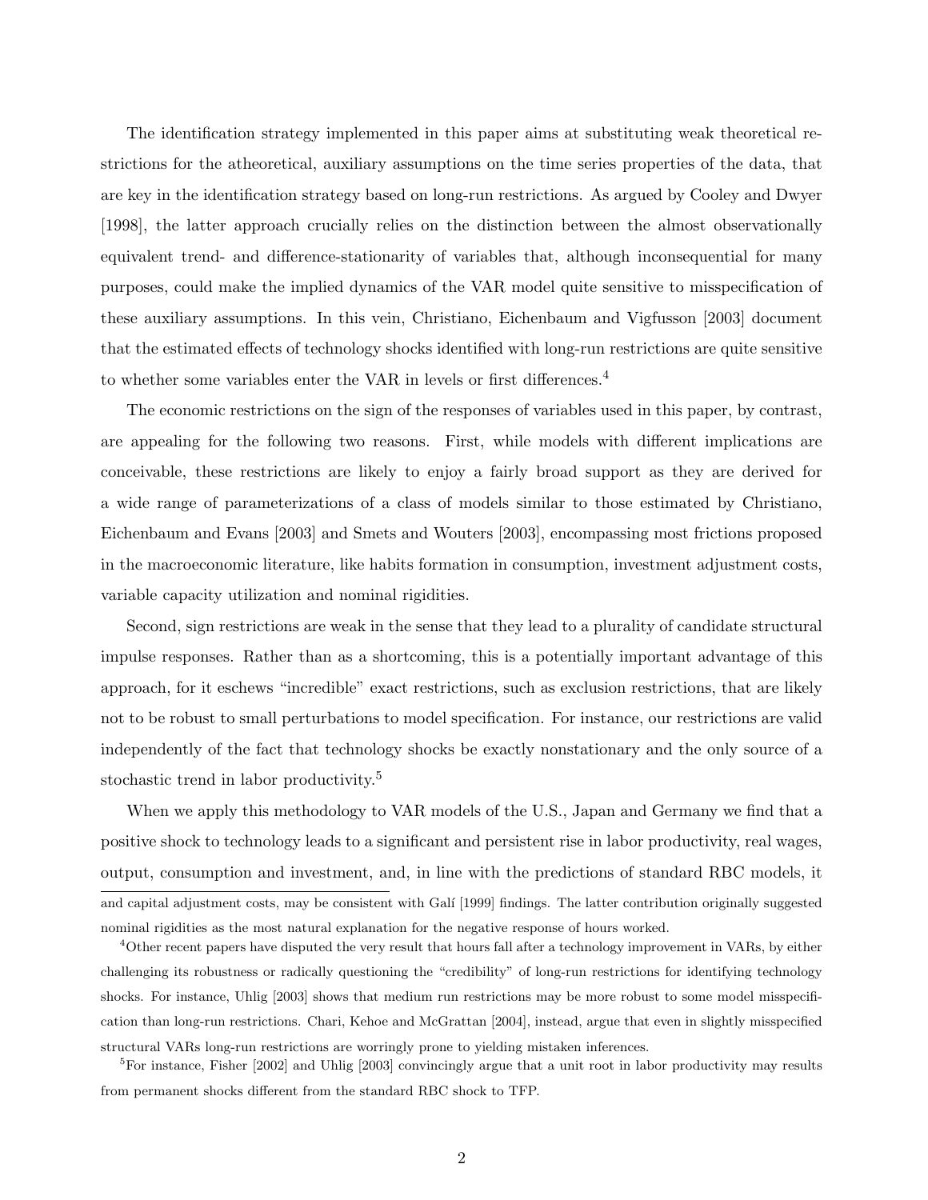The identification strategy implemented in this paper aims at substituting weak theoretical restrictions for the atheoretical, auxiliary assumptions on the time series properties of the data, that are key in the identification strategy based on long-run restrictions. As argued by Cooley and Dwyer [1998], the latter approach crucially relies on the distinction between the almost observationally equivalent trend- and difference-stationarity of variables that, although inconsequential for many purposes, could make the implied dynamics of the VAR model quite sensitive to misspecification of these auxiliary assumptions. In this vein, Christiano, Eichenbaum and Vigfusson [2003] document that the estimated effects of technology shocks identified with long-run restrictions are quite sensitive to whether some variables enter the VAR in levels or first differences.[4]

The economic restrictions on the sign of the responses of variables used in this paper, by contrast, are appealing for the following two reasons. First, while models with different implications are conceivable, these restrictions are likely to enjoy a fairly broad support as they are derived for a wide range of parameterizations of a class of models similar to those estimated by Christiano, Eichenbaum and Evans [2003] and Smets and Wouters [2003], encompassing most frictions proposed in the macroeconomic literature, like habits formation in consumption, investment adjustment costs, variable capacity utilization and nominal rigidities.

Second, sign restrictions are weak in the sense that they lead to a plurality of candidate structural impulse responses. Rather than as a shortcoming, this is a potentially important advantage of this approach, for it eschews "incredible" exact restrictions, such as exclusion restrictions, that are likely not to be robust to small perturbations to model specification. For instance, our restrictions are valid independently of the fact that technology shocks be exactly nonstationary and the only source of a stochastic trend in labor productivity.[5]

When we apply this methodology to VAR models of the U.S., Japan and Germany we find that a positive shock to technology leads to a significant and persistent rise in labor productivity, real wages, output, consumption and investment, and, in line with the predictions of standard RBC models, it

---

and capital adjustment costs, may be consistent with Galí [1999] findings. The latter contribution originally suggested nominal rigidities as the most natural explanation for the negative response of hours worked.

[4]Other recent papers have disputed the very result that hours fall after a technology improvement in VARs, by either challenging its robustness or radically questioning the "credibility" of long-run restrictions for identifying technology shocks. For instance, Uhlig [2003] shows that medium run restrictions may be more robust to some model misspecification than long-run restrictions. Chari, Kehoe and McGrattan [2004], instead, argue that even in slightly misspecified structural VARs long-run restrictions are worringly prone to yielding mistaken inferences.

[5]For instance, Fisher [2002] and Uhlig [2003] convincingly argue that a unit root in labor productivity may results from permanent shocks different from the standard RBC shock to TFP.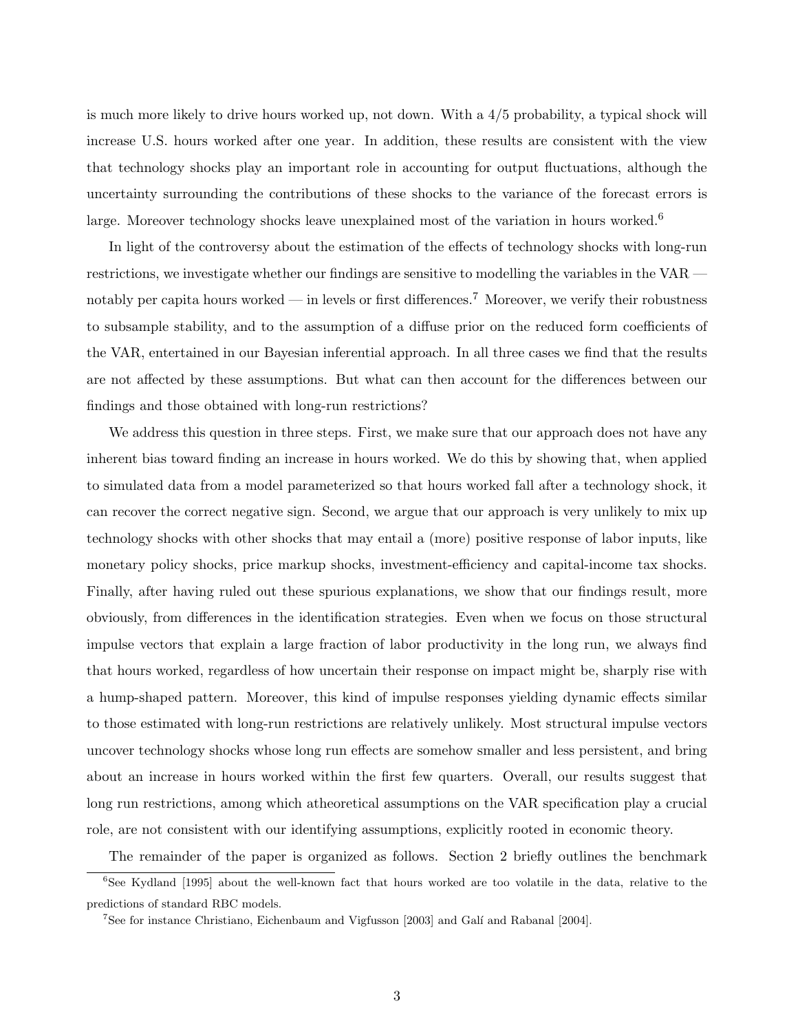is much more likely to drive hours worked up, not down. With a 4/5 probability, a typical shock will increase U.S. hours worked after one year. In addition, these results are consistent with the view that technology shocks play an important role in accounting for output fluctuations, although the uncertainty surrounding the contributions of these shocks to the variance of the forecast errors is large. Moreover technology shocks leave unexplained most of the variation in hours worked.[6]

In light of the controversy about the estimation of the effects of technology shocks with long-run restrictions, we investigate whether our findings are sensitive to modelling the variables in the VAR — notably per capita hours worked — in levels or first differences.[7] Moreover, we verify their robustness to subsample stability, and to the assumption of a diffuse prior on the reduced form coefficients of the VAR, entertained in our Bayesian inferential approach. In all three cases we find that the results are not affected by these assumptions. But what can then account for the differences between our findings and those obtained with long-run restrictions?

We address this question in three steps. First, we make sure that our approach does not have any inherent bias toward finding an increase in hours worked. We do this by showing that, when applied to simulated data from a model parameterized so that hours worked fall after a technology shock, it can recover the correct negative sign. Second, we argue that our approach is very unlikely to mix up technology shocks with other shocks that may entail a (more) positive response of labor inputs, like monetary policy shocks, price markup shocks, investment-efficiency and capital-income tax shocks. Finally, after having ruled out these spurious explanations, we show that our findings result, more obviously, from differences in the identification strategies. Even when we focus on those structural impulse vectors that explain a large fraction of labor productivity in the long run, we always find that hours worked, regardless of how uncertain their response on impact might be, sharply rise with a hump-shaped pattern. Moreover, this kind of impulse responses yielding dynamic effects similar to those estimated with long-run restrictions are relatively unlikely. Most structural impulse vectors uncover technology shocks whose long run effects are somehow smaller and less persistent, and bring about an increase in hours worked within the first few quarters. Overall, our results suggest that long run restrictions, among which atheoretical assumptions on the VAR specification play a crucial role, are not consistent with our identifying assumptions, explicitly rooted in economic theory.

The remainder of the paper is organized as follows. Section 2 briefly outlines the benchmark

[6]See Kydland [1995] about the well-known fact that hours worked are too volatile in the data, relative to the predictions of standard RBC models.

[7]See for instance Christiano, Eichenbaum and Vigfusson [2003] and Galí and Rabanal [2004].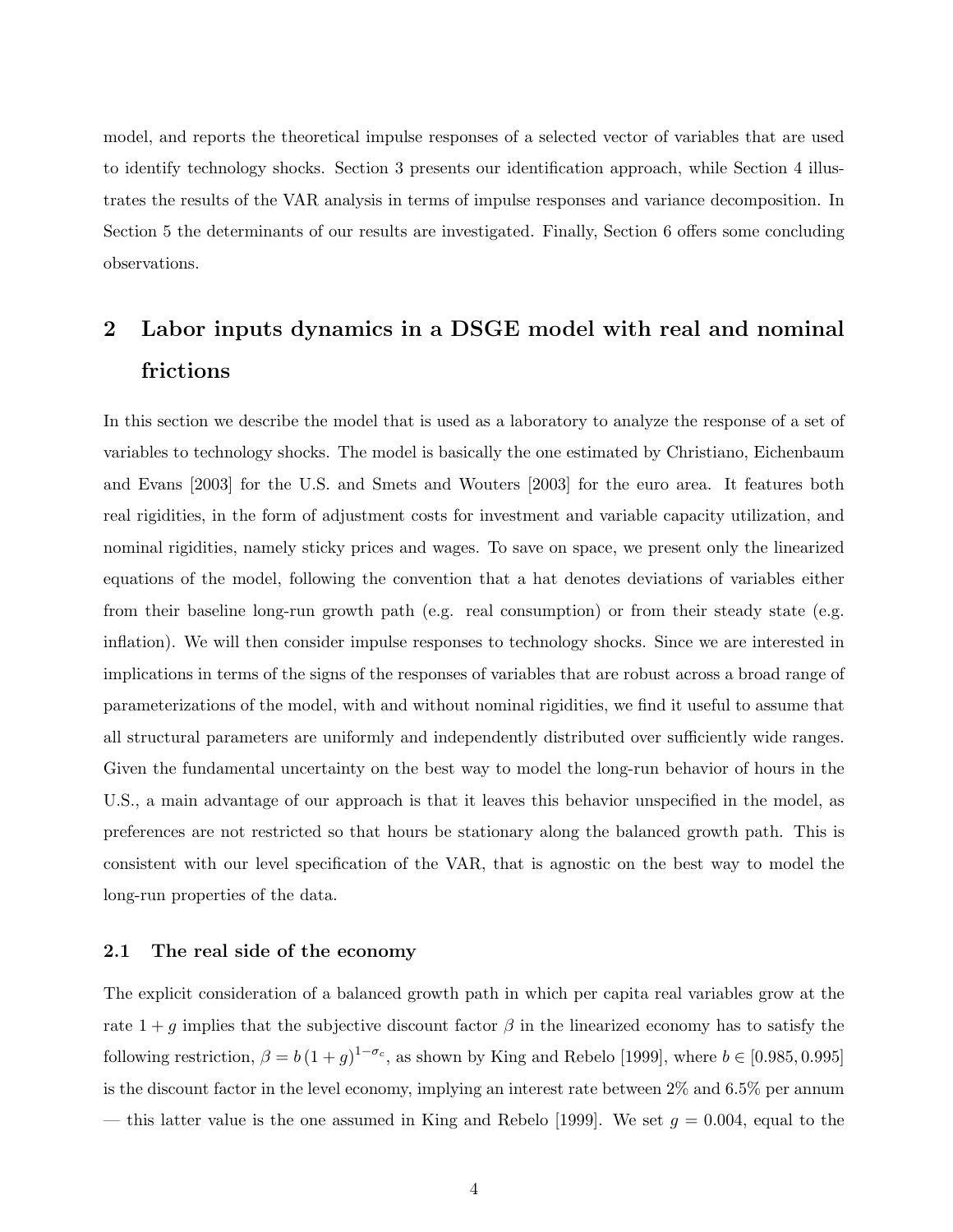model, and reports the theoretical impulse responses of a selected vector of variables that are used to identify technology shocks. Section 3 presents our identification approach, while Section 4 illustrates the results of the VAR analysis in terms of impulse responses and variance decomposition. In Section 5 the determinants of our results are investigated. Finally, Section 6 offers some concluding observations.

## 2 Labor inputs dynamics in a DSGE model with real and nominal frictions

In this section we describe the model that is used as a laboratory to analyze the response of a set of variables to technology shocks. The model is basically the one estimated by Christiano, Eichenbaum and Evans [2003] for the U.S. and Smets and Wouters [2003] for the euro area. It features both real rigidities, in the form of adjustment costs for investment and variable capacity utilization, and nominal rigidities, namely sticky prices and wages. To save on space, we present only the linearized equations of the model, following the convention that a hat denotes deviations of variables either from their baseline long-run growth path (e.g. real consumption) or from their steady state (e.g. inflation). We will then consider impulse responses to technology shocks. Since we are interested in implications in terms of the signs of the responses of variables that are robust across a broad range of parameterizations of the model, with and without nominal rigidities, we find it useful to assume that all structural parameters are uniformly and independently distributed over sufficiently wide ranges. Given the fundamental uncertainty on the best way to model the long-run behavior of hours in the U.S., a main advantage of our approach is that it leaves this behavior unspecified in the model, as preferences are not restricted so that hours be stationary along the balanced growth path. This is consistent with our level specification of the VAR, that is agnostic on the best way to model the long-run properties of the data.

### 2.1 The real side of the economy

The explicit consideration of a balanced growth path in which per capita real variables grow at the rate $1 + g$ implies that the subjective discount factor $\beta$ in the linearized economy has to satisfy the following restriction, $\beta = b\,(1+g)^{1-\sigma_c}$, as shown by King and Rebelo [1999], where $b \in [0.985, 0.995]$ is the discount factor in the level economy, implying an interest rate between 2% and 6.5% per annum — this latter value is the one assumed in King and Rebelo [1999]. We set $g = 0.004$, equal to the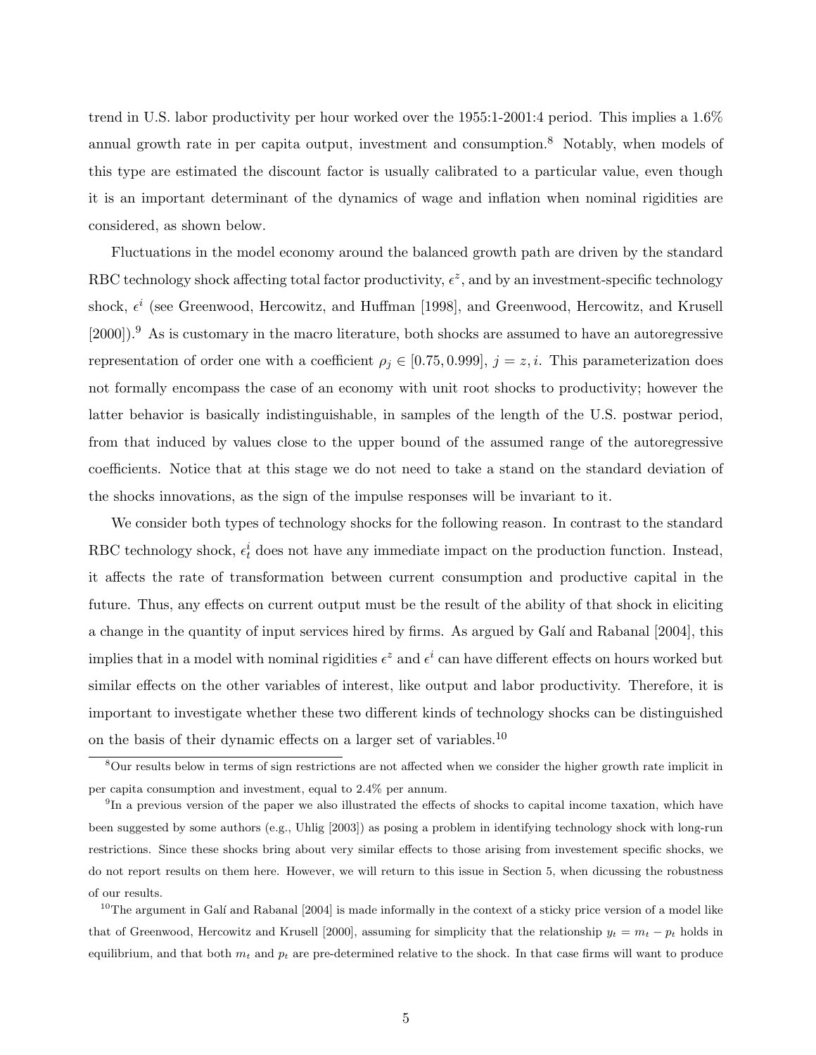trend in U.S. labor productivity per hour worked over the 1955:1-2001:4 period. This implies a 1.6% annual growth rate in per capita output, investment and consumption.[8] Notably, when models of this type are estimated the discount factor is usually calibrated to a particular value, even though it is an important determinant of the dynamics of wage and inflation when nominal rigidities are considered, as shown below.

Fluctuations in the model economy around the balanced growth path are driven by the standard RBC technology shock affecting total factor productivity, $\epsilon^z$, and by an investment-specific technology shock, $\epsilon^i$ (see Greenwood, Hercowitz, and Huffman [1998], and Greenwood, Hercowitz, and Krusell [2000]).[9] As is customary in the macro literature, both shocks are assumed to have an autoregressive representation of order one with a coefficient $\rho_j \in [0.75, 0.999]$, $j = z, i$. This parameterization does not formally encompass the case of an economy with unit root shocks to productivity; however the latter behavior is basically indistinguishable, in samples of the length of the U.S. postwar period, from that induced by values close to the upper bound of the assumed range of the autoregressive coefficients. Notice that at this stage we do not need to take a stand on the standard deviation of the shocks innovations, as the sign of the impulse responses will be invariant to it.

We consider both types of technology shocks for the following reason. In contrast to the standard RBC technology shock, $\epsilon_t^i$ does not have any immediate impact on the production function. Instead, it affects the rate of transformation between current consumption and productive capital in the future. Thus, any effects on current output must be the result of the ability of that shock in eliciting a change in the quantity of input services hired by firms. As argued by Galí and Rabanal [2004], this implies that in a model with nominal rigidities $\epsilon^z$ and $\epsilon^i$ can have different effects on hours worked but similar effects on the other variables of interest, like output and labor productivity. Therefore, it is important to investigate whether these two different kinds of technology shocks can be distinguished on the basis of their dynamic effects on a larger set of variables.[10]

[8] Our results below in terms of sign restrictions are not affected when we consider the higher growth rate implicit in per capita consumption and investment, equal to 2.4% per annum.

[9] In a previous version of the paper we also illustrated the effects of shocks to capital income taxation, which have been suggested by some authors (e.g., Uhlig [2003]) as posing a problem in identifying technology shock with long-run restrictions. Since these shocks bring about very similar effects to those arising from investement specific shocks, we do not report results on them here. However, we will return to this issue in Section 5, when dicussing the robustness of our results.

[10] The argument in Galí and Rabanal [2004] is made informally in the context of a sticky price version of a model like that of Greenwood, Hercowitz and Krusell [2000], assuming for simplicity that the relationship $y_t = m_t - p_t$ holds in equilibrium, and that both $m_t$ and $p_t$ are pre-determined relative to the shock. In that case firms will want to produce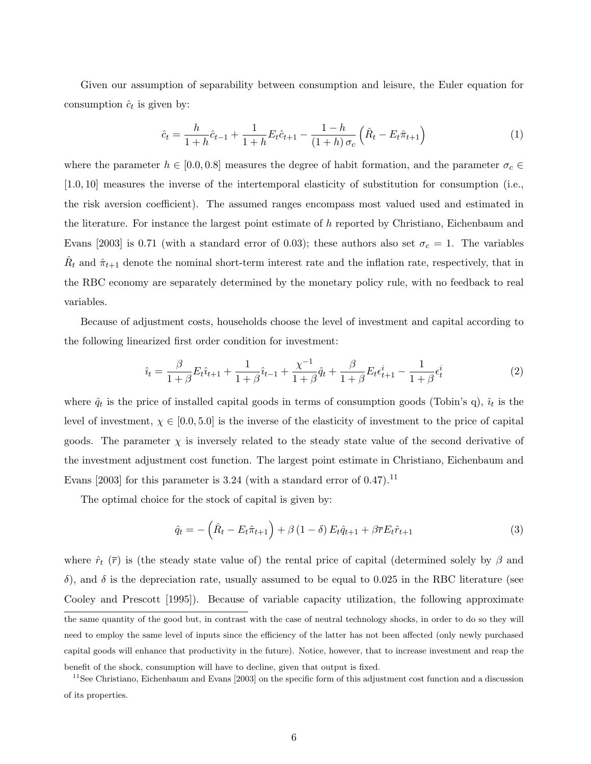Given our assumption of separability between consumption and leisure, the Euler equation for consumption $\hat{c}_t$ is given by:

$$\hat{c}_t = \frac{h}{1+h}\hat{c}_{t-1} + \frac{1}{1+h}E_t\hat{c}_{t+1} - \frac{1-h}{(1+h)\,\sigma_c}\left(\hat{R}_t - E_t\hat{\pi}_{t+1}\right) \tag{1}$$

where the parameter $h \in [0.0, 0.8]$ measures the degree of habit formation, and the parameter $\sigma_c \in [1.0, 10]$ measures the inverse of the intertemporal elasticity of substitution for consumption (i.e., the risk aversion coefficient). The assumed ranges encompass most valued used and estimated in the literature. For instance the largest point estimate of $h$ reported by Christiano, Eichenbaum and Evans [2003] is 0.71 (with a standard error of 0.03); these authors also set $\sigma_c = 1$. The variables $\hat{R}_t$ and $\hat{\pi}_{t+1}$ denote the nominal short-term interest rate and the inflation rate, respectively, that in the RBC economy are separately determined by the monetary policy rule, with no feedback to real variables.

Because of adjustment costs, households choose the level of investment and capital according to the following linearized first order condition for investment:

$$\hat{\imath}_t = \frac{\beta}{1+\beta}E_t\hat{\imath}_{t+1} + \frac{1}{1+\beta}\hat{\imath}_{t-1} + \frac{\chi^{-1}}{1+\beta}\hat{q}_t + \frac{\beta}{1+\beta}E_t\epsilon^i_{t+1} - \frac{1}{1+\beta}\epsilon^i_t \tag{2}$$

where $\hat{q}_t$ is the price of installed capital goods in terms of consumption goods (Tobin's q), $\hat{\imath}_t$ is the level of investment, $\chi \in [0.0, 5.0]$ is the inverse of the elasticity of investment to the price of capital goods. The parameter $\chi$ is inversely related to the steady state value of the second derivative of the investment adjustment cost function. The largest point estimate in Christiano, Eichenbaum and Evans [2003] for this parameter is 3.24 (with a standard error of 0.47).[11]

The optimal choice for the stock of capital is given by:

$$\hat{q}_t = -\left(\hat{R}_t - E_t\hat{\pi}_{t+1}\right) + \beta(1-\delta)E_t\hat{q}_{t+1} + \beta\bar{r}E_t\hat{r}_{t+1} \tag{3}$$

where $\hat{r}_t$ ($\bar{r}$) is (the steady state value of) the rental price of capital (determined solely by $\beta$ and $\delta$), and $\delta$ is the depreciation rate, usually assumed to be equal to 0.025 in the RBC literature (see Cooley and Prescott [1995]). Because of variable capacity utilization, the following approximate

the same quantity of the good but, in contrast with the case of neutral technology shocks, in order to do so they will need to employ the same level of inputs since the efficiency of the latter has not been affected (only newly purchased capital goods will enhance that productivity in the future). Notice, however, that to increase investment and reap the benefit of the shock, consumption will have to decline, given that output is fixed.

[11] See Christiano, Eichenbaum and Evans [2003] on the specific form of this adjustment cost function and a discussion of its properties.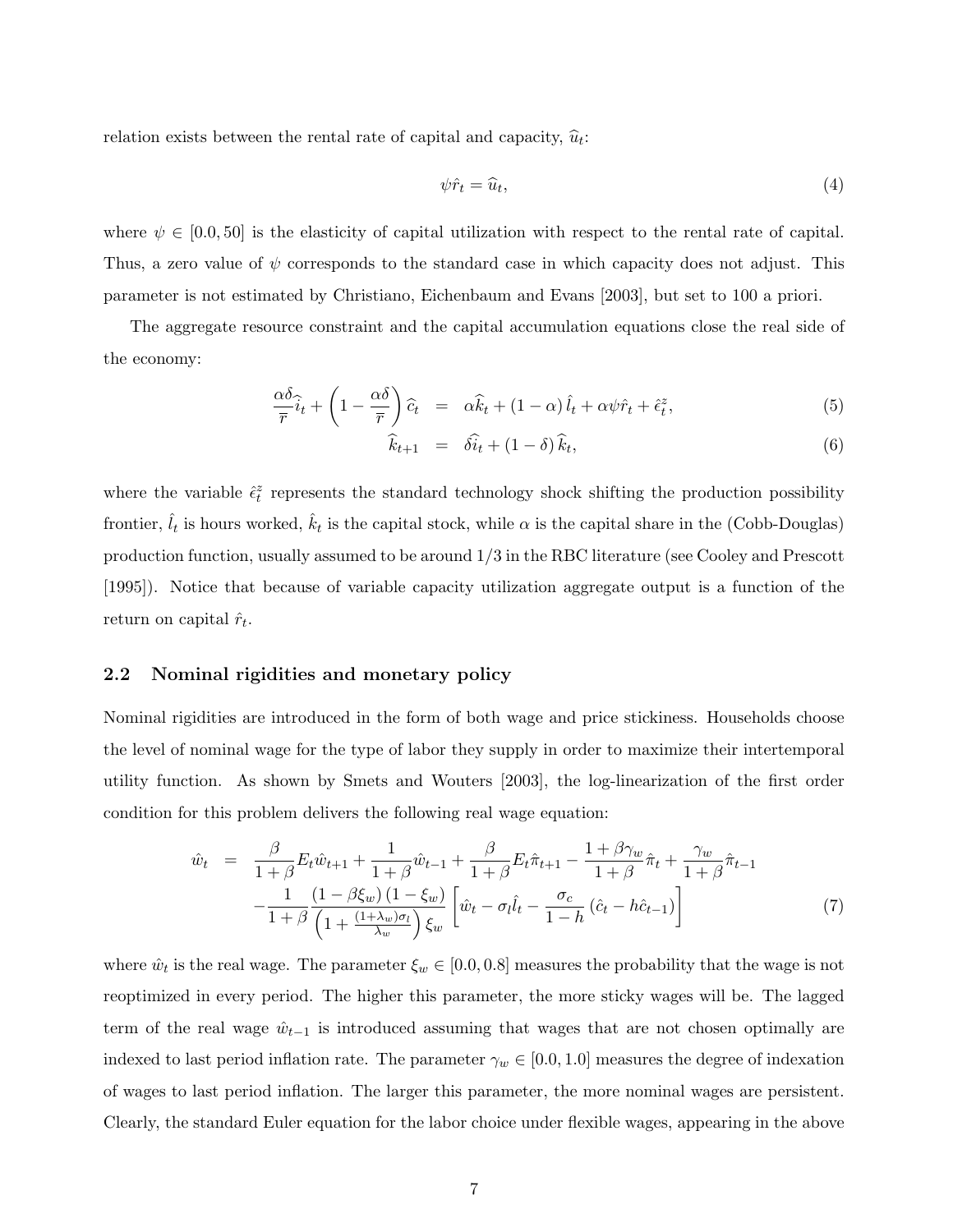relation exists between the rental rate of capital and capacity, $\widehat{u}_t$:

$$\psi \hat{r}_t = \widehat{u}_t, \tag{4}$$

where $\psi \in [0.0, 50]$ is the elasticity of capital utilization with respect to the rental rate of capital. Thus, a zero value of $\psi$ corresponds to the standard case in which capacity does not adjust. This parameter is not estimated by Christiano, Eichenbaum and Evans [2003], but set to 100 a priori.

The aggregate resource constraint and the capital accumulation equations close the real side of the economy:

$$\begin{aligned}
\frac{\alpha\delta}{\overline{r}}\widehat{i}_t + \left(1 - \frac{\alpha\delta}{\overline{r}}\right)\widehat{c}_t &= \alpha\widehat{k}_t + (1-\alpha)\,\hat{l}_t + \alpha\psi\hat{r}_t + \hat{\epsilon}_t^z, &(5)\\
\widehat{k}_{t+1} &= \delta\widehat{i}_t + (1-\delta)\,\widehat{k}_t, &(6)
\end{aligned}$$

where the variable $\hat{\epsilon}_t^z$ represents the standard technology shock shifting the production possibility frontier, $\hat{l}_t$ is hours worked, $\hat{k}_t$ is the capital stock, while $\alpha$ is the capital share in the (Cobb-Douglas) production function, usually assumed to be around 1/3 in the RBC literature (see Cooley and Prescott [1995]). Notice that because of variable capacity utilization aggregate output is a function of the return on capital $\hat{r}_t$.

### 2.2 Nominal rigidities and monetary policy

Nominal rigidities are introduced in the form of both wage and price stickiness. Households choose the level of nominal wage for the type of labor they supply in order to maximize their intertemporal utility function. As shown by Smets and Wouters [2003], the log-linearization of the first order condition for this problem delivers the following real wage equation:

$$\begin{aligned}
\hat{w}_t =\ & \frac{\beta}{1+\beta}E_t\hat{w}_{t+1} + \frac{1}{1+\beta}\hat{w}_{t-1} + \frac{\beta}{1+\beta}E_t\hat{\pi}_{t+1} - \frac{1+\beta\gamma_w}{1+\beta}\hat{\pi}_t + \frac{\gamma_w}{1+\beta}\hat{\pi}_{t-1}\\
& - \frac{1}{1+\beta}\frac{(1-\beta\xi_w)(1-\xi_w)}{\left(1+\frac{(1+\lambda_w)\sigma_l}{\lambda_w}\right)\xi_w}\left[\hat{w}_t - \sigma_l\hat{l}_t - \frac{\sigma_c}{1-h}(\hat{c}_t - h\hat{c}_{t-1})\right] \qquad (7)
\end{aligned}$$

where $\hat{w}_t$ is the real wage. The parameter $\xi_w \in [0.0, 0.8]$ measures the probability that the wage is not reoptimized in every period. The higher this parameter, the more sticky wages will be. The lagged term of the real wage $\hat{w}_{t-1}$ is introduced assuming that wages that are not chosen optimally are indexed to last period inflation rate. The parameter $\gamma_w \in [0.0, 1.0]$ measures the degree of indexation of wages to last period inflation. The larger this parameter, the more nominal wages are persistent. Clearly, the standard Euler equation for the labor choice under flexible wages, appearing in the above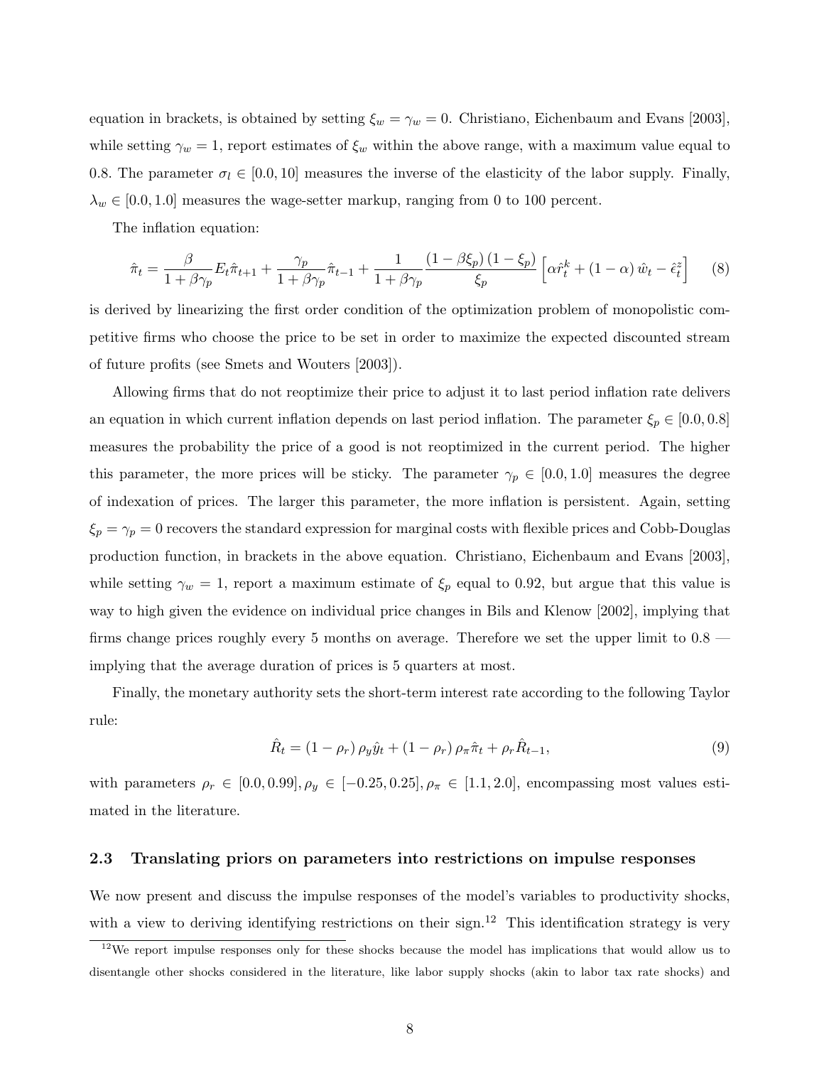equation in brackets, is obtained by setting $\xi_w = \gamma_w = 0$. Christiano, Eichenbaum and Evans [2003], while setting $\gamma_w = 1$, report estimates of $\xi_w$ within the above range, with a maximum value equal to 0.8. The parameter $\sigma_l \in [0.0, 10]$ measures the inverse of the elasticity of the labor supply. Finally, $\lambda_w \in [0.0, 1.0]$ measures the wage-setter markup, ranging from 0 to 100 percent.

The inflation equation:

$$\hat{\pi}_t = \frac{\beta}{1+\beta\gamma_p} E_t \hat{\pi}_{t+1} + \frac{\gamma_p}{1+\beta\gamma_p} \hat{\pi}_{t-1} + \frac{1}{1+\beta\gamma_p} \frac{(1-\beta\xi_p)(1-\xi_p)}{\xi_p} \left[ \alpha \hat{r}_t^k + (1-\alpha) \hat{w}_t - \hat{\epsilon}_t^z \right] \tag{8}$$

is derived by linearizing the first order condition of the optimization problem of monopolistic competitive firms who choose the price to be set in order to maximize the expected discounted stream of future profits (see Smets and Wouters [2003]).

Allowing firms that do not reoptimize their price to adjust it to last period inflation rate delivers an equation in which current inflation depends on last period inflation. The parameter $\xi_p \in [0.0, 0.8]$ measures the probability the price of a good is not reoptimized in the current period. The higher this parameter, the more prices will be sticky. The parameter $\gamma_p \in [0.0, 1.0]$ measures the degree of indexation of prices. The larger this parameter, the more inflation is persistent. Again, setting $\xi_p = \gamma_p = 0$ recovers the standard expression for marginal costs with flexible prices and Cobb-Douglas production function, in brackets in the above equation. Christiano, Eichenbaum and Evans [2003], while setting $\gamma_w = 1$, report a maximum estimate of $\xi_p$ equal to 0.92, but argue that this value is way to high given the evidence on individual price changes in Bils and Klenow [2002], implying that firms change prices roughly every 5 months on average. Therefore we set the upper limit to 0.8 — implying that the average duration of prices is 5 quarters at most.

Finally, the monetary authority sets the short-term interest rate according to the following Taylor rule:

$$\hat{R}_t = (1-\rho_r)\rho_y \hat{y}_t + (1-\rho_r)\rho_\pi \hat{\pi}_t + \rho_r \hat{R}_{t-1}, \tag{9}$$

with parameters $\rho_r \in [0.0, 0.99], \rho_y \in [-0.25, 0.25], \rho_\pi \in [1.1, 2.0]$, encompassing most values estimated in the literature.

### 2.3 Translating priors on parameters into restrictions on impulse responses

We now present and discuss the impulse responses of the model's variables to productivity shocks, with a view to deriving identifying restrictions on their sign.[12] This identification strategy is very

[12] We report impulse responses only for these shocks because the model has implications that would allow us to disentangle other shocks considered in the literature, like labor supply shocks (akin to labor tax rate shocks) and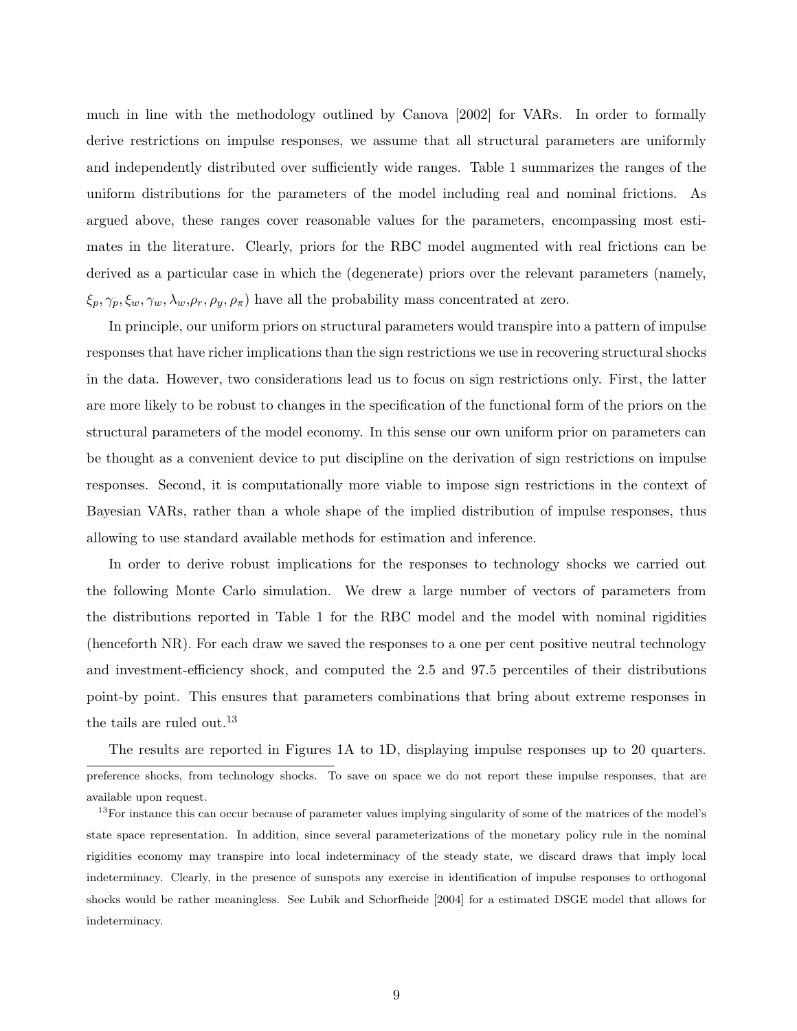much in line with the methodology outlined by Canova [2002] for VARs. In order to formally derive restrictions on impulse responses, we assume that all structural parameters are uniformly and independently distributed over sufficiently wide ranges. Table 1 summarizes the ranges of the uniform distributions for the parameters of the model including real and nominal frictions. As argued above, these ranges cover reasonable values for the parameters, encompassing most estimates in the literature. Clearly, priors for the RBC model augmented with real frictions can be derived as a particular case in which the (degenerate) priors over the relevant parameters (namely, $\xi_p, \gamma_p, \xi_w, \gamma_w, \lambda_w, \rho_r, \rho_y, \rho_\pi$) have all the probability mass concentrated at zero.

In principle, our uniform priors on structural parameters would transpire into a pattern of impulse responses that have richer implications than the sign restrictions we use in recovering structural shocks in the data. However, two considerations lead us to focus on sign restrictions only. First, the latter are more likely to be robust to changes in the specification of the functional form of the priors on the structural parameters of the model economy. In this sense our own uniform prior on parameters can be thought as a convenient device to put discipline on the derivation of sign restrictions on impulse responses. Second, it is computationally more viable to impose sign restrictions in the context of Bayesian VARs, rather than a whole shape of the implied distribution of impulse responses, thus allowing to use standard available methods for estimation and inference.

In order to derive robust implications for the responses to technology shocks we carried out the following Monte Carlo simulation. We drew a large number of vectors of parameters from the distributions reported in Table 1 for the RBC model and the model with nominal rigidities (henceforth NR). For each draw we saved the responses to a one per cent positive neutral technology and investment-efficiency shock, and computed the 2.5 and 97.5 percentiles of their distributions point-by point. This ensures that parameters combinations that bring about extreme responses in the tails are ruled out.[13]

The results are reported in Figures 1A to 1D, displaying impulse responses up to 20 quarters.

preference shocks, from technology shocks. To save on space we do not report these impulse responses, that are available upon request.

[13] For instance this can occur because of parameter values implying singularity of some of the matrices of the model's state space representation. In addition, since several parameterizations of the monetary policy rule in the nominal rigidities economy may transpire into local indeterminacy of the steady state, we discard draws that imply local indeterminacy. Clearly, in the presence of sunspots any exercise in identification of impulse responses to orthogonal shocks would be rather meaningless. See Lubik and Schorfheide [2004] for a estimated DSGE model that allows for indeterminacy.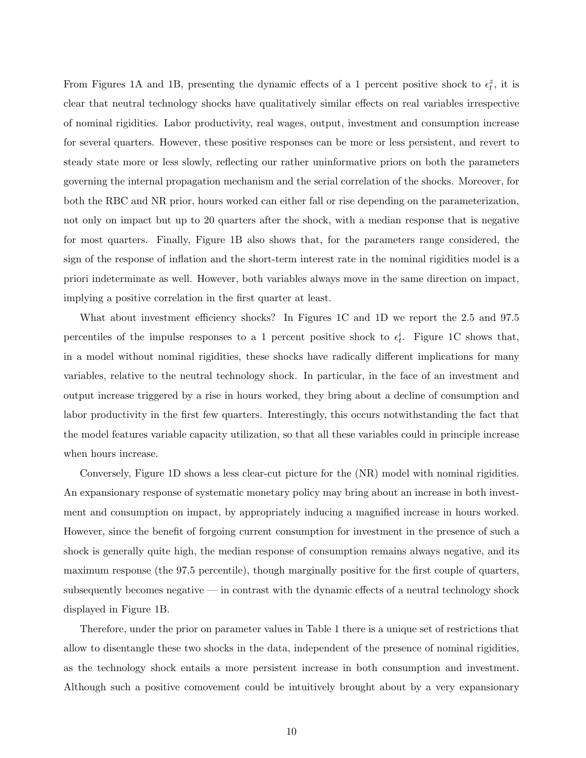From Figures 1A and 1B, presenting the dynamic effects of a 1 percent positive shock to $\epsilon_t^z$, it is clear that neutral technology shocks have qualitatively similar effects on real variables irrespective of nominal rigidities. Labor productivity, real wages, output, investment and consumption increase for several quarters. However, these positive responses can be more or less persistent, and revert to steady state more or less slowly, reflecting our rather uninformative priors on both the parameters governing the internal propagation mechanism and the serial correlation of the shocks. Moreover, for both the RBC and NR prior, hours worked can either fall or rise depending on the parameterization, not only on impact but up to 20 quarters after the shock, with a median response that is negative for most quarters. Finally, Figure 1B also shows that, for the parameters range considered, the sign of the response of inflation and the short-term interest rate in the nominal rigidities model is a priori indeterminate as well. However, both variables always move in the same direction on impact, implying a positive correlation in the first quarter at least.

What about investment efficiency shocks? In Figures 1C and 1D we report the 2.5 and 97.5 percentiles of the impulse responses to a 1 percent positive shock to $\epsilon_t^i$. Figure 1C shows that, in a model without nominal rigidities, these shocks have radically different implications for many variables, relative to the neutral technology shock. In particular, in the face of an investment and output increase triggered by a rise in hours worked, they bring about a decline of consumption and labor productivity in the first few quarters. Interestingly, this occurs notwithstanding the fact that the model features variable capacity utilization, so that all these variables could in principle increase when hours increase.

Conversely, Figure 1D shows a less clear-cut picture for the (NR) model with nominal rigidities. An expansionary response of systematic monetary policy may bring about an increase in both investment and consumption on impact, by appropriately inducing a magnified increase in hours worked. However, since the benefit of forgoing current consumption for investment in the presence of such a shock is generally quite high, the median response of consumption remains always negative, and its maximum response (the 97.5 percentile), though marginally positive for the first couple of quarters, subsequently becomes negative — in contrast with the dynamic effects of a neutral technology shock displayed in Figure 1B.

Therefore, under the prior on parameter values in Table 1 there is a unique set of restrictions that allow to disentangle these two shocks in the data, independent of the presence of nominal rigidities, as the technology shock entails a more persistent increase in both consumption and investment. Although such a positive comovement could be intuitively brought about by a very expansionary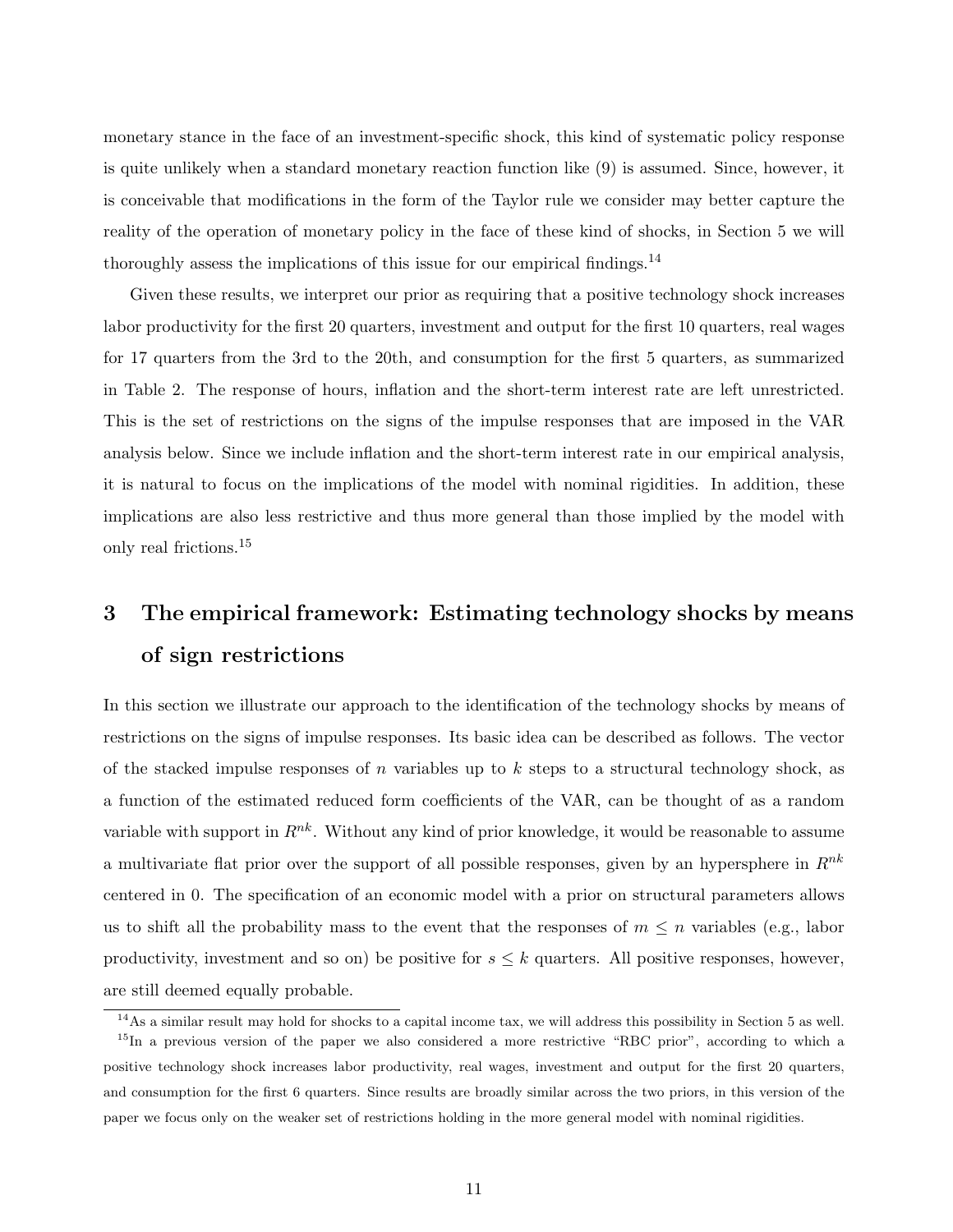monetary stance in the face of an investment-specific shock, this kind of systematic policy response is quite unlikely when a standard monetary reaction function like (9) is assumed. Since, however, it is conceivable that modifications in the form of the Taylor rule we consider may better capture the reality of the operation of monetary policy in the face of these kind of shocks, in Section 5 we will thoroughly assess the implications of this issue for our empirical findings.[14]

Given these results, we interpret our prior as requiring that a positive technology shock increases labor productivity for the first 20 quarters, investment and output for the first 10 quarters, real wages for 17 quarters from the 3rd to the 20th, and consumption for the first 5 quarters, as summarized in Table 2. The response of hours, inflation and the short-term interest rate are left unrestricted. This is the set of restrictions on the signs of the impulse responses that are imposed in the VAR analysis below. Since we include inflation and the short-term interest rate in our empirical analysis, it is natural to focus on the implications of the model with nominal rigidities. In addition, these implications are also less restrictive and thus more general than those implied by the model with only real frictions.[15]

# 3 The empirical framework: Estimating technology shocks by means of sign restrictions

In this section we illustrate our approach to the identification of the technology shocks by means of restrictions on the signs of impulse responses. Its basic idea can be described as follows. The vector of the stacked impulse responses of $n$ variables up to $k$ steps to a structural technology shock, as a function of the estimated reduced form coefficients of the VAR, can be thought of as a random variable with support in $R^{nk}$. Without any kind of prior knowledge, it would be reasonable to assume a multivariate flat prior over the support of all possible responses, given by an hypersphere in $R^{nk}$ centered in 0. The specification of an economic model with a prior on structural parameters allows us to shift all the probability mass to the event that the responses of $m \leq n$ variables (e.g., labor productivity, investment and so on) be positive for $s \leq k$ quarters. All positive responses, however, are still deemed equally probable.

[14] As a similar result may hold for shocks to a capital income tax, we will address this possibility in Section 5 as well.

[15] In a previous version of the paper we also considered a more restrictive "RBC prior", according to which a positive technology shock increases labor productivity, real wages, investment and output for the first 20 quarters, and consumption for the first 6 quarters. Since results are broadly similar across the two priors, in this version of the paper we focus only on the weaker set of restrictions holding in the more general model with nominal rigidities.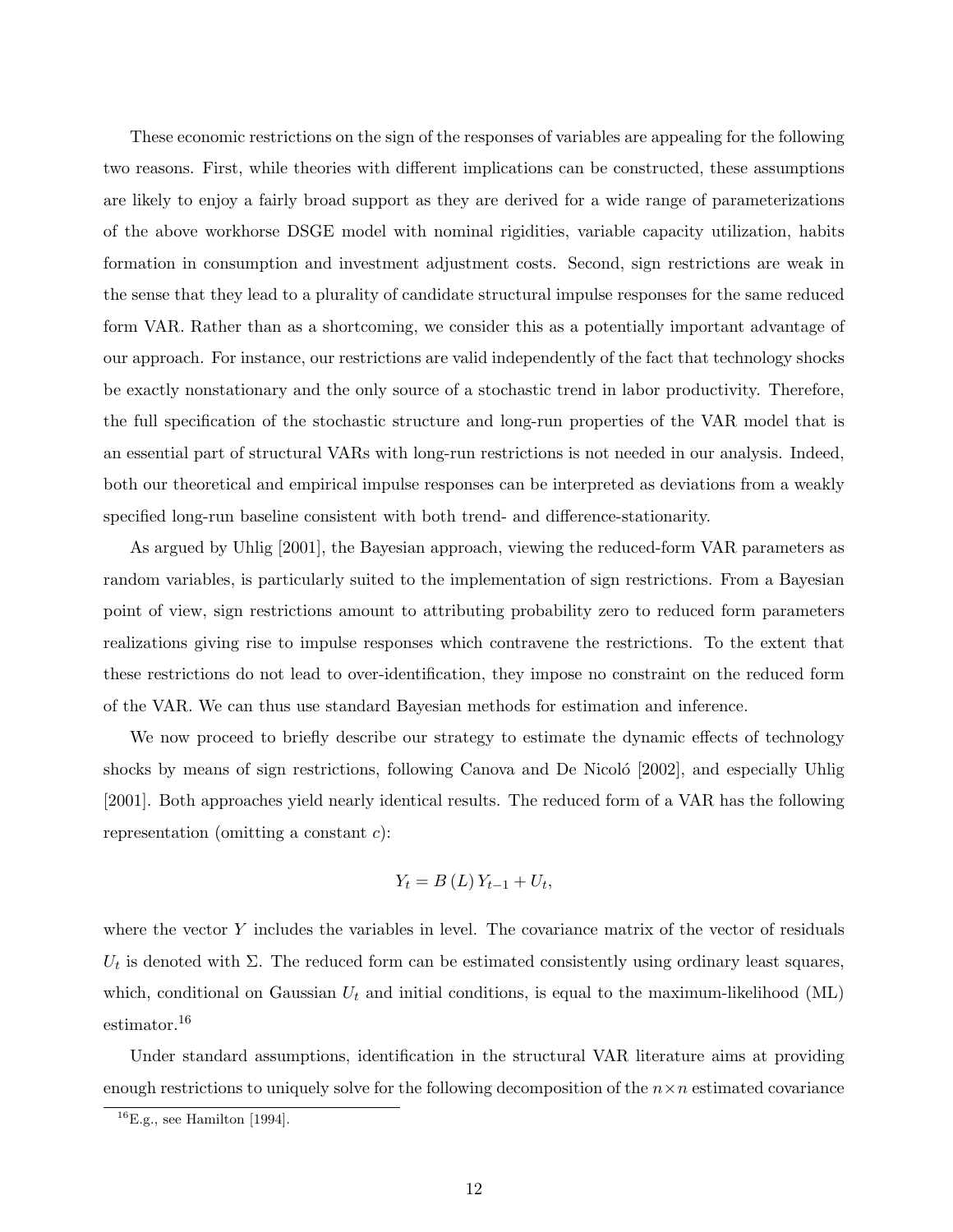These economic restrictions on the sign of the responses of variables are appealing for the following two reasons. First, while theories with different implications can be constructed, these assumptions are likely to enjoy a fairly broad support as they are derived for a wide range of parameterizations of the above workhorse DSGE model with nominal rigidities, variable capacity utilization, habits formation in consumption and investment adjustment costs. Second, sign restrictions are weak in the sense that they lead to a plurality of candidate structural impulse responses for the same reduced form VAR. Rather than as a shortcoming, we consider this as a potentially important advantage of our approach. For instance, our restrictions are valid independently of the fact that technology shocks be exactly nonstationary and the only source of a stochastic trend in labor productivity. Therefore, the full specification of the stochastic structure and long-run properties of the VAR model that is an essential part of structural VARs with long-run restrictions is not needed in our analysis. Indeed, both our theoretical and empirical impulse responses can be interpreted as deviations from a weakly specified long-run baseline consistent with both trend- and difference-stationarity.

As argued by Uhlig [2001], the Bayesian approach, viewing the reduced-form VAR parameters as random variables, is particularly suited to the implementation of sign restrictions. From a Bayesian point of view, sign restrictions amount to attributing probability zero to reduced form parameters realizations giving rise to impulse responses which contravene the restrictions. To the extent that these restrictions do not lead to over-identification, they impose no constraint on the reduced form of the VAR. We can thus use standard Bayesian methods for estimation and inference.

We now proceed to briefly describe our strategy to estimate the dynamic effects of technology shocks by means of sign restrictions, following Canova and De Nicoló [2002], and especially Uhlig [2001]. Both approaches yield nearly identical results. The reduced form of a VAR has the following representation (omitting a constant $c$):

$$Y_t = B(L)\,Y_{t-1} + U_t,$$

where the vector $Y$ includes the variables in level. The covariance matrix of the vector of residuals $U_t$ is denoted with $\Sigma$. The reduced form can be estimated consistently using ordinary least squares, which, conditional on Gaussian $U_t$ and initial conditions, is equal to the maximum-likelihood (ML) estimator.[16]

Under standard assumptions, identification in the structural VAR literature aims at providing enough restrictions to uniquely solve for the following decomposition of the $n \times n$ estimated covariance

[16] E.g., see Hamilton [1994].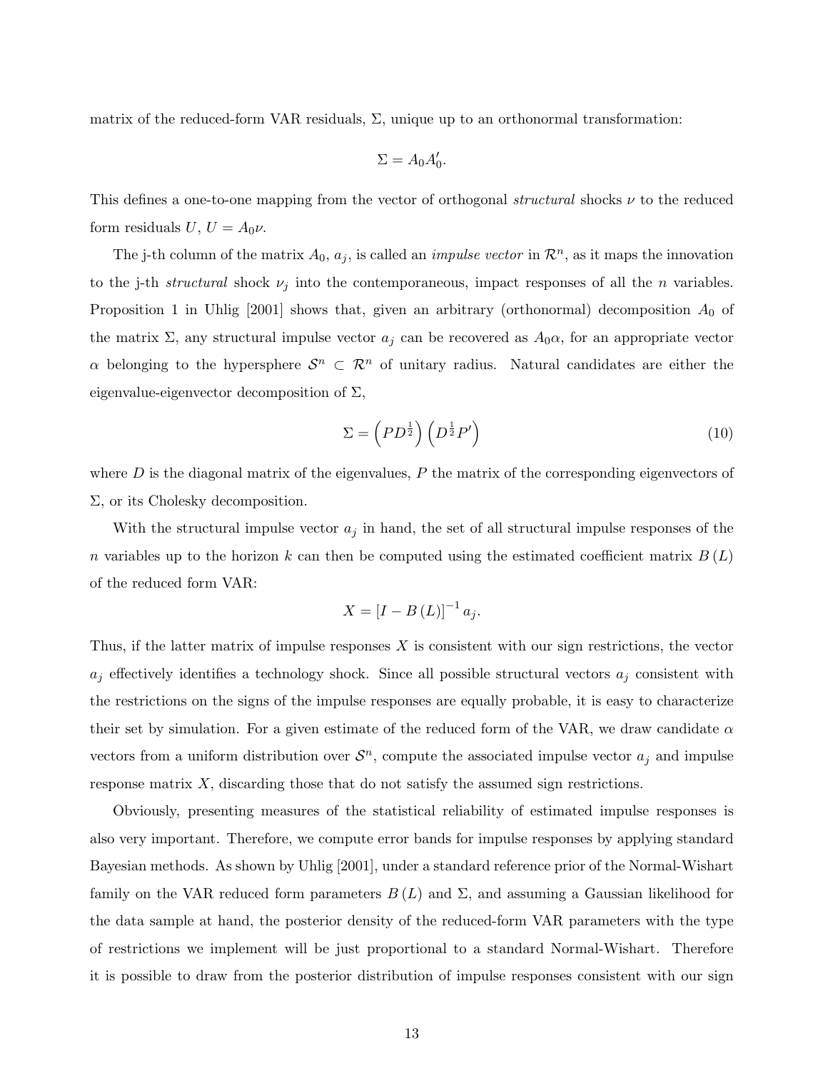matrix of the reduced-form VAR residuals, $\Sigma$, unique up to an orthonormal transformation:

$$\Sigma = A_0 A_0'.$$

This defines a one-to-one mapping from the vector of orthogonal *structural* shocks $\nu$ to the reduced form residuals $U$, $U = A_0 \nu$.

The j-th column of the matrix $A_0$, $a_j$, is called an *impulse vector* in $\mathcal{R}^n$, as it maps the innovation to the j-th *structural* shock $\nu_j$ into the contemporaneous, impact responses of all the $n$ variables. Proposition 1 in Uhlig [2001] shows that, given an arbitrary (orthonormal) decomposition $A_0$ of the matrix $\Sigma$, any structural impulse vector $a_j$ can be recovered as $A_0 \alpha$, for an appropriate vector $\alpha$ belonging to the hypersphere $\mathcal{S}^n \subset \mathcal{R}^n$ of unitary radius. Natural candidates are either the eigenvalue-eigenvector decomposition of $\Sigma$,

$$\Sigma = \left( P D^{\frac{1}{2}} \right) \left( D^{\frac{1}{2}} P' \right) \tag{10}$$

where $D$ is the diagonal matrix of the eigenvalues, $P$ the matrix of the corresponding eigenvectors of $\Sigma$, or its Cholesky decomposition.

With the structural impulse vector $a_j$ in hand, the set of all structural impulse responses of the $n$ variables up to the horizon $k$ can then be computed using the estimated coefficient matrix $B(L)$ of the reduced form VAR:

$$X = [I - B(L)]^{-1} a_j.$$

Thus, if the latter matrix of impulse responses $X$ is consistent with our sign restrictions, the vector $a_j$ effectively identifies a technology shock. Since all possible structural vectors $a_j$ consistent with the restrictions on the signs of the impulse responses are equally probable, it is easy to characterize their set by simulation. For a given estimate of the reduced form of the VAR, we draw candidate $\alpha$ vectors from a uniform distribution over $\mathcal{S}^n$, compute the associated impulse vector $a_j$ and impulse response matrix $X$, discarding those that do not satisfy the assumed sign restrictions.

Obviously, presenting measures of the statistical reliability of estimated impulse responses is also very important. Therefore, we compute error bands for impulse responses by applying standard Bayesian methods. As shown by Uhlig [2001], under a standard reference prior of the Normal-Wishart family on the VAR reduced form parameters $B(L)$ and $\Sigma$, and assuming a Gaussian likelihood for the data sample at hand, the posterior density of the reduced-form VAR parameters with the type of restrictions we implement will be just proportional to a standard Normal-Wishart. Therefore it is possible to draw from the posterior distribution of impulse responses consistent with our sign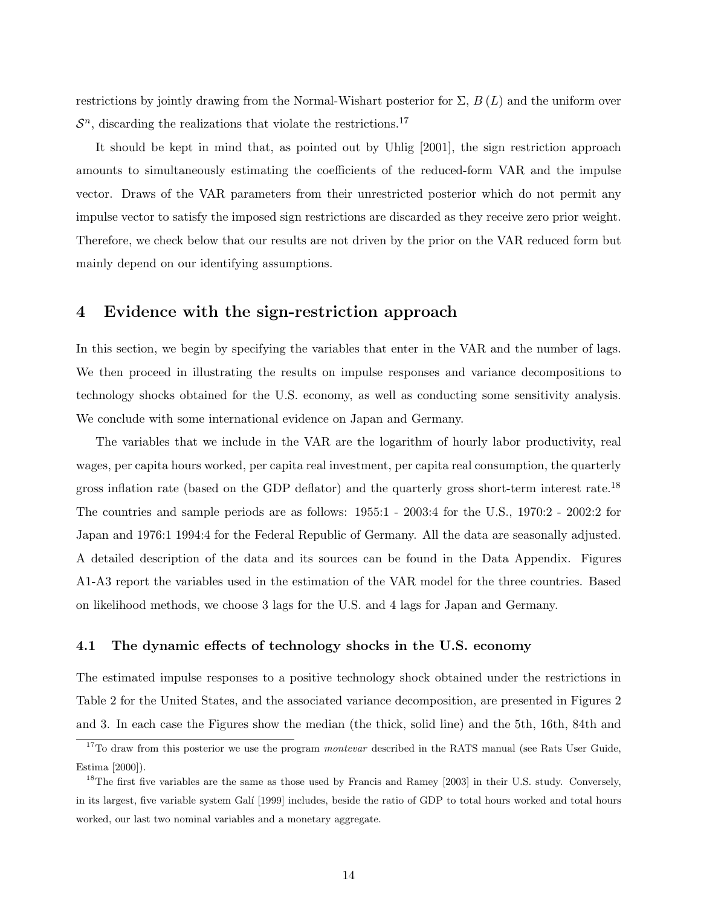restrictions by jointly drawing from the Normal-Wishart posterior for $\Sigma$, $B(L)$ and the uniform over $\mathcal{S}^n$, discarding the realizations that violate the restrictions.[17]

It should be kept in mind that, as pointed out by Uhlig [2001], the sign restriction approach amounts to simultaneously estimating the coefficients of the reduced-form VAR and the impulse vector. Draws of the VAR parameters from their unrestricted posterior which do not permit any impulse vector to satisfy the imposed sign restrictions are discarded as they receive zero prior weight. Therefore, we check below that our results are not driven by the prior on the VAR reduced form but mainly depend on our identifying assumptions.

## 4 Evidence with the sign-restriction approach

In this section, we begin by specifying the variables that enter in the VAR and the number of lags. We then proceed in illustrating the results on impulse responses and variance decompositions to technology shocks obtained for the U.S. economy, as well as conducting some sensitivity analysis. We conclude with some international evidence on Japan and Germany.

The variables that we include in the VAR are the logarithm of hourly labor productivity, real wages, per capita hours worked, per capita real investment, per capita real consumption, the quarterly gross inflation rate (based on the GDP deflator) and the quarterly gross short-term interest rate.[18] The countries and sample periods are as follows: 1955:1 - 2003:4 for the U.S., 1970:2 - 2002:2 for Japan and 1976:1 1994:4 for the Federal Republic of Germany. All the data are seasonally adjusted. A detailed description of the data and its sources can be found in the Data Appendix. Figures A1-A3 report the variables used in the estimation of the VAR model for the three countries. Based on likelihood methods, we choose 3 lags for the U.S. and 4 lags for Japan and Germany.

### 4.1 The dynamic effects of technology shocks in the U.S. economy

The estimated impulse responses to a positive technology shock obtained under the restrictions in Table 2 for the United States, and the associated variance decomposition, are presented in Figures 2 and 3. In each case the Figures show the median (the thick, solid line) and the 5th, 16th, 84th and

[17] To draw from this posterior we use the program *montevar* described in the RATS manual (see Rats User Guide, Estima [2000]).

[18] The first five variables are the same as those used by Francis and Ramey [2003] in their U.S. study. Conversely, in its largest, five variable system Galí [1999] includes, beside the ratio of GDP to total hours worked and total hours worked, our last two nominal variables and a monetary aggregate.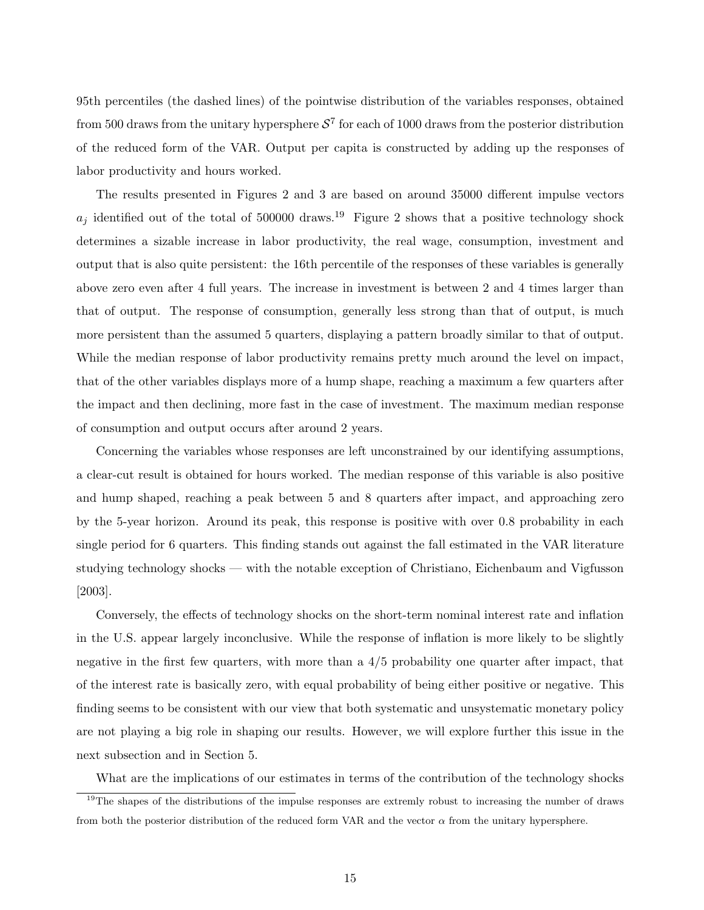95th percentiles (the dashed lines) of the pointwise distribution of the variables responses, obtained from 500 draws from the unitary hypersphere $\mathcal{S}^7$ for each of 1000 draws from the posterior distribution of the reduced form of the VAR. Output per capita is constructed by adding up the responses of labor productivity and hours worked.

The results presented in Figures 2 and 3 are based on around 35000 different impulse vectors $a_j$ identified out of the total of 500000 draws.[19] Figure 2 shows that a positive technology shock determines a sizable increase in labor productivity, the real wage, consumption, investment and output that is also quite persistent: the 16th percentile of the responses of these variables is generally above zero even after 4 full years. The increase in investment is between 2 and 4 times larger than that of output. The response of consumption, generally less strong than that of output, is much more persistent than the assumed 5 quarters, displaying a pattern broadly similar to that of output. While the median response of labor productivity remains pretty much around the level on impact, that of the other variables displays more of a hump shape, reaching a maximum a few quarters after the impact and then declining, more fast in the case of investment. The maximum median response of consumption and output occurs after around 2 years.

Concerning the variables whose responses are left unconstrained by our identifying assumptions, a clear-cut result is obtained for hours worked. The median response of this variable is also positive and hump shaped, reaching a peak between 5 and 8 quarters after impact, and approaching zero by the 5-year horizon. Around its peak, this response is positive with over 0.8 probability in each single period for 6 quarters. This finding stands out against the fall estimated in the VAR literature studying technology shocks — with the notable exception of Christiano, Eichenbaum and Vigfusson [2003].

Conversely, the effects of technology shocks on the short-term nominal interest rate and inflation in the U.S. appear largely inconclusive. While the response of inflation is more likely to be slightly negative in the first few quarters, with more than a 4/5 probability one quarter after impact, that of the interest rate is basically zero, with equal probability of being either positive or negative. This finding seems to be consistent with our view that both systematic and unsystematic monetary policy are not playing a big role in shaping our results. However, we will explore further this issue in the next subsection and in Section 5.

What are the implications of our estimates in terms of the contribution of the technology shocks

[19] The shapes of the distributions of the impulse responses are extremly robust to increasing the number of draws from both the posterior distribution of the reduced form VAR and the vector $\alpha$ from the unitary hypersphere.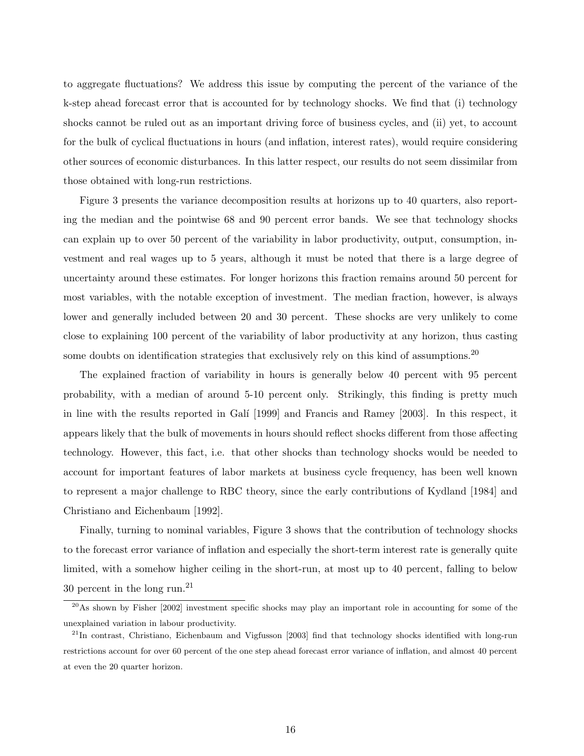to aggregate fluctuations? We address this issue by computing the percent of the variance of the k-step ahead forecast error that is accounted for by technology shocks. We find that (i) technology shocks cannot be ruled out as an important driving force of business cycles, and (ii) yet, to account for the bulk of cyclical fluctuations in hours (and inflation, interest rates), would require considering other sources of economic disturbances. In this latter respect, our results do not seem dissimilar from those obtained with long-run restrictions.

Figure 3 presents the variance decomposition results at horizons up to 40 quarters, also reporting the median and the pointwise 68 and 90 percent error bands. We see that technology shocks can explain up to over 50 percent of the variability in labor productivity, output, consumption, investment and real wages up to 5 years, although it must be noted that there is a large degree of uncertainty around these estimates. For longer horizons this fraction remains around 50 percent for most variables, with the notable exception of investment. The median fraction, however, is always lower and generally included between 20 and 30 percent. These shocks are very unlikely to come close to explaining 100 percent of the variability of labor productivity at any horizon, thus casting some doubts on identification strategies that exclusively rely on this kind of assumptions.[20]

The explained fraction of variability in hours is generally below 40 percent with 95 percent probability, with a median of around 5-10 percent only. Strikingly, this finding is pretty much in line with the results reported in Galí [1999] and Francis and Ramey [2003]. In this respect, it appears likely that the bulk of movements in hours should reflect shocks different from those affecting technology. However, this fact, i.e. that other shocks than technology shocks would be needed to account for important features of labor markets at business cycle frequency, has been well known to represent a major challenge to RBC theory, since the early contributions of Kydland [1984] and Christiano and Eichenbaum [1992].

Finally, turning to nominal variables, Figure 3 shows that the contribution of technology shocks to the forecast error variance of inflation and especially the short-term interest rate is generally quite limited, with a somehow higher ceiling in the short-run, at most up to 40 percent, falling to below 30 percent in the long run.[21]

[20] As shown by Fisher [2002] investment specific shocks may play an important role in accounting for some of the unexplained variation in labour productivity.

[21] In contrast, Christiano, Eichenbaum and Vigfusson [2003] find that technology shocks identified with long-run restrictions account for over 60 percent of the one step ahead forecast error variance of inflation, and almost 40 percent at even the 20 quarter horizon.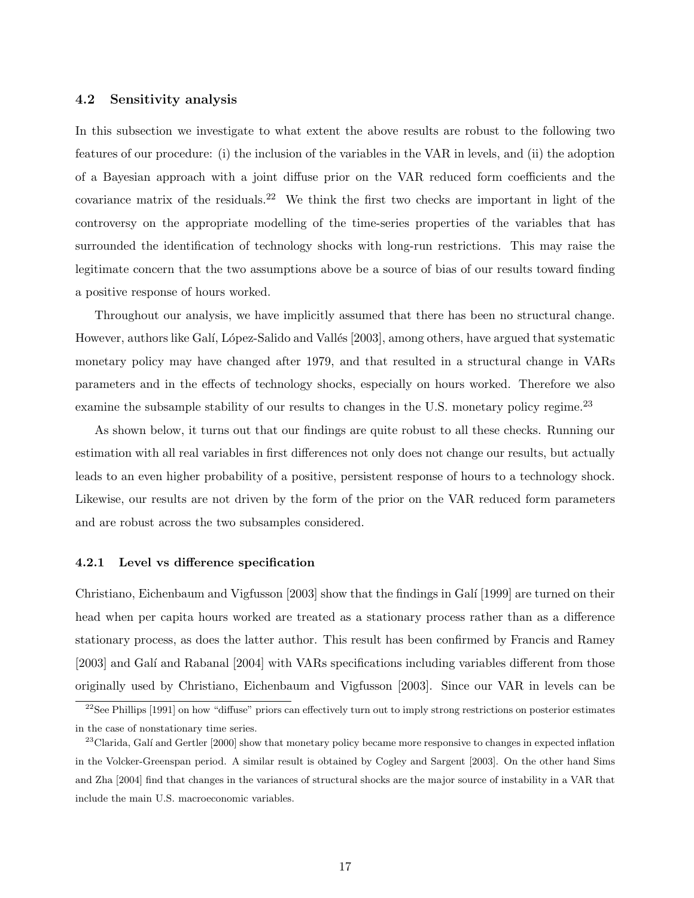### 4.2 Sensitivity analysis

In this subsection we investigate to what extent the above results are robust to the following two features of our procedure: (i) the inclusion of the variables in the VAR in levels, and (ii) the adoption of a Bayesian approach with a joint diffuse prior on the VAR reduced form coefficients and the covariance matrix of the residuals.[22] We think the first two checks are important in light of the controversy on the appropriate modelling of the time-series properties of the variables that has surrounded the identification of technology shocks with long-run restrictions. This may raise the legitimate concern that the two assumptions above be a source of bias of our results toward finding a positive response of hours worked.

Throughout our analysis, we have implicitly assumed that there has been no structural change. However, authors like Galí, López-Salido and Vallés [2003], among others, have argued that systematic monetary policy may have changed after 1979, and that resulted in a structural change in VARs parameters and in the effects of technology shocks, especially on hours worked. Therefore we also examine the subsample stability of our results to changes in the U.S. monetary policy regime.[23]

As shown below, it turns out that our findings are quite robust to all these checks. Running our estimation with all real variables in first differences not only does not change our results, but actually leads to an even higher probability of a positive, persistent response of hours to a technology shock. Likewise, our results are not driven by the form of the prior on the VAR reduced form parameters and are robust across the two subsamples considered.

#### 4.2.1 Level vs difference specification

Christiano, Eichenbaum and Vigfusson [2003] show that the findings in Galí [1999] are turned on their head when per capita hours worked are treated as a stationary process rather than as a difference stationary process, as does the latter author. This result has been confirmed by Francis and Ramey [2003] and Galí and Rabanal [2004] with VARs specifications including variables different from those originally used by Christiano, Eichenbaum and Vigfusson [2003]. Since our VAR in levels can be

[22] See Phillips [1991] on how "diffuse" priors can effectively turn out to imply strong restrictions on posterior estimates in the case of nonstationary time series.

[23] Clarida, Galí and Gertler [2000] show that monetary policy became more responsive to changes in expected inflation in the Volcker-Greenspan period. A similar result is obtained by Cogley and Sargent [2003]. On the other hand Sims and Zha [2004] find that changes in the variances of structural shocks are the major source of instability in a VAR that include the main U.S. macroeconomic variables.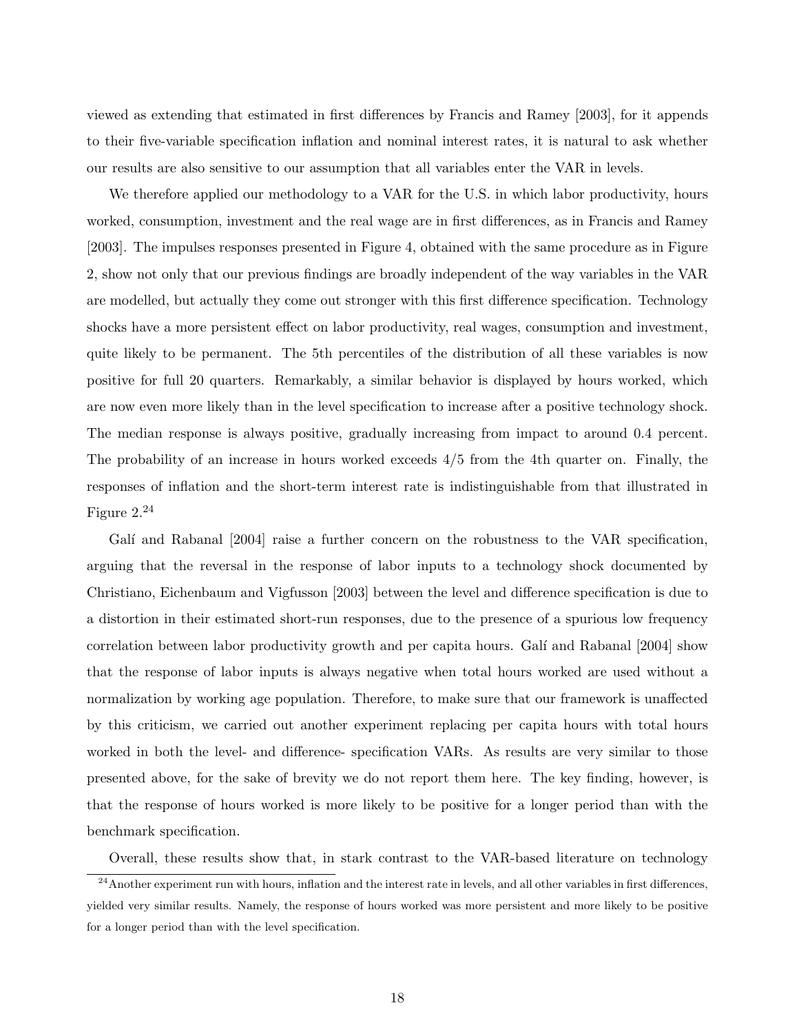viewed as extending that estimated in first differences by Francis and Ramey [2003], for it appends to their five-variable specification inflation and nominal interest rates, it is natural to ask whether our results are also sensitive to our assumption that all variables enter the VAR in levels.

We therefore applied our methodology to a VAR for the U.S. in which labor productivity, hours worked, consumption, investment and the real wage are in first differences, as in Francis and Ramey [2003]. The impulses responses presented in Figure 4, obtained with the same procedure as in Figure 2, show not only that our previous findings are broadly independent of the way variables in the VAR are modelled, but actually they come out stronger with this first difference specification. Technology shocks have a more persistent effect on labor productivity, real wages, consumption and investment, quite likely to be permanent. The 5th percentiles of the distribution of all these variables is now positive for full 20 quarters. Remarkably, a similar behavior is displayed by hours worked, which are now even more likely than in the level specification to increase after a positive technology shock. The median response is always positive, gradually increasing from impact to around 0.4 percent. The probability of an increase in hours worked exceeds 4/5 from the 4th quarter on. Finally, the responses of inflation and the short-term interest rate is indistinguishable from that illustrated in Figure 2.[24]

Galí and Rabanal [2004] raise a further concern on the robustness to the VAR specification, arguing that the reversal in the response of labor inputs to a technology shock documented by Christiano, Eichenbaum and Vigfusson [2003] between the level and difference specification is due to a distortion in their estimated short-run responses, due to the presence of a spurious low frequency correlation between labor productivity growth and per capita hours. Galí and Rabanal [2004] show that the response of labor inputs is always negative when total hours worked are used without a normalization by working age population. Therefore, to make sure that our framework is unaffected by this criticism, we carried out another experiment replacing per capita hours with total hours worked in both the level- and difference- specification VARs. As results are very similar to those presented above, for the sake of brevity we do not report them here. The key finding, however, is that the response of hours worked is more likely to be positive for a longer period than with the benchmark specification.

Overall, these results show that, in stark contrast to the VAR-based literature on technology

[24] Another experiment run with hours, inflation and the interest rate in levels, and all other variables in first differences, yielded very similar results. Namely, the response of hours worked was more persistent and more likely to be positive for a longer period than with the level specification.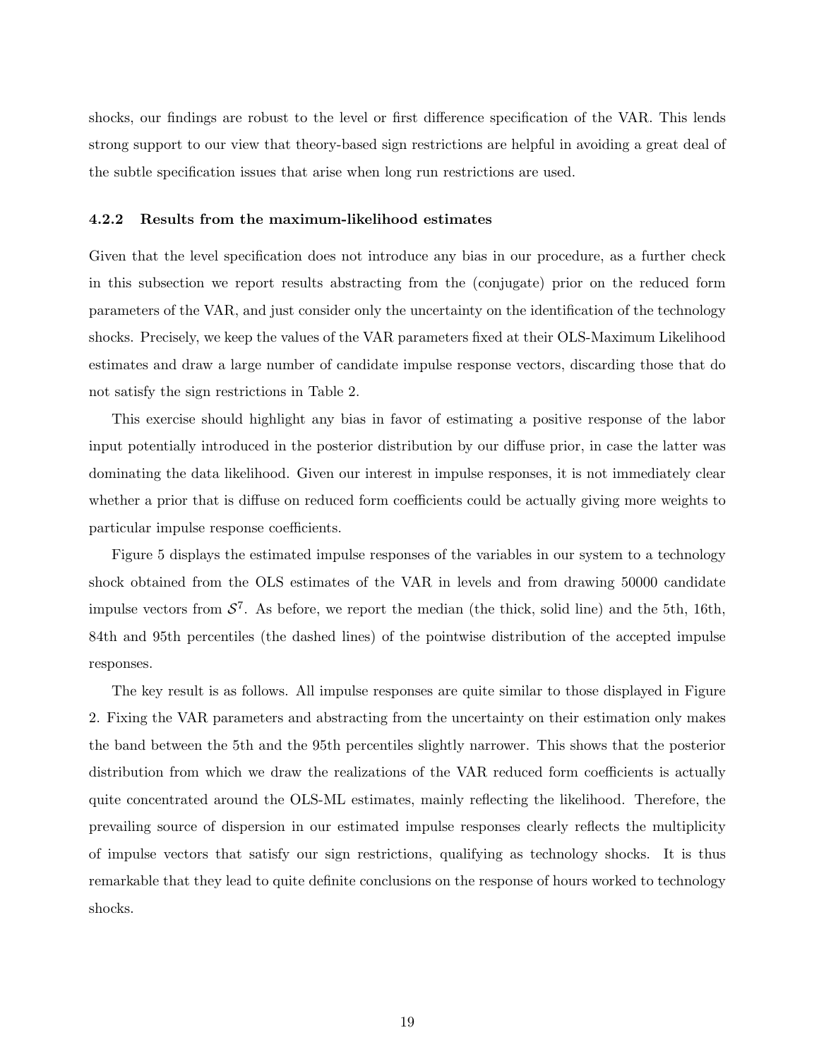shocks, our findings are robust to the level or first difference specification of the VAR. This lends strong support to our view that theory-based sign restrictions are helpful in avoiding a great deal of the subtle specification issues that arise when long run restrictions are used.

#### 4.2.2 Results from the maximum-likelihood estimates

Given that the level specification does not introduce any bias in our procedure, as a further check in this subsection we report results abstracting from the (conjugate) prior on the reduced form parameters of the VAR, and just consider only the uncertainty on the identification of the technology shocks. Precisely, we keep the values of the VAR parameters fixed at their OLS-Maximum Likelihood estimates and draw a large number of candidate impulse response vectors, discarding those that do not satisfy the sign restrictions in Table 2.

This exercise should highlight any bias in favor of estimating a positive response of the labor input potentially introduced in the posterior distribution by our diffuse prior, in case the latter was dominating the data likelihood. Given our interest in impulse responses, it is not immediately clear whether a prior that is diffuse on reduced form coefficients could be actually giving more weights to particular impulse response coefficients.

Figure 5 displays the estimated impulse responses of the variables in our system to a technology shock obtained from the OLS estimates of the VAR in levels and from drawing 50000 candidate impulse vectors from $\mathcal{S}^7$. As before, we report the median (the thick, solid line) and the 5th, 16th, 84th and 95th percentiles (the dashed lines) of the pointwise distribution of the accepted impulse responses.

The key result is as follows. All impulse responses are quite similar to those displayed in Figure 2. Fixing the VAR parameters and abstracting from the uncertainty on their estimation only makes the band between the 5th and the 95th percentiles slightly narrower. This shows that the posterior distribution from which we draw the realizations of the VAR reduced form coefficients is actually quite concentrated around the OLS-ML estimates, mainly reflecting the likelihood. Therefore, the prevailing source of dispersion in our estimated impulse responses clearly reflects the multiplicity of impulse vectors that satisfy our sign restrictions, qualifying as technology shocks. It is thus remarkable that they lead to quite definite conclusions on the response of hours worked to technology shocks.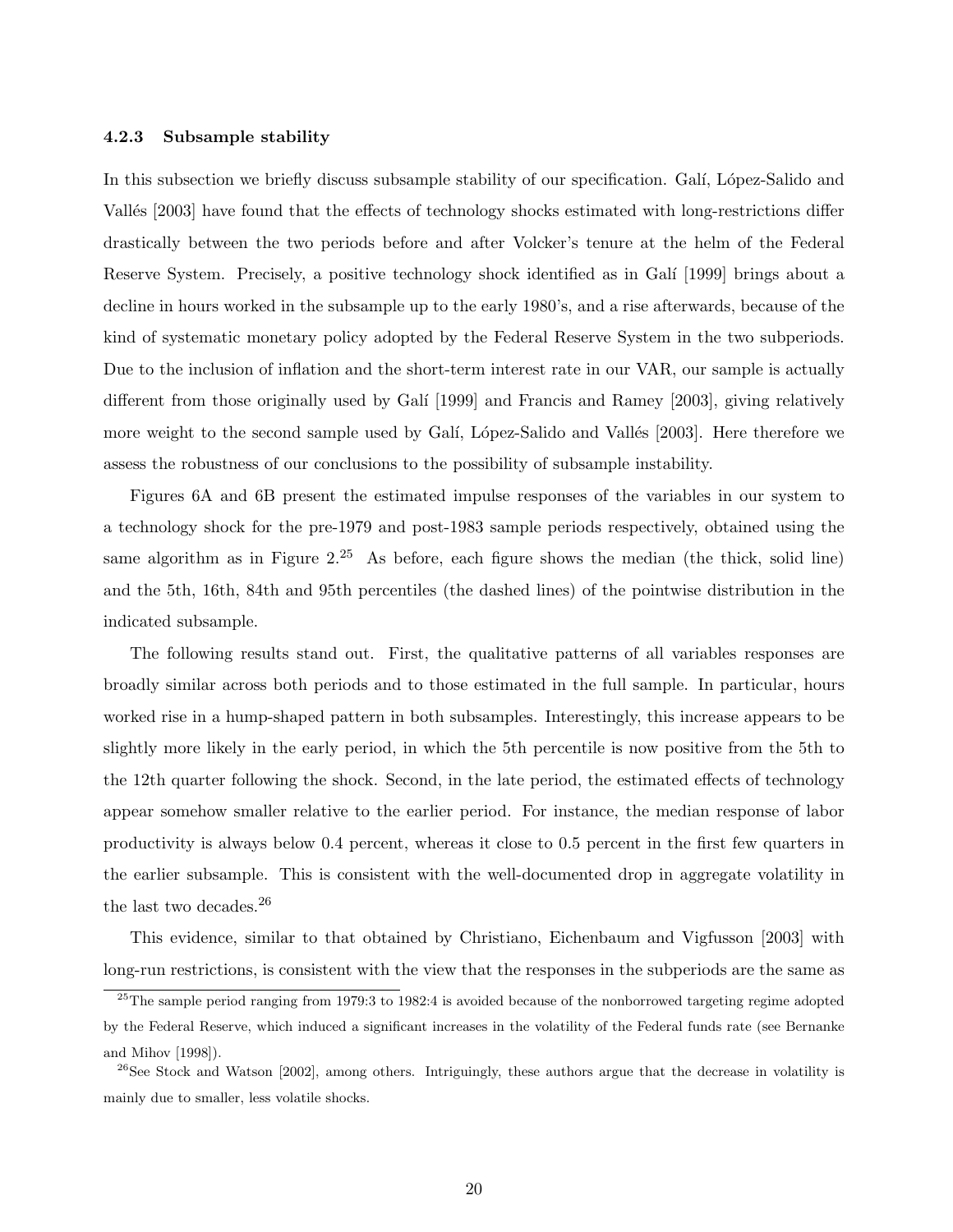#### 4.2.3 Subsample stability

In this subsection we briefly discuss subsample stability of our specification. Galí, López-Salido and Vallés [2003] have found that the effects of technology shocks estimated with long-restrictions differ drastically between the two periods before and after Volcker's tenure at the helm of the Federal Reserve System. Precisely, a positive technology shock identified as in Galí [1999] brings about a decline in hours worked in the subsample up to the early 1980's, and a rise afterwards, because of the kind of systematic monetary policy adopted by the Federal Reserve System in the two subperiods. Due to the inclusion of inflation and the short-term interest rate in our VAR, our sample is actually different from those originally used by Galí [1999] and Francis and Ramey [2003], giving relatively more weight to the second sample used by Galí, López-Salido and Vallés [2003]. Here therefore we assess the robustness of our conclusions to the possibility of subsample instability.

Figures 6A and 6B present the estimated impulse responses of the variables in our system to a technology shock for the pre-1979 and post-1983 sample periods respectively, obtained using the same algorithm as in Figure 2.[25] As before, each figure shows the median (the thick, solid line) and the 5th, 16th, 84th and 95th percentiles (the dashed lines) of the pointwise distribution in the indicated subsample.

The following results stand out. First, the qualitative patterns of all variables responses are broadly similar across both periods and to those estimated in the full sample. In particular, hours worked rise in a hump-shaped pattern in both subsamples. Interestingly, this increase appears to be slightly more likely in the early period, in which the 5th percentile is now positive from the 5th to the 12th quarter following the shock. Second, in the late period, the estimated effects of technology appear somehow smaller relative to the earlier period. For instance, the median response of labor productivity is always below 0.4 percent, whereas it close to 0.5 percent in the first few quarters in the earlier subsample. This is consistent with the well-documented drop in aggregate volatility in the last two decades.[26]

This evidence, similar to that obtained by Christiano, Eichenbaum and Vigfusson [2003] with long-run restrictions, is consistent with the view that the responses in the subperiods are the same as

[25] The sample period ranging from 1979:3 to 1982:4 is avoided because of the nonborrowed targeting regime adopted by the Federal Reserve, which induced a significant increases in the volatility of the Federal funds rate (see Bernanke and Mihov [1998]).

[26] See Stock and Watson [2002], among others. Intriguingly, these authors argue that the decrease in volatility is mainly due to smaller, less volatile shocks.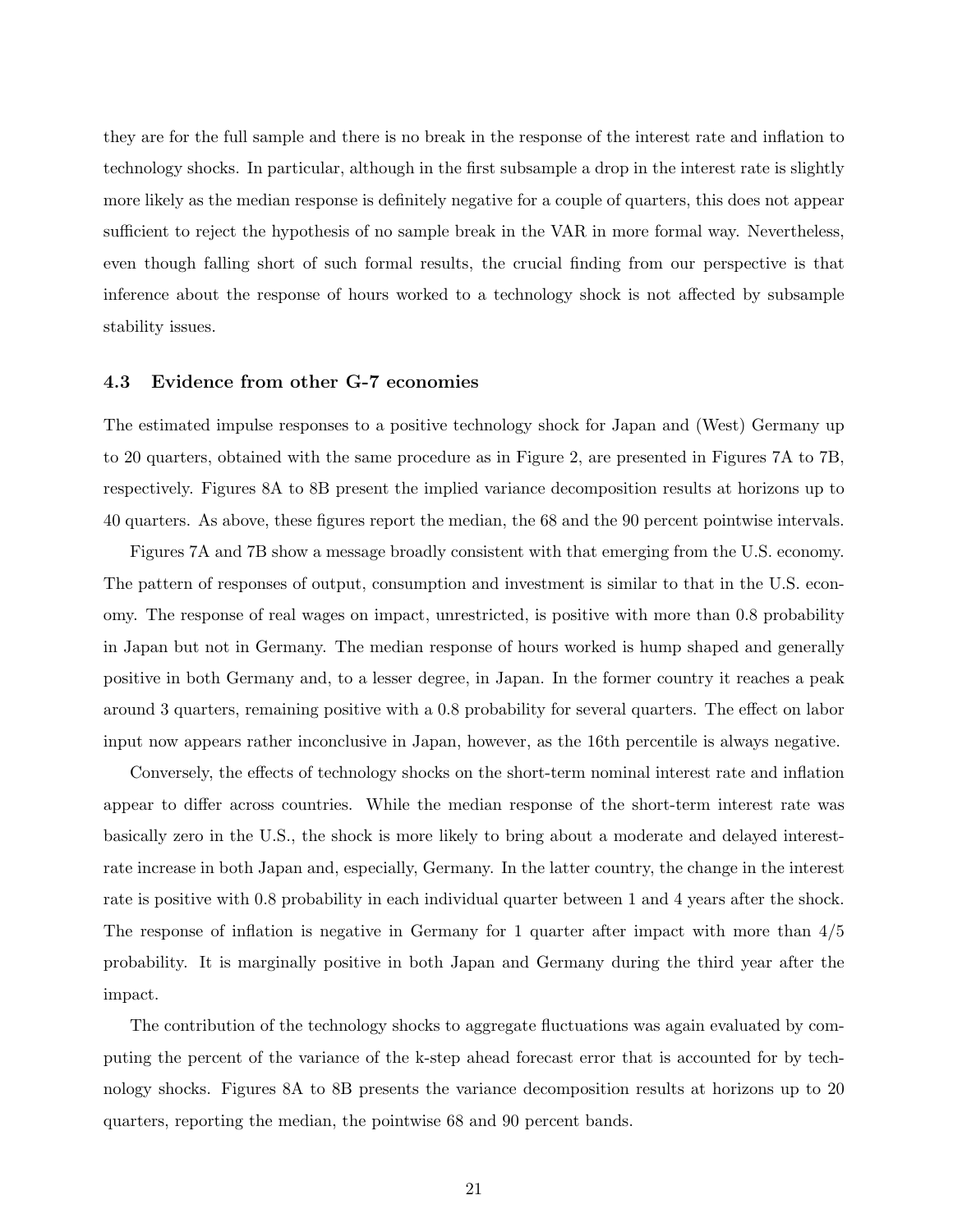they are for the full sample and there is no break in the response of the interest rate and inflation to technology shocks. In particular, although in the first subsample a drop in the interest rate is slightly more likely as the median response is definitely negative for a couple of quarters, this does not appear sufficient to reject the hypothesis of no sample break in the VAR in more formal way. Nevertheless, even though falling short of such formal results, the crucial finding from our perspective is that inference about the response of hours worked to a technology shock is not affected by subsample stability issues.

### 4.3 Evidence from other G-7 economies

The estimated impulse responses to a positive technology shock for Japan and (West) Germany up to 20 quarters, obtained with the same procedure as in Figure 2, are presented in Figures 7A to 7B, respectively. Figures 8A to 8B present the implied variance decomposition results at horizons up to 40 quarters. As above, these figures report the median, the 68 and the 90 percent pointwise intervals.

Figures 7A and 7B show a message broadly consistent with that emerging from the U.S. economy. The pattern of responses of output, consumption and investment is similar to that in the U.S. economy. The response of real wages on impact, unrestricted, is positive with more than 0.8 probability in Japan but not in Germany. The median response of hours worked is hump shaped and generally positive in both Germany and, to a lesser degree, in Japan. In the former country it reaches a peak around 3 quarters, remaining positive with a 0.8 probability for several quarters. The effect on labor input now appears rather inconclusive in Japan, however, as the 16th percentile is always negative.

Conversely, the effects of technology shocks on the short-term nominal interest rate and inflation appear to differ across countries. While the median response of the short-term interest rate was basically zero in the U.S., the shock is more likely to bring about a moderate and delayed interest-rate increase in both Japan and, especially, Germany. In the latter country, the change in the interest rate is positive with 0.8 probability in each individual quarter between 1 and 4 years after the shock. The response of inflation is negative in Germany for 1 quarter after impact with more than 4/5 probability. It is marginally positive in both Japan and Germany during the third year after the impact.

The contribution of the technology shocks to aggregate fluctuations was again evaluated by computing the percent of the variance of the k-step ahead forecast error that is accounted for by technology shocks. Figures 8A to 8B presents the variance decomposition results at horizons up to 20 quarters, reporting the median, the pointwise 68 and 90 percent bands.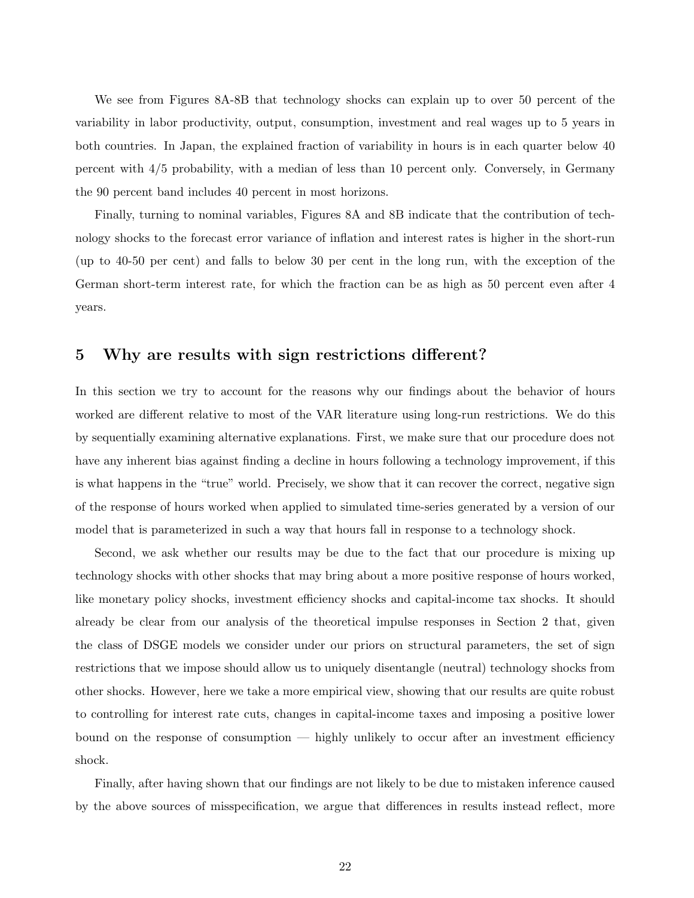We see from Figures 8A-8B that technology shocks can explain up to over 50 percent of the variability in labor productivity, output, consumption, investment and real wages up to 5 years in both countries. In Japan, the explained fraction of variability in hours is in each quarter below 40 percent with 4/5 probability, with a median of less than 10 percent only. Conversely, in Germany the 90 percent band includes 40 percent in most horizons.

Finally, turning to nominal variables, Figures 8A and 8B indicate that the contribution of technology shocks to the forecast error variance of inflation and interest rates is higher in the short-run (up to 40-50 per cent) and falls to below 30 per cent in the long run, with the exception of the German short-term interest rate, for which the fraction can be as high as 50 percent even after 4 years.

## 5 Why are results with sign restrictions different?

In this section we try to account for the reasons why our findings about the behavior of hours worked are different relative to most of the VAR literature using long-run restrictions. We do this by sequentially examining alternative explanations. First, we make sure that our procedure does not have any inherent bias against finding a decline in hours following a technology improvement, if this is what happens in the "true" world. Precisely, we show that it can recover the correct, negative sign of the response of hours worked when applied to simulated time-series generated by a version of our model that is parameterized in such a way that hours fall in response to a technology shock.

Second, we ask whether our results may be due to the fact that our procedure is mixing up technology shocks with other shocks that may bring about a more positive response of hours worked, like monetary policy shocks, investment efficiency shocks and capital-income tax shocks. It should already be clear from our analysis of the theoretical impulse responses in Section 2 that, given the class of DSGE models we consider under our priors on structural parameters, the set of sign restrictions that we impose should allow us to uniquely disentangle (neutral) technology shocks from other shocks. However, here we take a more empirical view, showing that our results are quite robust to controlling for interest rate cuts, changes in capital-income taxes and imposing a positive lower bound on the response of consumption — highly unlikely to occur after an investment efficiency shock.

Finally, after having shown that our findings are not likely to be due to mistaken inference caused by the above sources of misspecification, we argue that differences in results instead reflect, more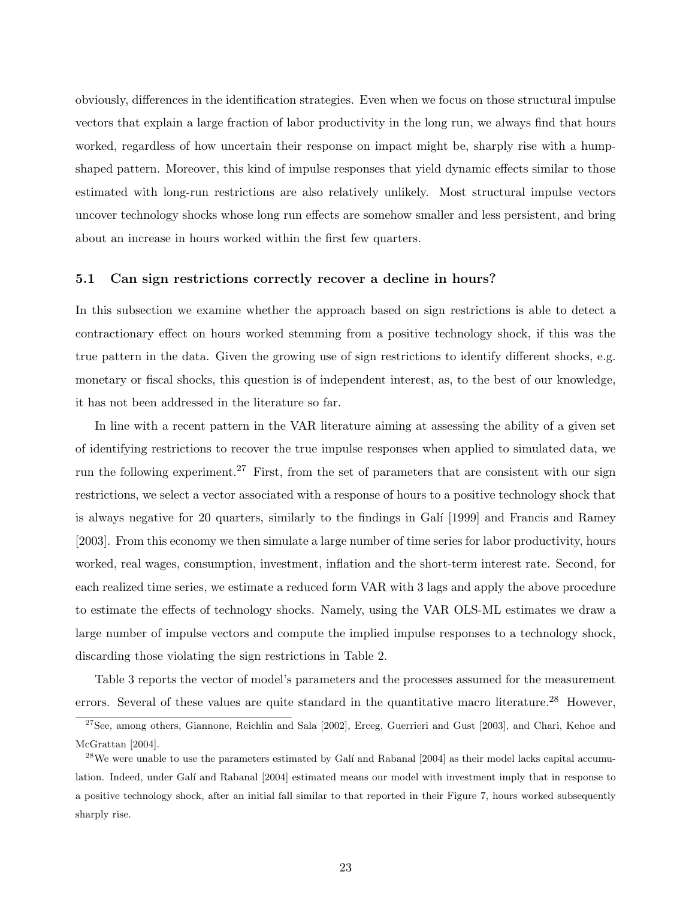obviously, differences in the identification strategies. Even when we focus on those structural impulse vectors that explain a large fraction of labor productivity in the long run, we always find that hours worked, regardless of how uncertain their response on impact might be, sharply rise with a hump-shaped pattern. Moreover, this kind of impulse responses that yield dynamic effects similar to those estimated with long-run restrictions are also relatively unlikely. Most structural impulse vectors uncover technology shocks whose long run effects are somehow smaller and less persistent, and bring about an increase in hours worked within the first few quarters.

### 5.1 Can sign restrictions correctly recover a decline in hours?

In this subsection we examine whether the approach based on sign restrictions is able to detect a contractionary effect on hours worked stemming from a positive technology shock, if this was the true pattern in the data. Given the growing use of sign restrictions to identify different shocks, e.g. monetary or fiscal shocks, this question is of independent interest, as, to the best of our knowledge, it has not been addressed in the literature so far.

In line with a recent pattern in the VAR literature aiming at assessing the ability of a given set of identifying restrictions to recover the true impulse responses when applied to simulated data, we run the following experiment.[27] First, from the set of parameters that are consistent with our sign restrictions, we select a vector associated with a response of hours to a positive technology shock that is always negative for 20 quarters, similarly to the findings in Galí [1999] and Francis and Ramey [2003]. From this economy we then simulate a large number of time series for labor productivity, hours worked, real wages, consumption, investment, inflation and the short-term interest rate. Second, for each realized time series, we estimate a reduced form VAR with 3 lags and apply the above procedure to estimate the effects of technology shocks. Namely, using the VAR OLS-ML estimates we draw a large number of impulse vectors and compute the implied impulse responses to a technology shock, discarding those violating the sign restrictions in Table 2.

Table 3 reports the vector of model's parameters and the processes assumed for the measurement errors. Several of these values are quite standard in the quantitative macro literature.[28] However,

[27] See, among others, Giannone, Reichlin and Sala [2002], Erceg, Guerrieri and Gust [2003], and Chari, Kehoe and McGrattan [2004].

[28] We were unable to use the parameters estimated by Galí and Rabanal [2004] as their model lacks capital accumulation. Indeed, under Galí and Rabanal [2004] estimated means our model with investment imply that in response to a positive technology shock, after an initial fall similar to that reported in their Figure 7, hours worked subsequently sharply rise.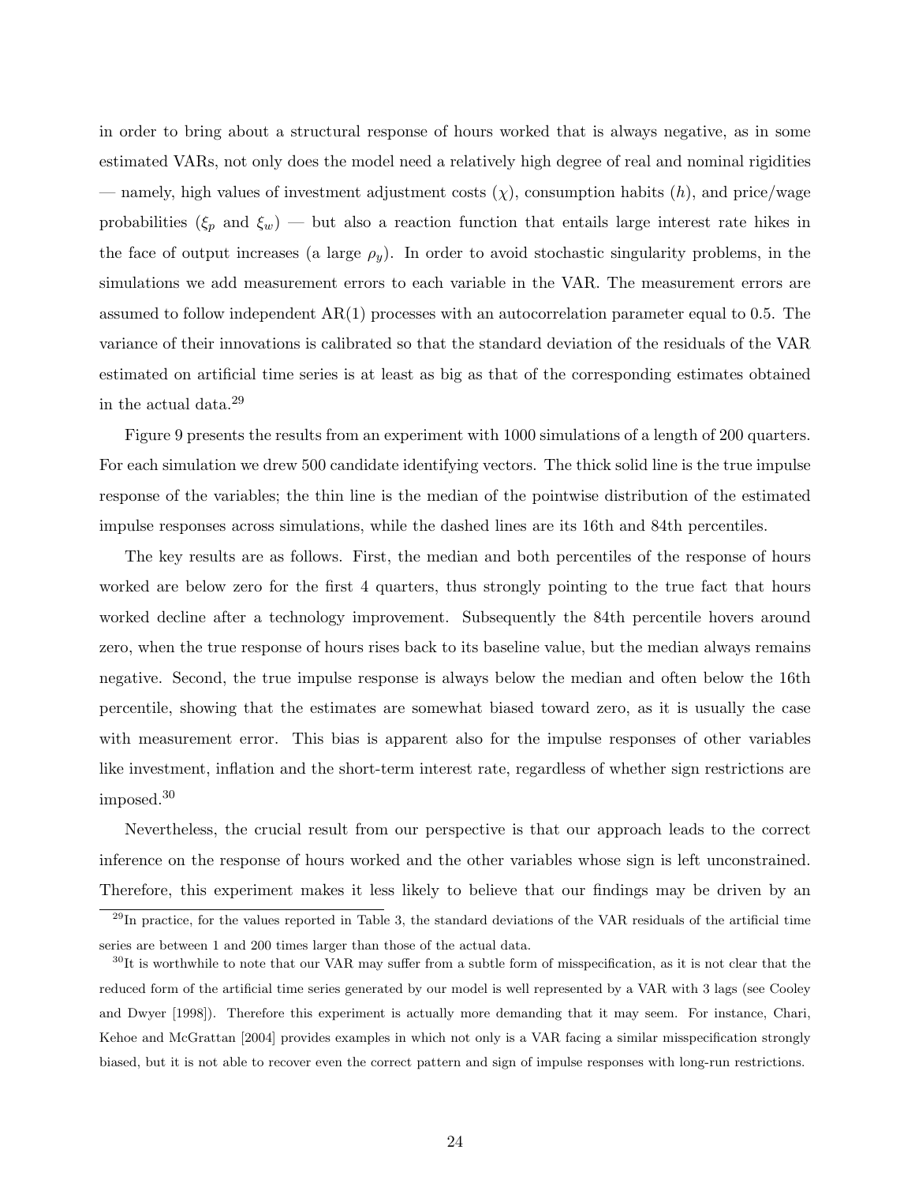in order to bring about a structural response of hours worked that is always negative, as in some estimated VARs, not only does the model need a relatively high degree of real and nominal rigidities — namely, high values of investment adjustment costs ($\chi$), consumption habits ($h$), and price/wage probabilities ($\xi_p$ and $\xi_w$) — but also a reaction function that entails large interest rate hikes in the face of output increases (a large $\rho_y$). In order to avoid stochastic singularity problems, in the simulations we add measurement errors to each variable in the VAR. The measurement errors are assumed to follow independent AR(1) processes with an autocorrelation parameter equal to 0.5. The variance of their innovations is calibrated so that the standard deviation of the residuals of the VAR estimated on artificial time series is at least as big as that of the corresponding estimates obtained in the actual data.[29]

Figure 9 presents the results from an experiment with 1000 simulations of a length of 200 quarters. For each simulation we drew 500 candidate identifying vectors. The thick solid line is the true impulse response of the variables; the thin line is the median of the pointwise distribution of the estimated impulse responses across simulations, while the dashed lines are its 16th and 84th percentiles.

The key results are as follows. First, the median and both percentiles of the response of hours worked are below zero for the first 4 quarters, thus strongly pointing to the true fact that hours worked decline after a technology improvement. Subsequently the 84th percentile hovers around zero, when the true response of hours rises back to its baseline value, but the median always remains negative. Second, the true impulse response is always below the median and often below the 16th percentile, showing that the estimates are somewhat biased toward zero, as it is usually the case with measurement error. This bias is apparent also for the impulse responses of other variables like investment, inflation and the short-term interest rate, regardless of whether sign restrictions are imposed.[30]

Nevertheless, the crucial result from our perspective is that our approach leads to the correct inference on the response of hours worked and the other variables whose sign is left unconstrained. Therefore, this experiment makes it less likely to believe that our findings may be driven by an

[29] In practice, for the values reported in Table 3, the standard deviations of the VAR residuals of the artificial time series are between 1 and 200 times larger than those of the actual data.

[30] It is worthwhile to note that our VAR may suffer from a subtle form of misspecification, as it is not clear that the reduced form of the artificial time series generated by our model is well represented by a VAR with 3 lags (see Cooley and Dwyer [1998]). Therefore this experiment is actually more demanding that it may seem. For instance, Chari, Kehoe and McGrattan [2004] provides examples in which not only is a VAR facing a similar misspecification strongly biased, but it is not able to recover even the correct pattern and sign of impulse responses with long-run restrictions.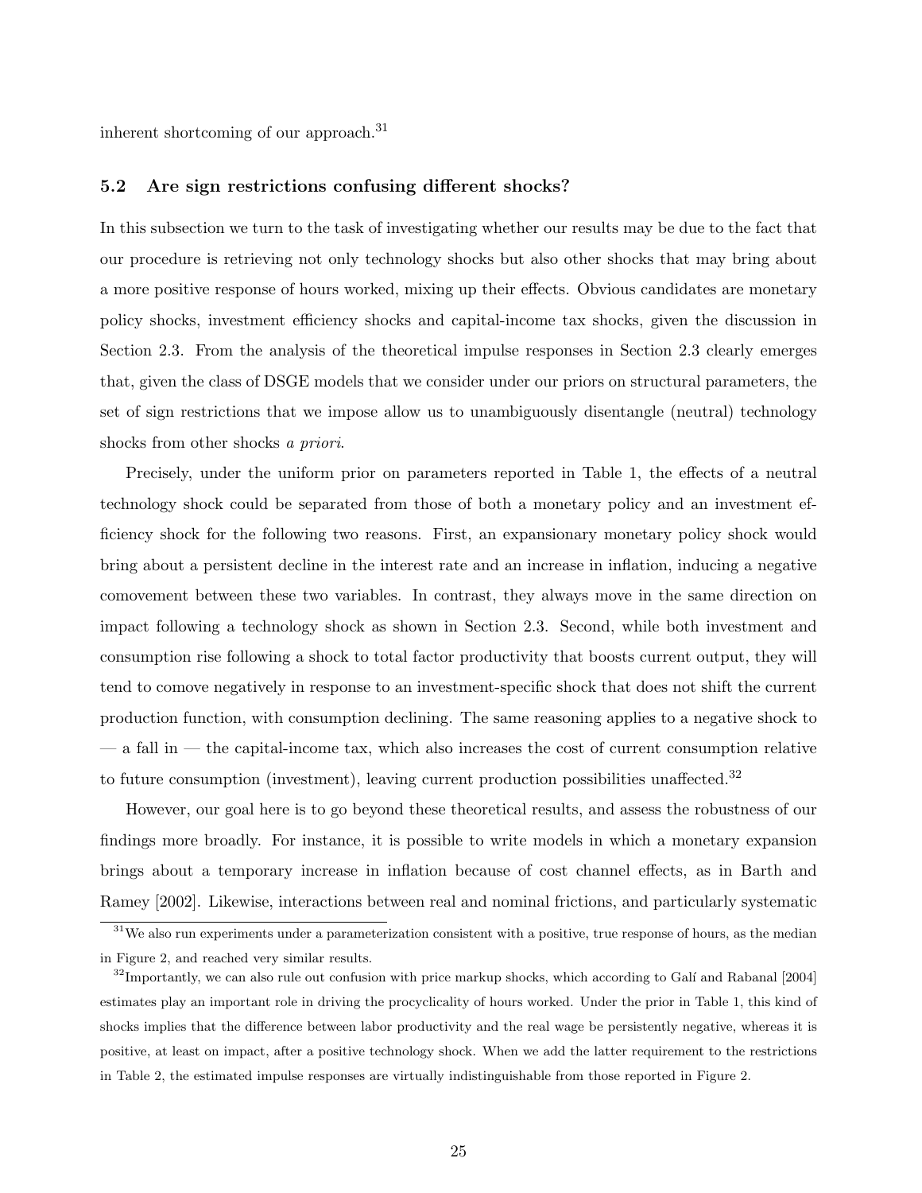inherent shortcoming of our approach.[31]

### 5.2 Are sign restrictions confusing different shocks?

In this subsection we turn to the task of investigating whether our results may be due to the fact that our procedure is retrieving not only technology shocks but also other shocks that may bring about a more positive response of hours worked, mixing up their effects. Obvious candidates are monetary policy shocks, investment efficiency shocks and capital-income tax shocks, given the discussion in Section 2.3. From the analysis of the theoretical impulse responses in Section 2.3 clearly emerges that, given the class of DSGE models that we consider under our priors on structural parameters, the set of sign restrictions that we impose allow us to unambiguously disentangle (neutral) technology shocks from other shocks *a priori*.

Precisely, under the uniform prior on parameters reported in Table 1, the effects of a neutral technology shock could be separated from those of both a monetary policy and an investment efficiency shock for the following two reasons. First, an expansionary monetary policy shock would bring about a persistent decline in the interest rate and an increase in inflation, inducing a negative comovement between these two variables. In contrast, they always move in the same direction on impact following a technology shock as shown in Section 2.3. Second, while both investment and consumption rise following a shock to total factor productivity that boosts current output, they will tend to comove negatively in response to an investment-specific shock that does not shift the current production function, with consumption declining. The same reasoning applies to a negative shock to — a fall in — the capital-income tax, which also increases the cost of current consumption relative to future consumption (investment), leaving current production possibilities unaffected.[32]

However, our goal here is to go beyond these theoretical results, and assess the robustness of our findings more broadly. For instance, it is possible to write models in which a monetary expansion brings about a temporary increase in inflation because of cost channel effects, as in Barth and Ramey [2002]. Likewise, interactions between real and nominal frictions, and particularly systematic

[31] We also run experiments under a parameterization consistent with a positive, true response of hours, as the median in Figure 2, and reached very similar results.

[32] Importantly, we can also rule out confusion with price markup shocks, which according to Galí and Rabanal [2004] estimates play an important role in driving the procyclicality of hours worked. Under the prior in Table 1, this kind of shocks implies that the difference between labor productivity and the real wage be persistently negative, whereas it is positive, at least on impact, after a positive technology shock. When we add the latter requirement to the restrictions in Table 2, the estimated impulse responses are virtually indistinguishable from those reported in Figure 2.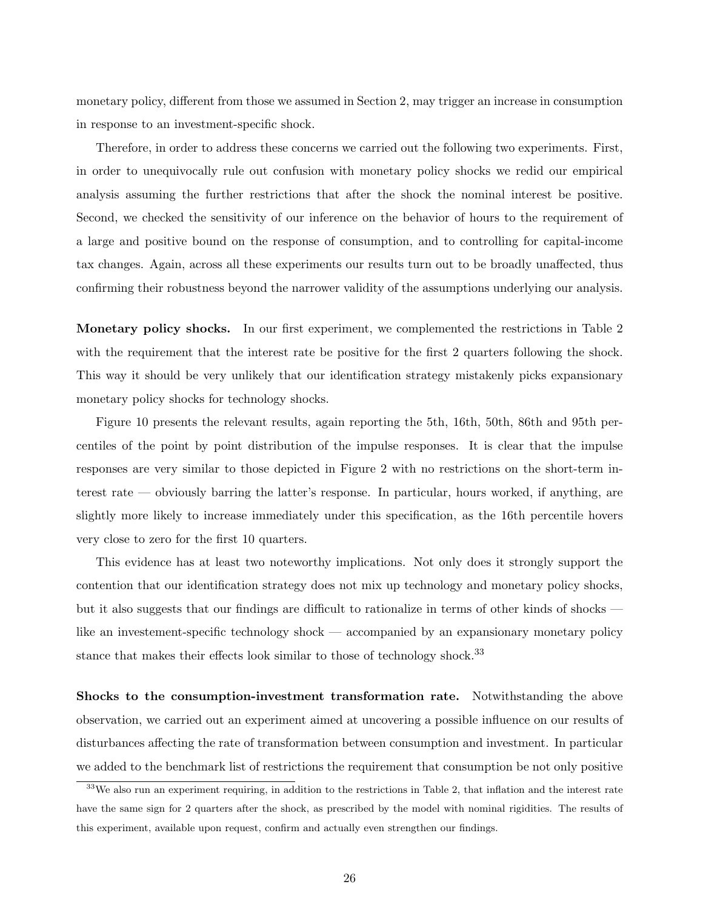monetary policy, different from those we assumed in Section 2, may trigger an increase in consumption in response to an investment-specific shock.

Therefore, in order to address these concerns we carried out the following two experiments. First, in order to unequivocally rule out confusion with monetary policy shocks we redid our empirical analysis assuming the further restrictions that after the shock the nominal interest be positive. Second, we checked the sensitivity of our inference on the behavior of hours to the requirement of a large and positive bound on the response of consumption, and to controlling for capital-income tax changes. Again, across all these experiments our results turn out to be broadly unaffected, thus confirming their robustness beyond the narrower validity of the assumptions underlying our analysis.

**Monetary policy shocks.** In our first experiment, we complemented the restrictions in Table 2 with the requirement that the interest rate be positive for the first 2 quarters following the shock. This way it should be very unlikely that our identification strategy mistakenly picks expansionary monetary policy shocks for technology shocks.

Figure 10 presents the relevant results, again reporting the 5th, 16th, 50th, 86th and 95th percentiles of the point by point distribution of the impulse responses. It is clear that the impulse responses are very similar to those depicted in Figure 2 with no restrictions on the short-term interest rate — obviously barring the latter's response. In particular, hours worked, if anything, are slightly more likely to increase immediately under this specification, as the 16th percentile hovers very close to zero for the first 10 quarters.

This evidence has at least two noteworthy implications. Not only does it strongly support the contention that our identification strategy does not mix up technology and monetary policy shocks, but it also suggests that our findings are difficult to rationalize in terms of other kinds of shocks — like an investement-specific technology shock — accompanied by an expansionary monetary policy stance that makes their effects look similar to those of technology shock.[33]

**Shocks to the consumption-investment transformation rate.** Notwithstanding the above observation, we carried out an experiment aimed at uncovering a possible influence on our results of disturbances affecting the rate of transformation between consumption and investment. In particular we added to the benchmark list of restrictions the requirement that consumption be not only positive

[33] We also run an experiment requiring, in addition to the restrictions in Table 2, that inflation and the interest rate have the same sign for 2 quarters after the shock, as prescribed by the model with nominal rigidities. The results of this experiment, available upon request, confirm and actually even strengthen our findings.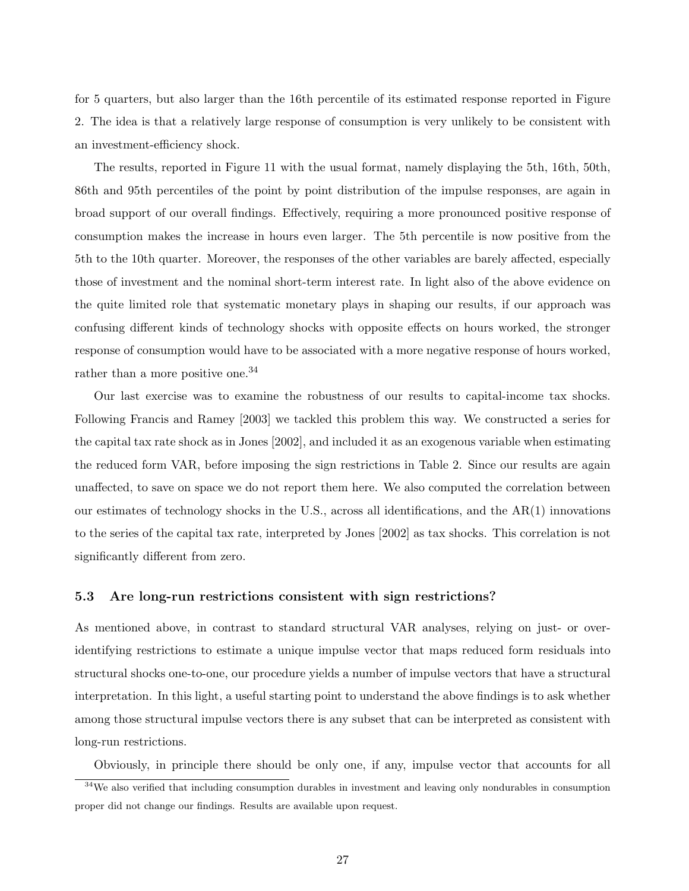for 5 quarters, but also larger than the 16th percentile of its estimated response reported in Figure 2. The idea is that a relatively large response of consumption is very unlikely to be consistent with an investment-efficiency shock.

The results, reported in Figure 11 with the usual format, namely displaying the 5th, 16th, 50th, 86th and 95th percentiles of the point by point distribution of the impulse responses, are again in broad support of our overall findings. Effectively, requiring a more pronounced positive response of consumption makes the increase in hours even larger. The 5th percentile is now positive from the 5th to the 10th quarter. Moreover, the responses of the other variables are barely affected, especially those of investment and the nominal short-term interest rate. In light also of the above evidence on the quite limited role that systematic monetary plays in shaping our results, if our approach was confusing different kinds of technology shocks with opposite effects on hours worked, the stronger response of consumption would have to be associated with a more negative response of hours worked, rather than a more positive one.[34]

Our last exercise was to examine the robustness of our results to capital-income tax shocks. Following Francis and Ramey [2003] we tackled this problem this way. We constructed a series for the capital tax rate shock as in Jones [2002], and included it as an exogenous variable when estimating the reduced form VAR, before imposing the sign restrictions in Table 2. Since our results are again unaffected, to save on space we do not report them here. We also computed the correlation between our estimates of technology shocks in the U.S., across all identifications, and the AR(1) innovations to the series of the capital tax rate, interpreted by Jones [2002] as tax shocks. This correlation is not significantly different from zero.

### 5.3 Are long-run restrictions consistent with sign restrictions?

As mentioned above, in contrast to standard structural VAR analyses, relying on just- or over-identifying restrictions to estimate a unique impulse vector that maps reduced form residuals into structural shocks one-to-one, our procedure yields a number of impulse vectors that have a structural interpretation. In this light, a useful starting point to understand the above findings is to ask whether among those structural impulse vectors there is any subset that can be interpreted as consistent with long-run restrictions.

Obviously, in principle there should be only one, if any, impulse vector that accounts for all

[34]We also verified that including consumption durables in investment and leaving only nondurables in consumption proper did not change our findings. Results are available upon request.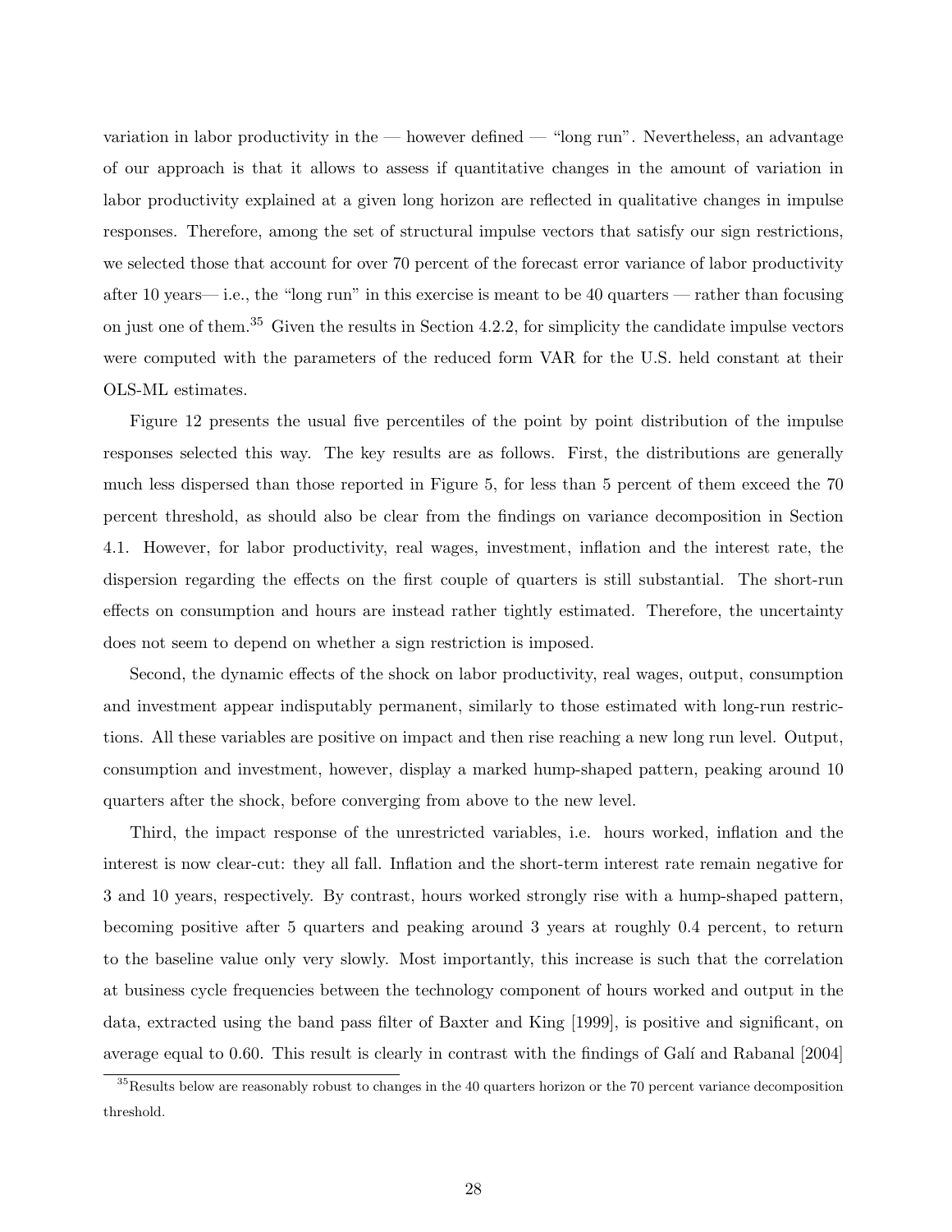variation in labor productivity in the — however defined — "long run". Nevertheless, an advantage of our approach is that it allows to assess if quantitative changes in the amount of variation in labor productivity explained at a given long horizon are reflected in qualitative changes in impulse responses. Therefore, among the set of structural impulse vectors that satisfy our sign restrictions, we selected those that account for over 70 percent of the forecast error variance of labor productivity after 10 years— i.e., the "long run" in this exercise is meant to be 40 quarters — rather than focusing on just one of them.[35] Given the results in Section 4.2.2, for simplicity the candidate impulse vectors were computed with the parameters of the reduced form VAR for the U.S. held constant at their OLS-ML estimates.

Figure 12 presents the usual five percentiles of the point by point distribution of the impulse responses selected this way. The key results are as follows. First, the distributions are generally much less dispersed than those reported in Figure 5, for less than 5 percent of them exceed the 70 percent threshold, as should also be clear from the findings on variance decomposition in Section 4.1. However, for labor productivity, real wages, investment, inflation and the interest rate, the dispersion regarding the effects on the first couple of quarters is still substantial. The short-run effects on consumption and hours are instead rather tightly estimated. Therefore, the uncertainty does not seem to depend on whether a sign restriction is imposed.

Second, the dynamic effects of the shock on labor productivity, real wages, output, consumption and investment appear indisputably permanent, similarly to those estimated with long-run restrictions. All these variables are positive on impact and then rise reaching a new long run level. Output, consumption and investment, however, display a marked hump-shaped pattern, peaking around 10 quarters after the shock, before converging from above to the new level.

Third, the impact response of the unrestricted variables, i.e. hours worked, inflation and the interest is now clear-cut: they all fall. Inflation and the short-term interest rate remain negative for 3 and 10 years, respectively. By contrast, hours worked strongly rise with a hump-shaped pattern, becoming positive after 5 quarters and peaking around 3 years at roughly 0.4 percent, to return to the baseline value only very slowly. Most importantly, this increase is such that the correlation at business cycle frequencies between the technology component of hours worked and output in the data, extracted using the band pass filter of Baxter and King [1999], is positive and significant, on average equal to 0.60. This result is clearly in contrast with the findings of Galí and Rabanal [2004]

[35] Results below are reasonably robust to changes in the 40 quarters horizon or the 70 percent variance decomposition threshold.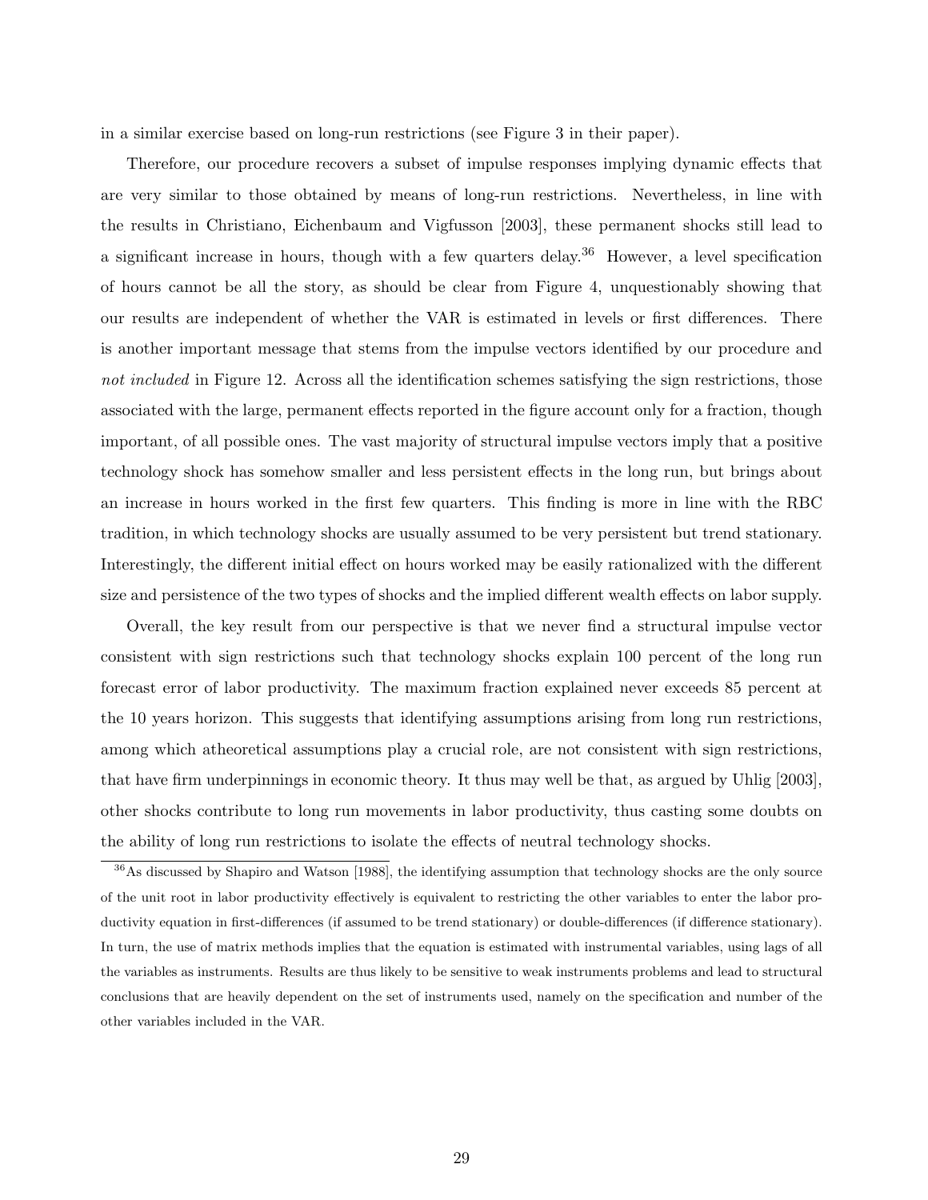in a similar exercise based on long-run restrictions (see Figure 3 in their paper).

Therefore, our procedure recovers a subset of impulse responses implying dynamic effects that are very similar to those obtained by means of long-run restrictions. Nevertheless, in line with the results in Christiano, Eichenbaum and Vigfusson [2003], these permanent shocks still lead to a significant increase in hours, though with a few quarters delay.[36] However, a level specification of hours cannot be all the story, as should be clear from Figure 4, unquestionably showing that our results are independent of whether the VAR is estimated in levels or first differences. There is another important message that stems from the impulse vectors identified by our procedure and *not included* in Figure 12. Across all the identification schemes satisfying the sign restrictions, those associated with the large, permanent effects reported in the figure account only for a fraction, though important, of all possible ones. The vast majority of structural impulse vectors imply that a positive technology shock has somehow smaller and less persistent effects in the long run, but brings about an increase in hours worked in the first few quarters. This finding is more in line with the RBC tradition, in which technology shocks are usually assumed to be very persistent but trend stationary. Interestingly, the different initial effect on hours worked may be easily rationalized with the different size and persistence of the two types of shocks and the implied different wealth effects on labor supply.

Overall, the key result from our perspective is that we never find a structural impulse vector consistent with sign restrictions such that technology shocks explain 100 percent of the long run forecast error of labor productivity. The maximum fraction explained never exceeds 85 percent at the 10 years horizon. This suggests that identifying assumptions arising from long run restrictions, among which atheoretical assumptions play a crucial role, are not consistent with sign restrictions, that have firm underpinnings in economic theory. It thus may well be that, as argued by Uhlig [2003], other shocks contribute to long run movements in labor productivity, thus casting some doubts on the ability of long run restrictions to isolate the effects of neutral technology shocks.

[36] As discussed by Shapiro and Watson [1988], the identifying assumption that technology shocks are the only source of the unit root in labor productivity effectively is equivalent to restricting the other variables to enter the labor productivity equation in first-differences (if assumed to be trend stationary) or double-differences (if difference stationary). In turn, the use of matrix methods implies that the equation is estimated with instrumental variables, using lags of all the variables as instruments. Results are thus likely to be sensitive to weak instruments problems and lead to structural conclusions that are heavily dependent on the set of instruments used, namely on the specification and number of the other variables included in the VAR.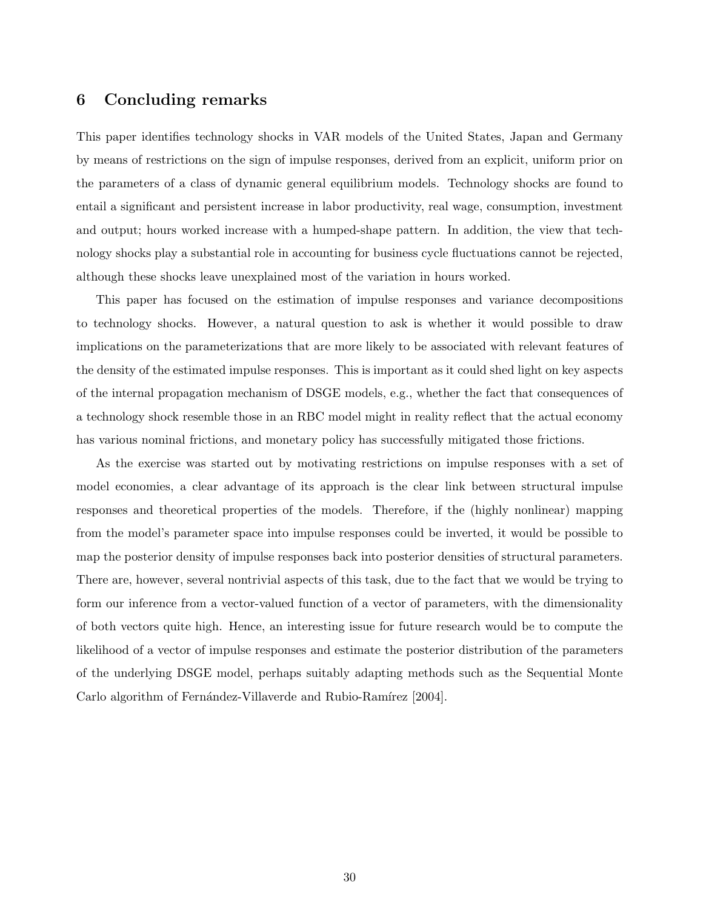## 6 Concluding remarks

This paper identifies technology shocks in VAR models of the United States, Japan and Germany by means of restrictions on the sign of impulse responses, derived from an explicit, uniform prior on the parameters of a class of dynamic general equilibrium models. Technology shocks are found to entail a significant and persistent increase in labor productivity, real wage, consumption, investment and output; hours worked increase with a humped-shape pattern. In addition, the view that technology shocks play a substantial role in accounting for business cycle fluctuations cannot be rejected, although these shocks leave unexplained most of the variation in hours worked.

This paper has focused on the estimation of impulse responses and variance decompositions to technology shocks. However, a natural question to ask is whether it would possible to draw implications on the parameterizations that are more likely to be associated with relevant features of the density of the estimated impulse responses. This is important as it could shed light on key aspects of the internal propagation mechanism of DSGE models, e.g., whether the fact that consequences of a technology shock resemble those in an RBC model might in reality reflect that the actual economy has various nominal frictions, and monetary policy has successfully mitigated those frictions.

As the exercise was started out by motivating restrictions on impulse responses with a set of model economies, a clear advantage of its approach is the clear link between structural impulse responses and theoretical properties of the models. Therefore, if the (highly nonlinear) mapping from the model's parameter space into impulse responses could be inverted, it would be possible to map the posterior density of impulse responses back into posterior densities of structural parameters. There are, however, several nontrivial aspects of this task, due to the fact that we would be trying to form our inference from a vector-valued function of a vector of parameters, with the dimensionality of both vectors quite high. Hence, an interesting issue for future research would be to compute the likelihood of a vector of impulse responses and estimate the posterior distribution of the parameters of the underlying DSGE model, perhaps suitably adapting methods such as the Sequential Monte Carlo algorithm of Fernández-Villaverde and Rubio-Ramírez [2004].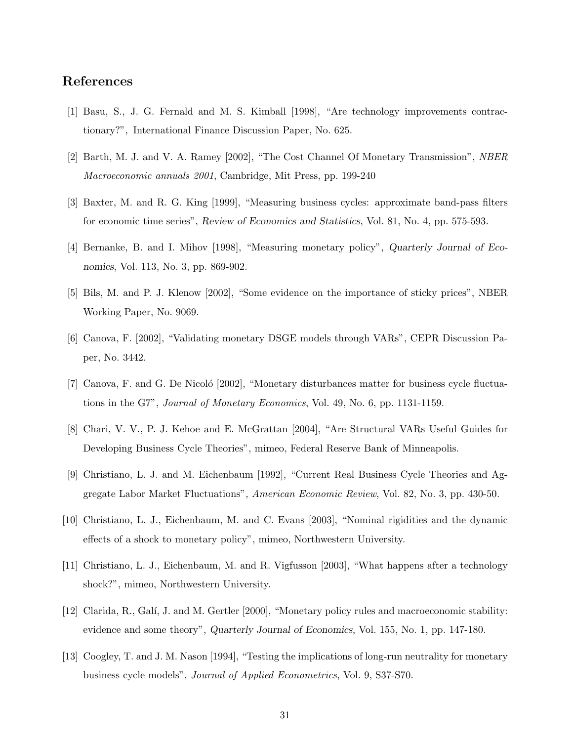## References

[1] Basu, S., J. G. Fernald and M. S. Kimball [1998], "Are technology improvements contractionary?", International Finance Discussion Paper, No. 625.

[2] Barth, M. J. and V. A. Ramey [2002], "The Cost Channel Of Monetary Transmission", *NBER Macroeconomic annuals 2001*, Cambridge, Mit Press, pp. 199-240

[3] Baxter, M. and R. G. King [1999], "Measuring business cycles: approximate band-pass filters for economic time series", *Review of Economics and Statistics*, Vol. 81, No. 4, pp. 575-593.

[4] Bernanke, B. and I. Mihov [1998], "Measuring monetary policy", *Quarterly Journal of Economics*, Vol. 113, No. 3, pp. 869-902.

[5] Bils, M. and P. J. Klenow [2002], "Some evidence on the importance of sticky prices", NBER Working Paper, No. 9069.

[6] Canova, F. [2002], "Validating monetary DSGE models through VARs", CEPR Discussion Paper, No. 3442.

[7] Canova, F. and G. De Nicoló [2002], "Monetary disturbances matter for business cycle fluctuations in the G7", *Journal of Monetary Economics*, Vol. 49, No. 6, pp. 1131-1159.

[8] Chari, V. V., P. J. Kehoe and E. McGrattan [2004], "Are Structural VARs Useful Guides for Developing Business Cycle Theories", mimeo, Federal Reserve Bank of Minneapolis.

[9] Christiano, L. J. and M. Eichenbaum [1992], "Current Real Business Cycle Theories and Aggregate Labor Market Fluctuations", *American Economic Review*, Vol. 82, No. 3, pp. 430-50.

[10] Christiano, L. J., Eichenbaum, M. and C. Evans [2003], "Nominal rigidities and the dynamic effects of a shock to monetary policy", mimeo, Northwestern University.

[11] Christiano, L. J., Eichenbaum, M. and R. Vigfusson [2003], "What happens after a technology shock?", mimeo, Northwestern University.

[12] Clarida, R., Galí, J. and M. Gertler [2000], "Monetary policy rules and macroeconomic stability: evidence and some theory", *Quarterly Journal of Economics*, Vol. 155, No. 1, pp. 147-180.

[13] Coogley, T. and J. M. Nason [1994], "Testing the implications of long-run neutrality for monetary business cycle models", *Journal of Applied Econometrics*, Vol. 9, S37-S70.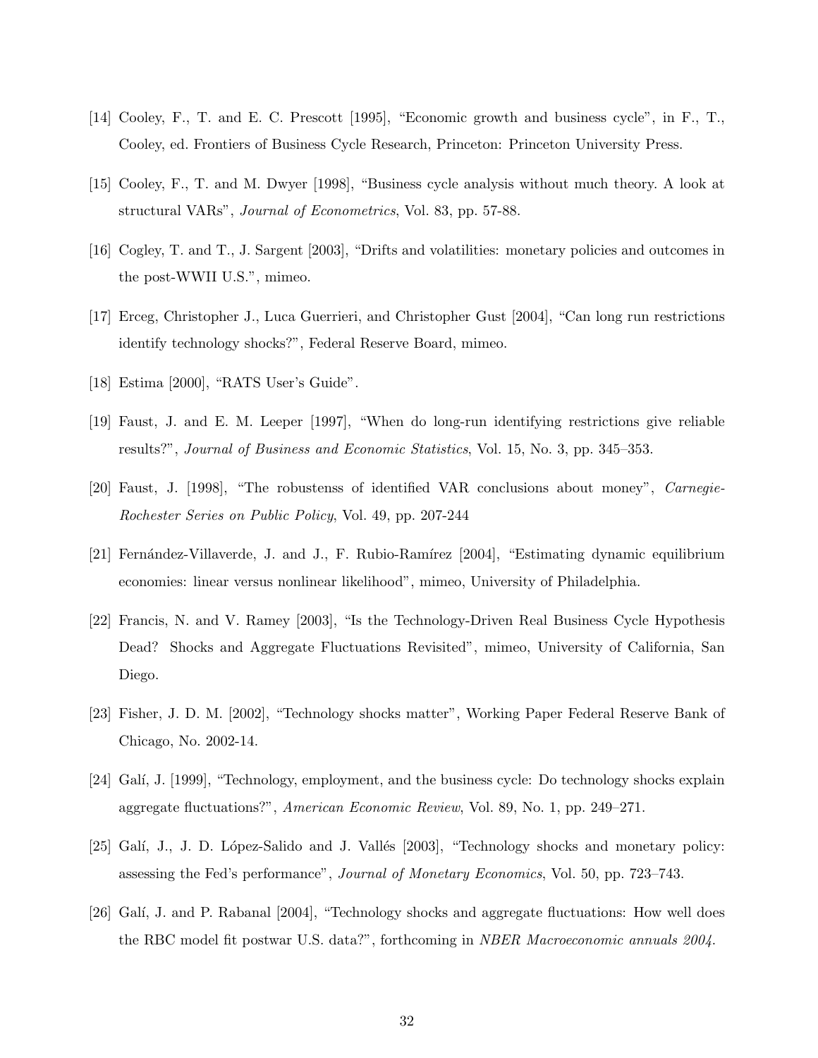[14] Cooley, F., T. and E. C. Prescott [1995], "Economic growth and business cycle", in F., T., Cooley, ed. Frontiers of Business Cycle Research, Princeton: Princeton University Press.

[15] Cooley, F., T. and M. Dwyer [1998], "Business cycle analysis without much theory. A look at structural VARs", *Journal of Econometrics*, Vol. 83, pp. 57-88.

[16] Cogley, T. and T., J. Sargent [2003], "Drifts and volatilities: monetary policies and outcomes in the post-WWII U.S.", mimeo.

[17] Erceg, Christopher J., Luca Guerrieri, and Christopher Gust [2004], "Can long run restrictions identify technology shocks?", Federal Reserve Board, mimeo.

[18] Estima [2000], "RATS User's Guide".

[19] Faust, J. and E. M. Leeper [1997], "When do long-run identifying restrictions give reliable results?", *Journal of Business and Economic Statistics*, Vol. 15, No. 3, pp. 345–353.

[20] Faust, J. [1998], "The robustenss of identified VAR conclusions about money", *Carnegie-Rochester Series on Public Policy*, Vol. 49, pp. 207-244

[21] Fernández-Villaverde, J. and J., F. Rubio-Ramírez [2004], "Estimating dynamic equilibrium economies: linear versus nonlinear likelihood", mimeo, University of Philadelphia.

[22] Francis, N. and V. Ramey [2003], "Is the Technology-Driven Real Business Cycle Hypothesis Dead? Shocks and Aggregate Fluctuations Revisited", mimeo, University of California, San Diego.

[23] Fisher, J. D. M. [2002], "Technology shocks matter", Working Paper Federal Reserve Bank of Chicago, No. 2002-14.

[24] Galí, J. [1999], "Technology, employment, and the business cycle: Do technology shocks explain aggregate fluctuations?", *American Economic Review*, Vol. 89, No. 1, pp. 249–271.

[25] Galí, J., J. D. López-Salido and J. Vallés [2003], "Technology shocks and monetary policy: assessing the Fed's performance", *Journal of Monetary Economics*, Vol. 50, pp. 723–743.

[26] Galí, J. and P. Rabanal [2004], "Technology shocks and aggregate fluctuations: How well does the RBC model fit postwar U.S. data?", forthcoming in *NBER Macroeconomic annuals 2004*.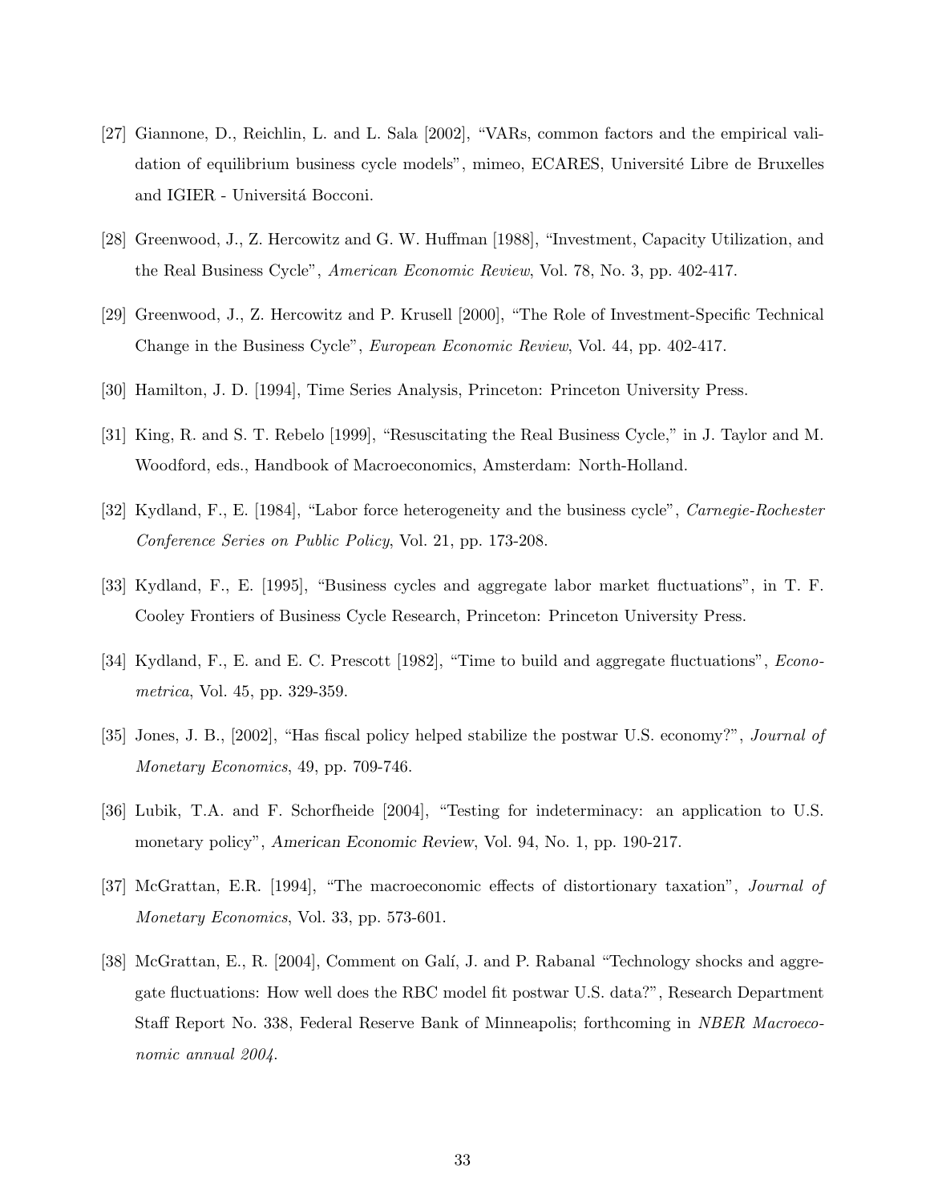[27] Giannone, D., Reichlin, L. and L. Sala [2002], "VARs, common factors and the empirical validation of equilibrium business cycle models", mimeo, ECARES, Université Libre de Bruxelles and IGIER - Universitá Bocconi.

[28] Greenwood, J., Z. Hercowitz and G. W. Huffman [1988], "Investment, Capacity Utilization, and the Real Business Cycle", *American Economic Review*, Vol. 78, No. 3, pp. 402-417.

[29] Greenwood, J., Z. Hercowitz and P. Krusell [2000], "The Role of Investment-Specific Technical Change in the Business Cycle", *European Economic Review*, Vol. 44, pp. 402-417.

[30] Hamilton, J. D. [1994], Time Series Analysis, Princeton: Princeton University Press.

[31] King, R. and S. T. Rebelo [1999], "Resuscitating the Real Business Cycle," in J. Taylor and M. Woodford, eds., Handbook of Macroeconomics, Amsterdam: North-Holland.

[32] Kydland, F., E. [1984], "Labor force heterogeneity and the business cycle", *Carnegie-Rochester Conference Series on Public Policy*, Vol. 21, pp. 173-208.

[33] Kydland, F., E. [1995], "Business cycles and aggregate labor market fluctuations", in T. F. Cooley Frontiers of Business Cycle Research, Princeton: Princeton University Press.

[34] Kydland, F., E. and E. C. Prescott [1982], "Time to build and aggregate fluctuations", *Econometrica*, Vol. 45, pp. 329-359.

[35] Jones, J. B., [2002], "Has fiscal policy helped stabilize the postwar U.S. economy?", *Journal of Monetary Economics*, 49, pp. 709-746.

[36] Lubik, T.A. and F. Schorfheide [2004], "Testing for indeterminacy: an application to U.S. monetary policy", *American Economic Review*, Vol. 94, No. 1, pp. 190-217.

[37] McGrattan, E.R. [1994], "The macroeconomic effects of distortionary taxation", *Journal of Monetary Economics*, Vol. 33, pp. 573-601.

[38] McGrattan, E., R. [2004], Comment on Galí, J. and P. Rabanal "Technology shocks and aggregate fluctuations: How well does the RBC model fit postwar U.S. data?", Research Department Staff Report No. 338, Federal Reserve Bank of Minneapolis; forthcoming in *NBER Macroeconomic annual 2004*.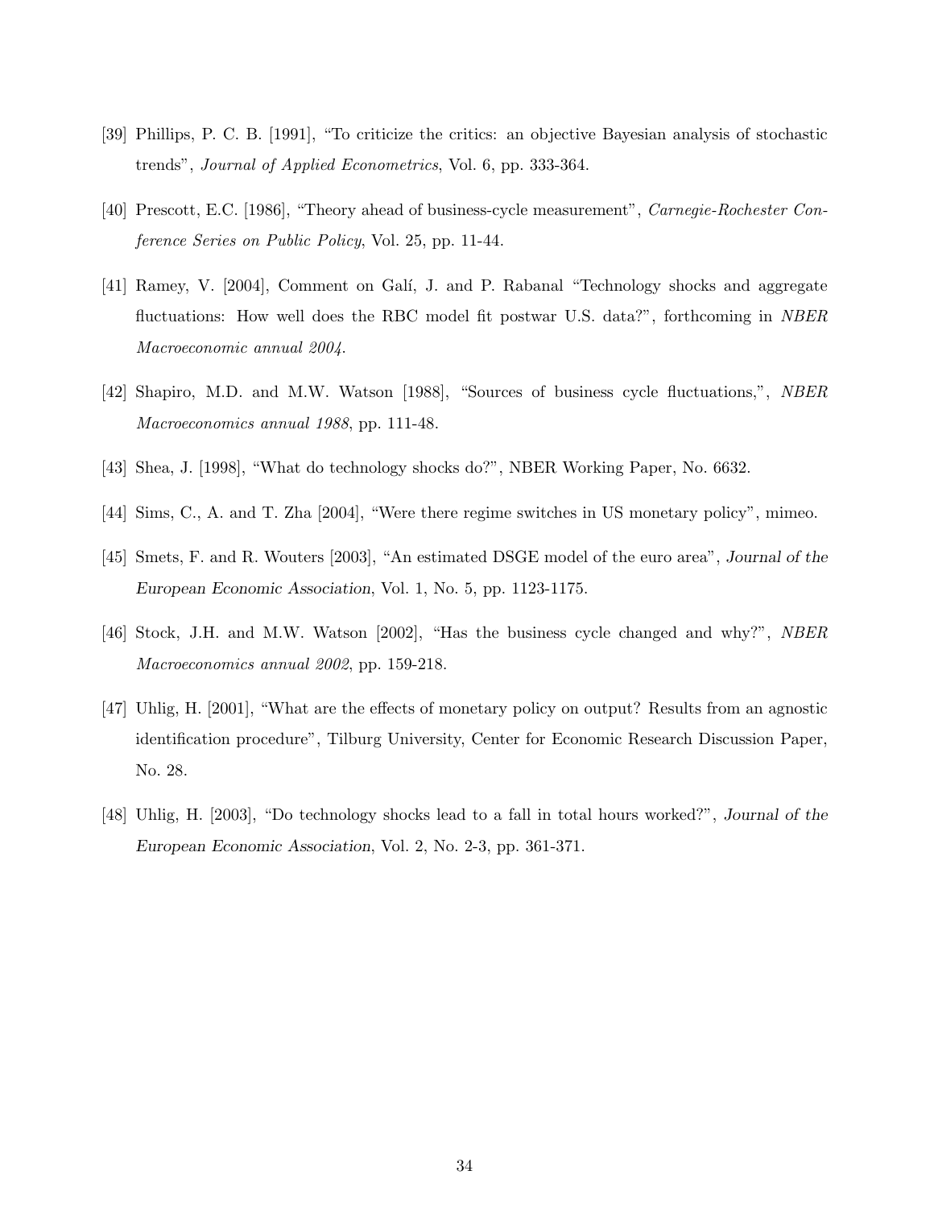[39] Phillips, P. C. B. [1991], "To criticize the critics: an objective Bayesian analysis of stochastic trends", *Journal of Applied Econometrics*, Vol. 6, pp. 333-364.

[40] Prescott, E.C. [1986], "Theory ahead of business-cycle measurement", *Carnegie-Rochester Conference Series on Public Policy*, Vol. 25, pp. 11-44.

[41] Ramey, V. [2004], Comment on Galí, J. and P. Rabanal "Technology shocks and aggregate fluctuations: How well does the RBC model fit postwar U.S. data?", forthcoming in *NBER Macroeconomic annual 2004*.

[42] Shapiro, M.D. and M.W. Watson [1988], "Sources of business cycle fluctuations,", *NBER Macroeconomics annual 1988*, pp. 111-48.

[43] Shea, J. [1998], "What do technology shocks do?", NBER Working Paper, No. 6632.

[44] Sims, C., A. and T. Zha [2004], "Were there regime switches in US monetary policy", mimeo.

[45] Smets, F. and R. Wouters [2003], "An estimated DSGE model of the euro area", *Journal of the European Economic Association*, Vol. 1, No. 5, pp. 1123-1175.

[46] Stock, J.H. and M.W. Watson [2002], "Has the business cycle changed and why?", *NBER Macroeconomics annual 2002*, pp. 159-218.

[47] Uhlig, H. [2001], "What are the effects of monetary policy on output? Results from an agnostic identification procedure", Tilburg University, Center for Economic Research Discussion Paper, No. 28.

[48] Uhlig, H. [2003], "Do technology shocks lead to a fall in total hours worked?", *Journal of the European Economic Association*, Vol. 2, No. 2-3, pp. 361-371.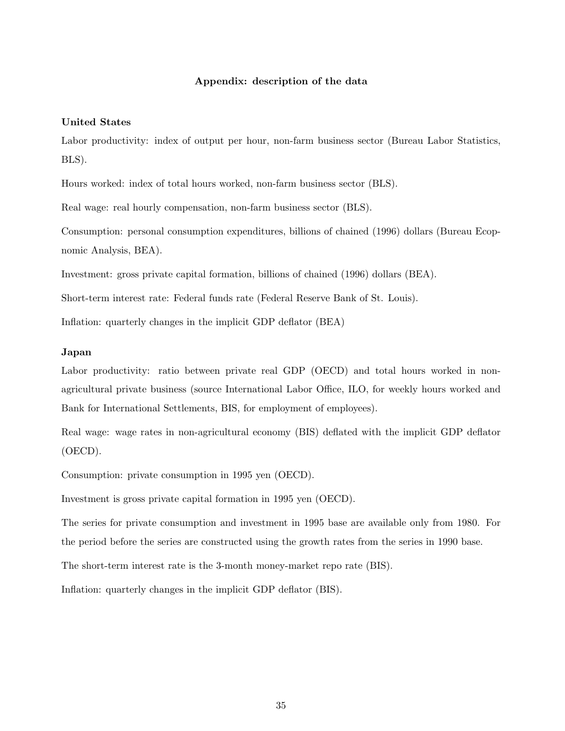### Appendix: description of the data

**United States**

Labor productivity: index of output per hour, non-farm business sector (Bureau Labor Statistics, BLS).

Hours worked: index of total hours worked, non-farm business sector (BLS).

Real wage: real hourly compensation, non-farm business sector (BLS).

Consumption: personal consumption expenditures, billions of chained (1996) dollars (Bureau Ecopnomic Analysis, BEA).

Investment: gross private capital formation, billions of chained (1996) dollars (BEA).

Short-term interest rate: Federal funds rate (Federal Reserve Bank of St. Louis).

Inflation: quarterly changes in the implicit GDP deflator (BEA)

**Japan**

Labor productivity: ratio between private real GDP (OECD) and total hours worked in non-agricultural private business (source International Labor Office, ILO, for weekly hours worked and Bank for International Settlements, BIS, for employment of employees).

Real wage: wage rates in non-agricultural economy (BIS) deflated with the implicit GDP deflator (OECD).

Consumption: private consumption in 1995 yen (OECD).

Investment is gross private capital formation in 1995 yen (OECD).

The series for private consumption and investment in 1995 base are available only from 1980. For the period before the series are constructed using the growth rates from the series in 1990 base.

The short-term interest rate is the 3-month money-market repo rate (BIS).

Inflation: quarterly changes in the implicit GDP deflator (BIS).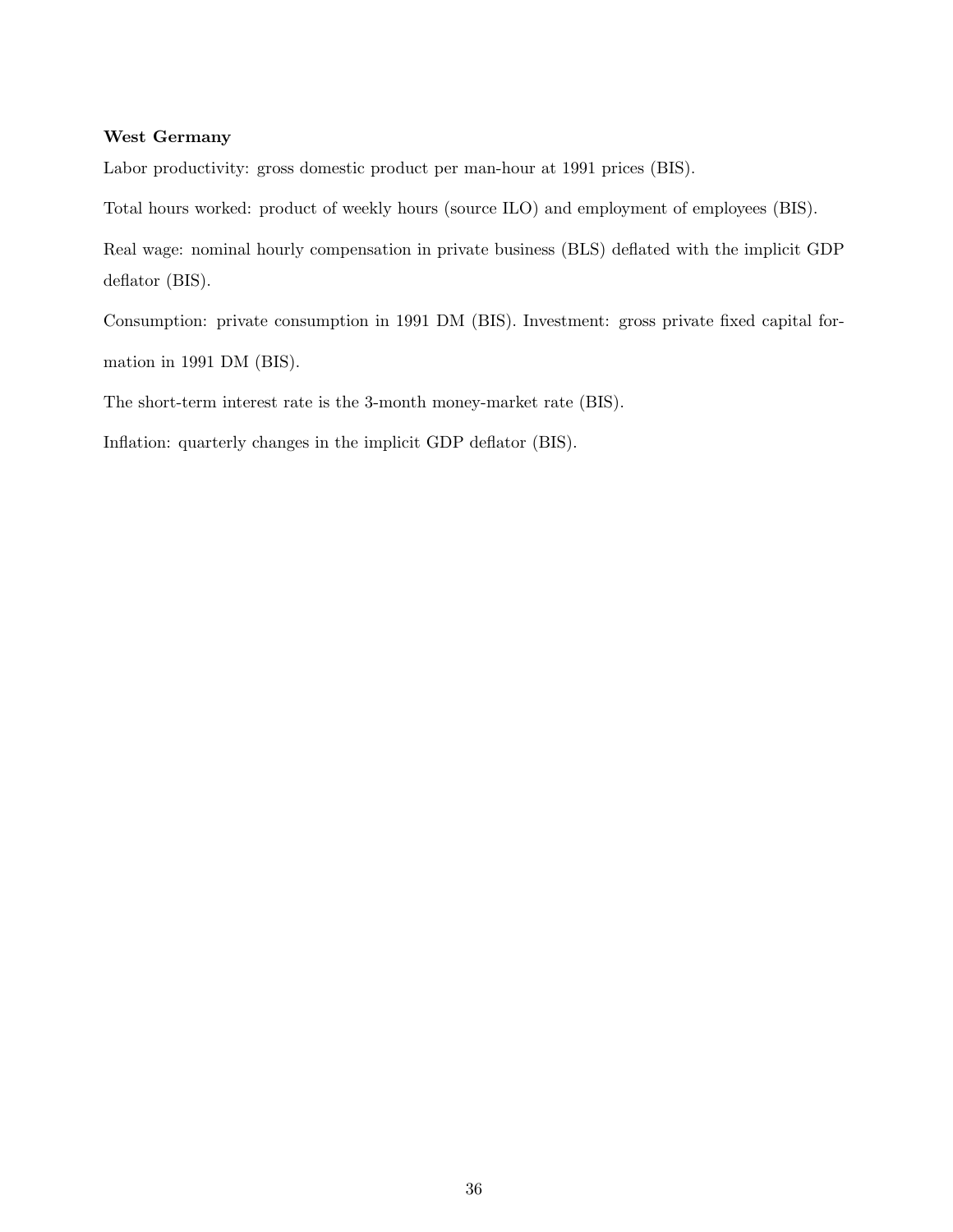**West Germany**

Labor productivity: gross domestic product per man-hour at 1991 prices (BIS).

Total hours worked: product of weekly hours (source ILO) and employment of employees (BIS).

Real wage: nominal hourly compensation in private business (BLS) deflated with the implicit GDP deflator (BIS).

Consumption: private consumption in 1991 DM (BIS). Investment: gross private fixed capital formation in 1991 DM (BIS).

The short-term interest rate is the 3-month money-market rate (BIS).

Inflation: quarterly changes in the implicit GDP deflator (BIS).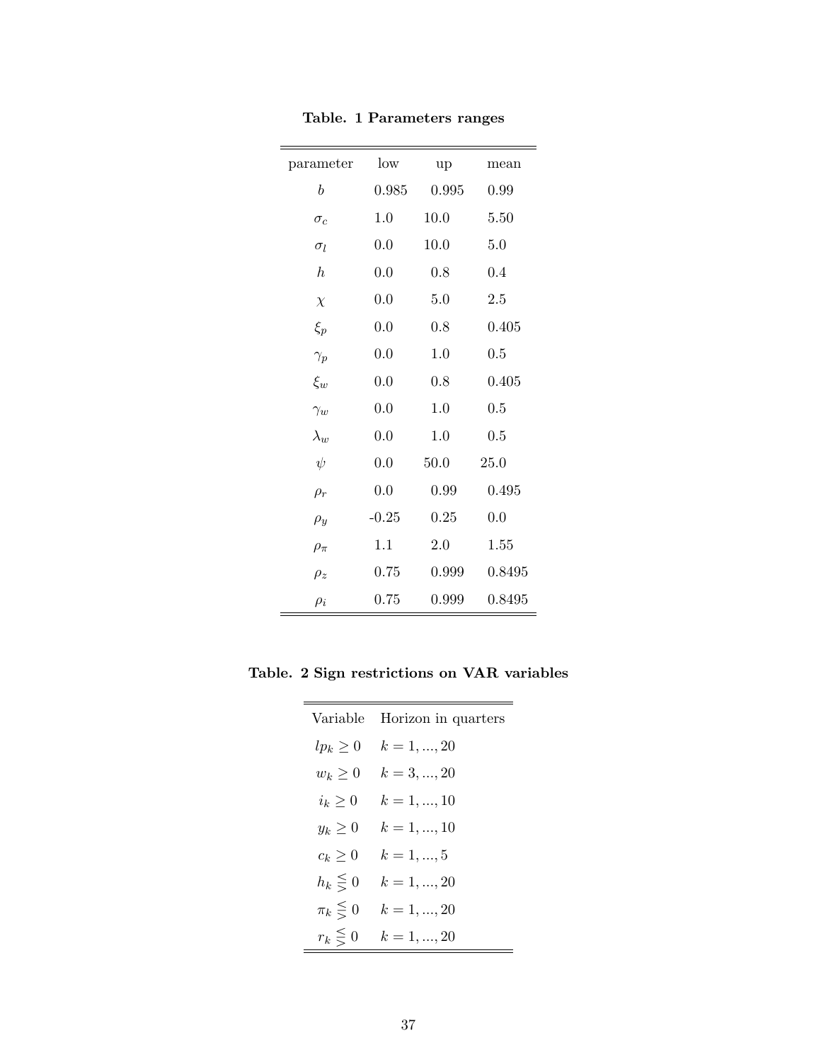**Table. 1 Parameters ranges**

| parameter | low | up | mean |
|---|---|---|---|
| $b$ | 0.985 | 0.995 | 0.99 |
| $\sigma_c$ | 1.0 | 10.0 | 5.50 |
| $\sigma_l$ | 0.0 | 10.0 | 5.0 |
| $h$ | 0.0 | 0.8 | 0.4 |
| $\chi$ | 0.0 | 5.0 | 2.5 |
| $\xi_p$ | 0.0 | 0.8 | 0.405 |
| $\gamma_p$ | 0.0 | 1.0 | 0.5 |
| $\xi_w$ | 0.0 | 0.8 | 0.405 |
| $\gamma_w$ | 0.0 | 1.0 | 0.5 |
| $\lambda_w$ | 0.0 | 1.0 | 0.5 |
| $\psi$ | 0.0 | 50.0 | 25.0 |
| $\rho_r$ | 0.0 | 0.99 | 0.495 |
| $\rho_y$ | -0.25 | 0.25 | 0.0 |
| $\rho_\pi$ | 1.1 | 2.0 | 1.55 |
| $\rho_z$ | 0.75 | 0.999 | 0.8495 |
| $\rho_i$ | 0.75 | 0.999 | 0.8495 |

**Table. 2 Sign restrictions on VAR variables**

| Variable | Horizon in quarters |
|---|---|
| $lp_k \geq 0$ | $k = 1, ..., 20$ |
| $w_k \geq 0$ | $k = 3, ..., 20$ |
| $i_k \geq 0$ | $k = 1, ..., 10$ |
| $y_k \geq 0$ | $k = 1, ..., 10$ |
| $c_k \geq 0$ | $k = 1, ..., 5$ |
| $h_k \lesseqgtr 0$ | $k = 1, ..., 20$ |
| $\pi_k \lesseqgtr 0$ | $k = 1, ..., 20$ |
| $r_k \lesseqgtr 0$ | $k = 1, ..., 20$ |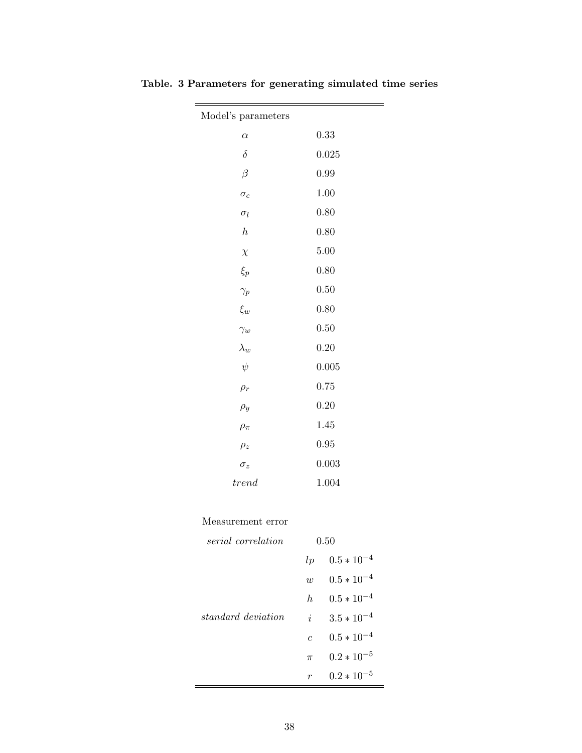**Table. 3 Parameters for generating simulated time series**

| Model's parameters | | |
|---|---|---|
| $\alpha$ | | 0.33 |
| $\delta$ | | 0.025 |
| $\beta$ | | 0.99 |
| $\sigma_c$ | | 1.00 |
| $\sigma_l$ | | 0.80 |
| $h$ | | 0.80 |
| $\chi$ | | 5.00 |
| $\xi_p$ | | 0.80 |
| $\gamma_p$ | | 0.50 |
| $\xi_w$ | | 0.80 |
| $\gamma_w$ | | 0.50 |
| $\lambda_w$ | | 0.20 |
| $\psi$ | | 0.005 |
| $\rho_r$ | | 0.75 |
| $\rho_y$ | | 0.20 |
| $\rho_\pi$ | | 1.45 |
| $\rho_z$ | | 0.95 |
| $\sigma_z$ | | 0.003 |
| *trend* | | 1.004 |
| Measurement error | | |
| *serial correlation* | | 0.50 |
| *standard deviation* | $lp$ | $0.5 * 10^{-4}$ |
| | $w$ | $0.5 * 10^{-4}$ |
| | $h$ | $0.5 * 10^{-4}$ |
| | $i$ | $3.5 * 10^{-4}$ |
| | $c$ | $0.5 * 10^{-4}$ |
| | $\pi$ | $0.2 * 10^{-5}$ |
| | $r$ | $0.2 * 10^{-5}$ |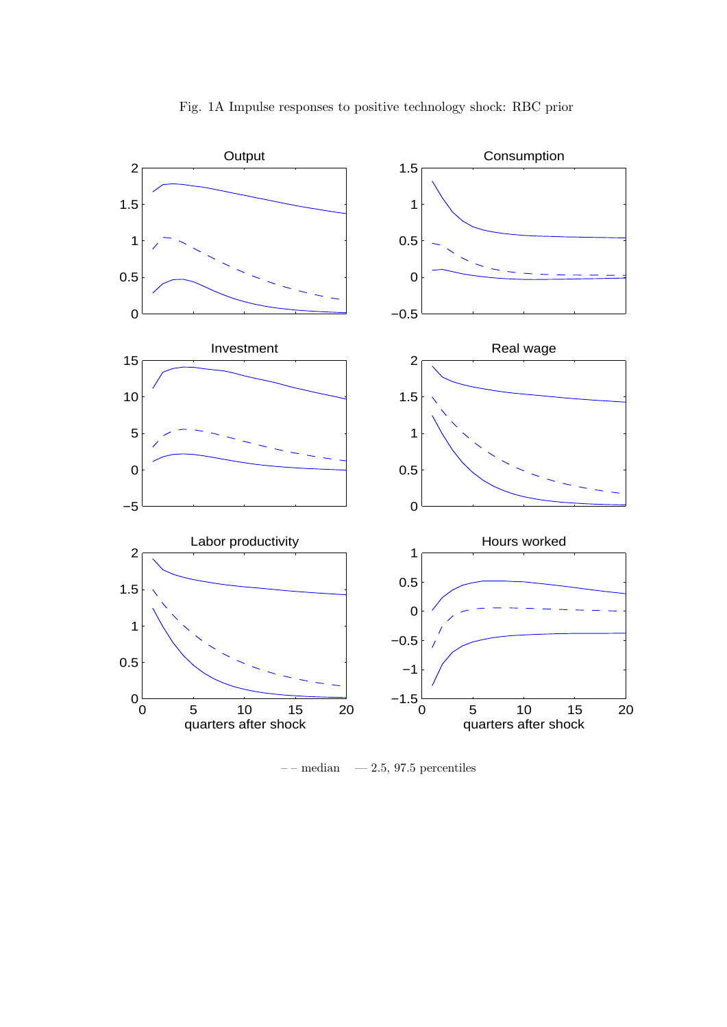Fig. 1A Impulse responses to positive technology shock: RBC prior

– – median — 2.5, 97.5 percentiles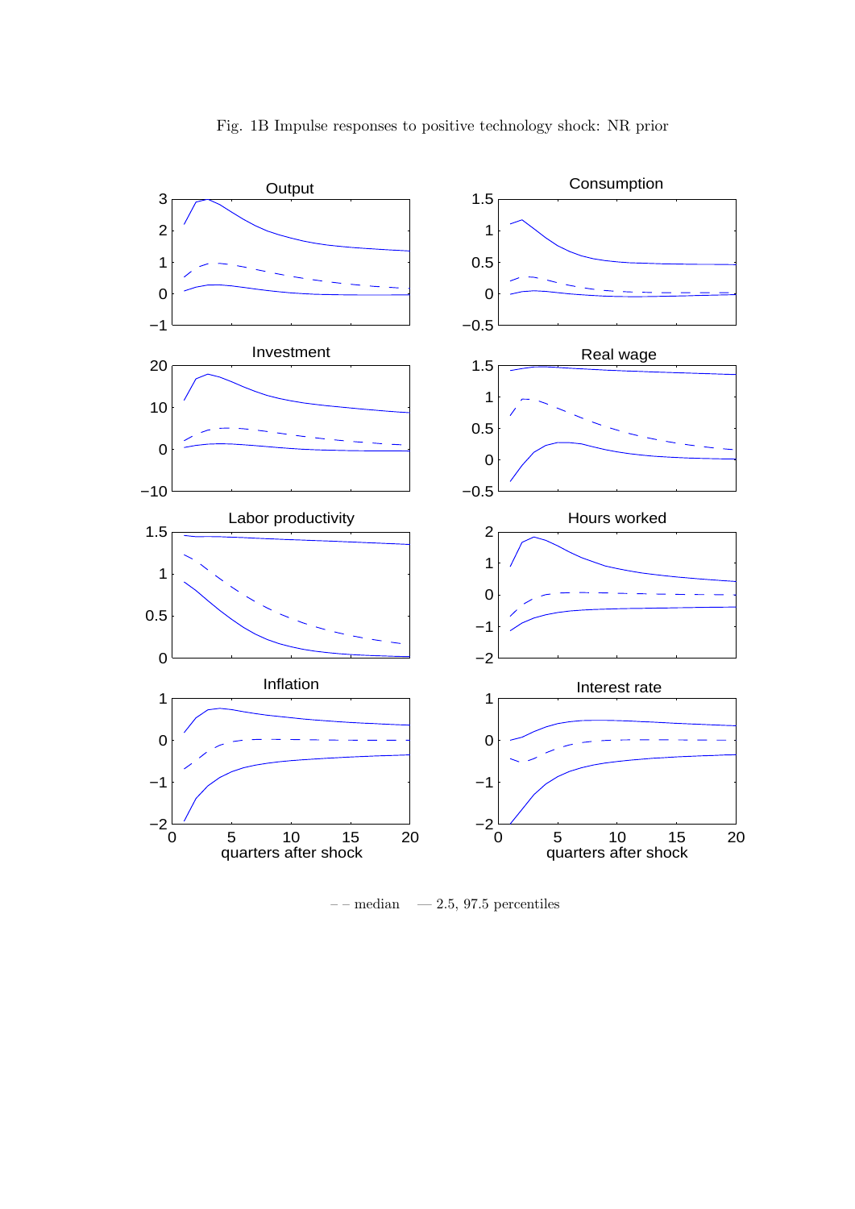Fig. 1B Impulse responses to positive technology shock: NR prior

Output

Consumption

Investment

Real wage

Labor productivity

Hours worked

Inflation

Interest rate

quarters after shock

quarters after shock

– – median — 2.5, 97.5 percentiles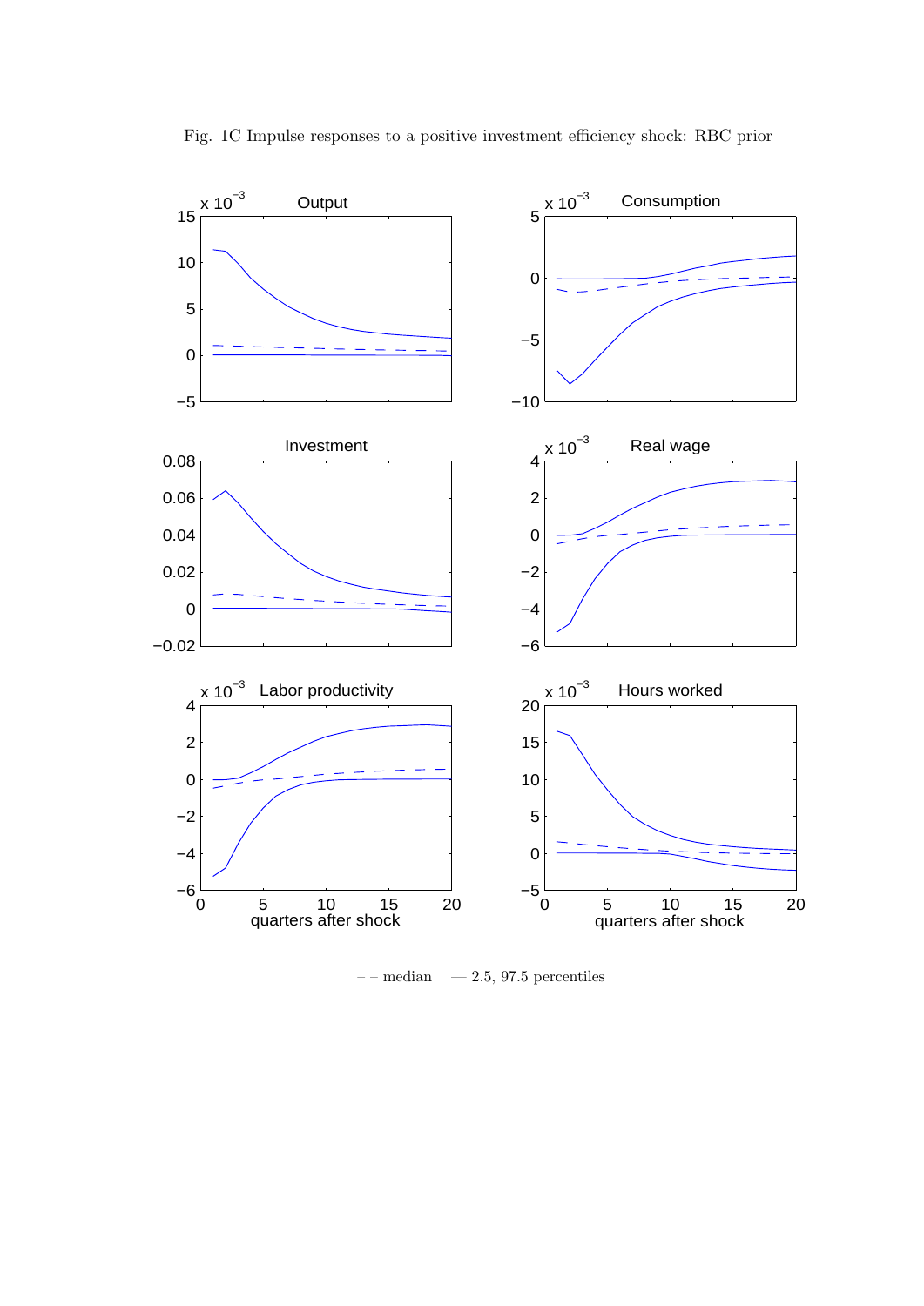Fig. 1C Impulse responses to a positive investment efficiency shock: RBC prior

– – median — 2.5, 97.5 percentiles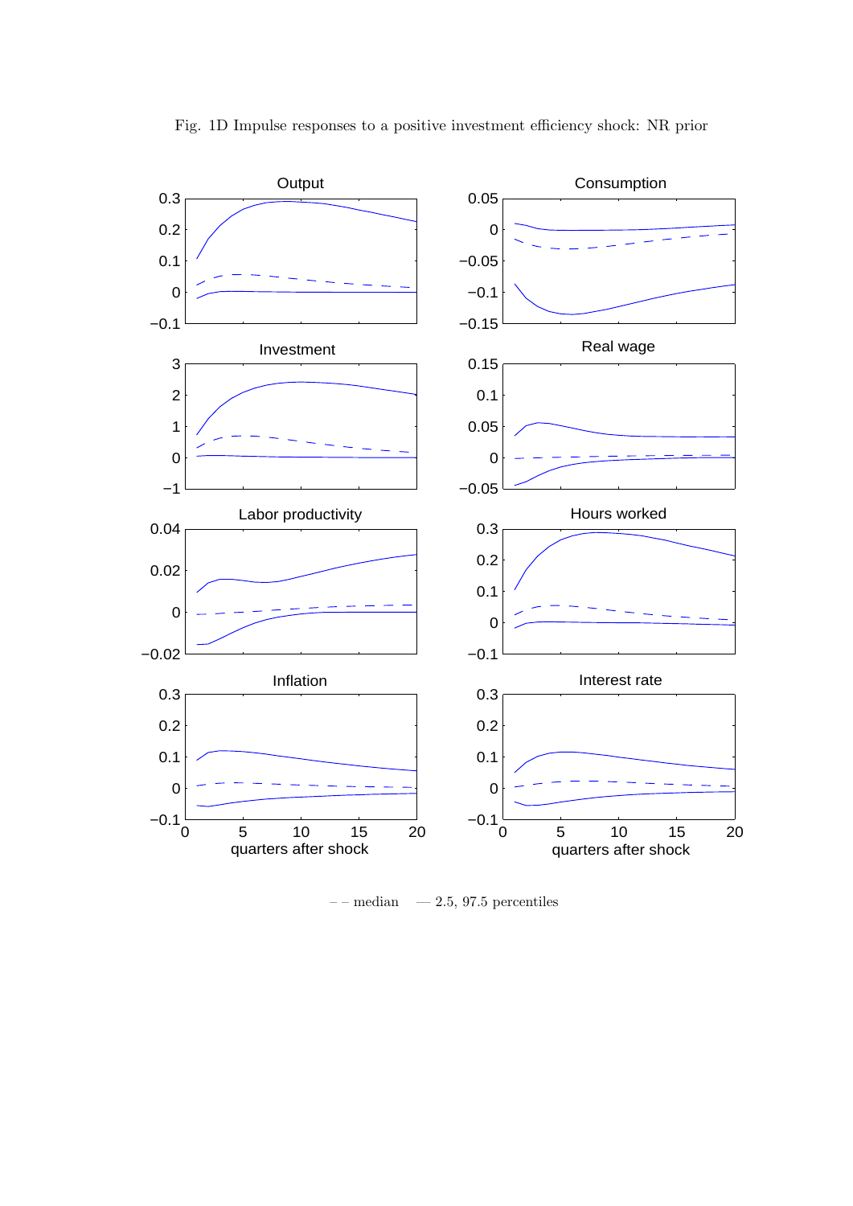Fig. 1D Impulse responses to a positive investment efficiency shock: NR prior

– – median — 2.5, 97.5 percentiles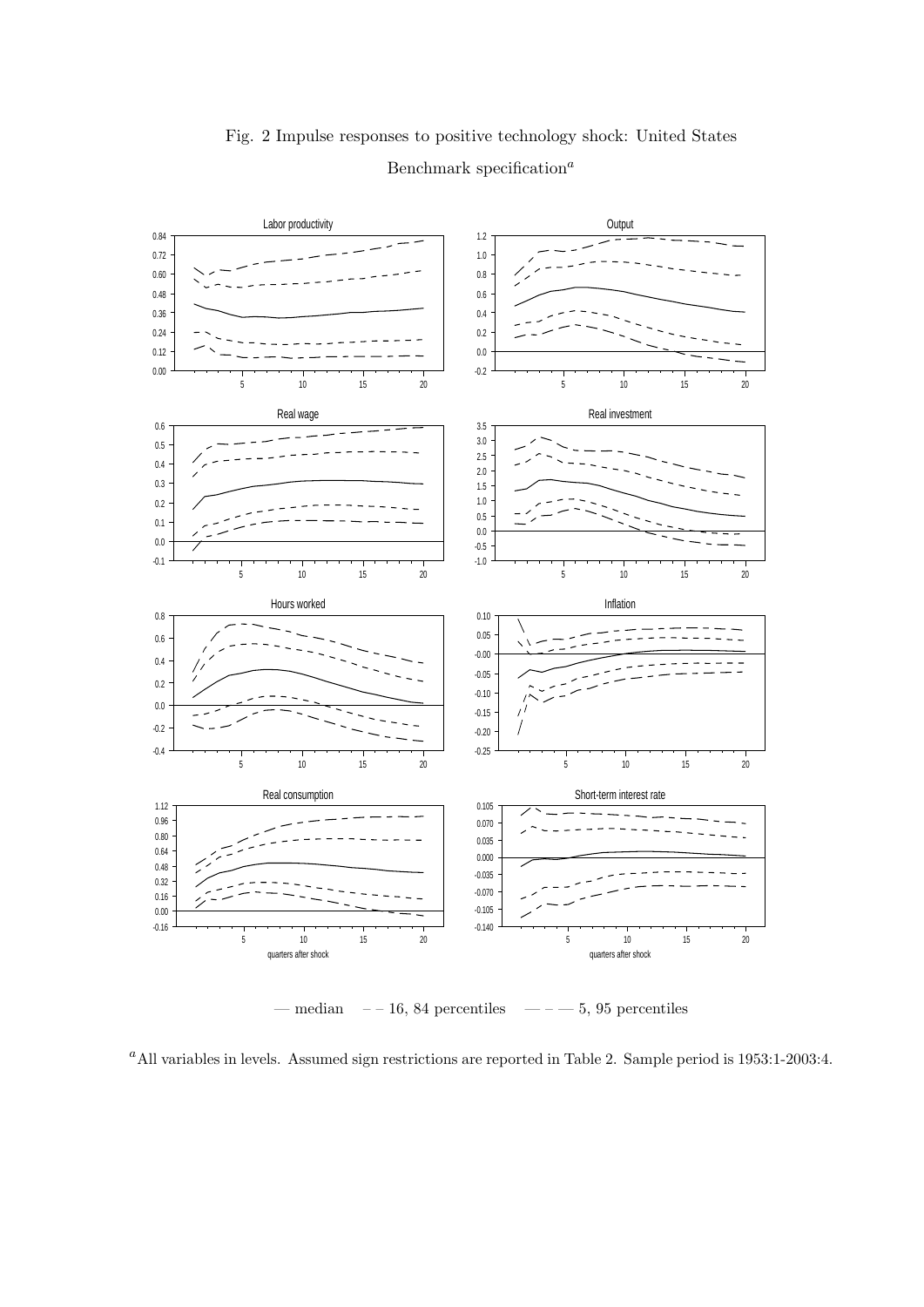Fig. 2 Impulse responses to positive technology shock: United States

Benchmark specification[a]

— median – – 16, 84 percentiles — – — 5, 95 percentiles

[a]All variables in levels. Assumed sign restrictions are reported in Table 2. Sample period is 1953:1-2003:4.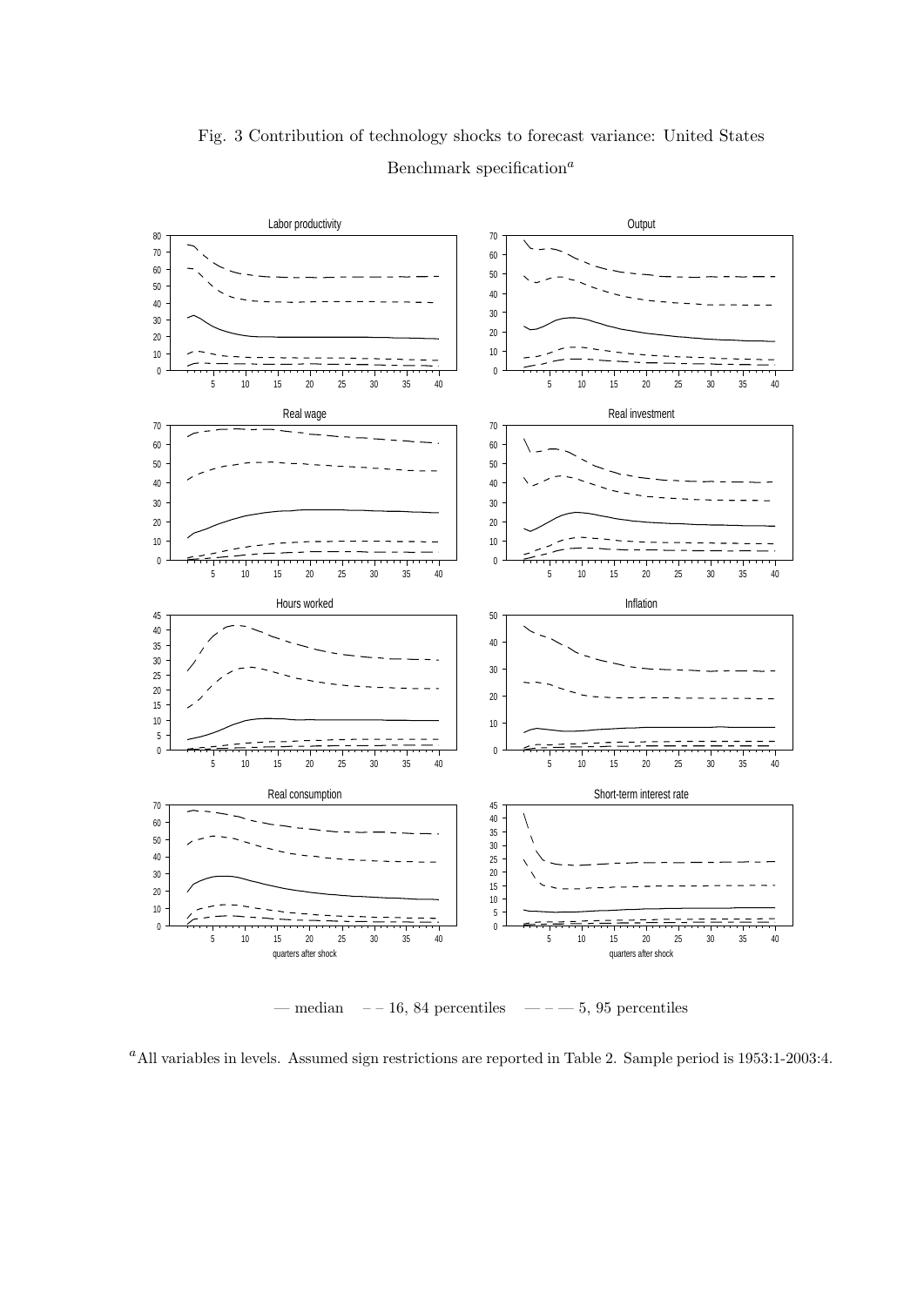Fig. 3 Contribution of technology shocks to forecast variance: United States

Benchmark specification[a]

— median    – – 16, 84 percentiles    — — — 5, 95 percentiles

[a]All variables in levels. Assumed sign restrictions are reported in Table 2. Sample period is 1953:1-2003:4.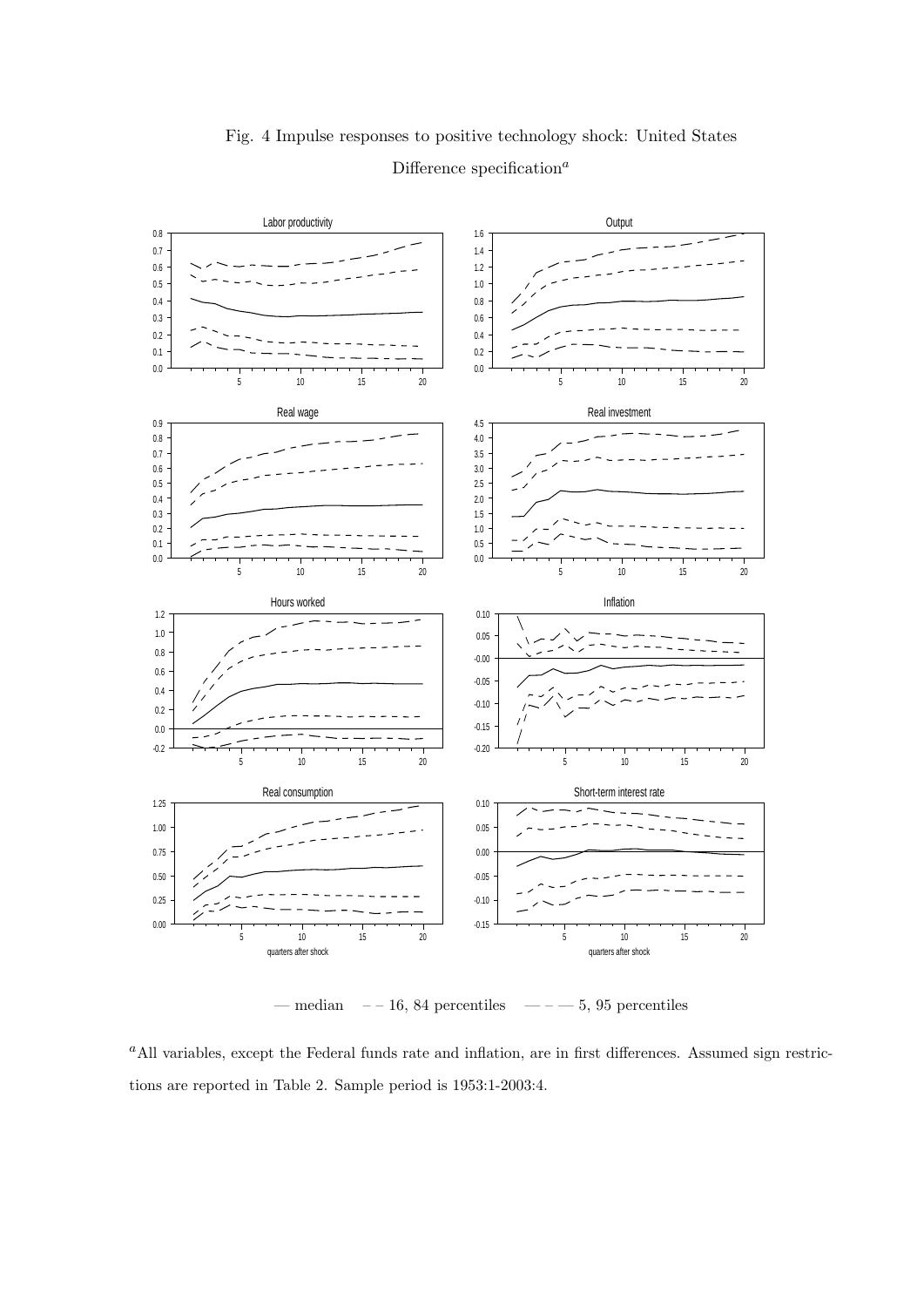Fig. 4 Impulse responses to positive technology shock: United States

Difference specification[a]

— median   – – 16, 84 percentiles   — – — 5, 95 percentiles

[a]All variables, except the Federal funds rate and inflation, are in first differences. Assumed sign restrictions are reported in Table 2. Sample period is 1953:1-2003:4.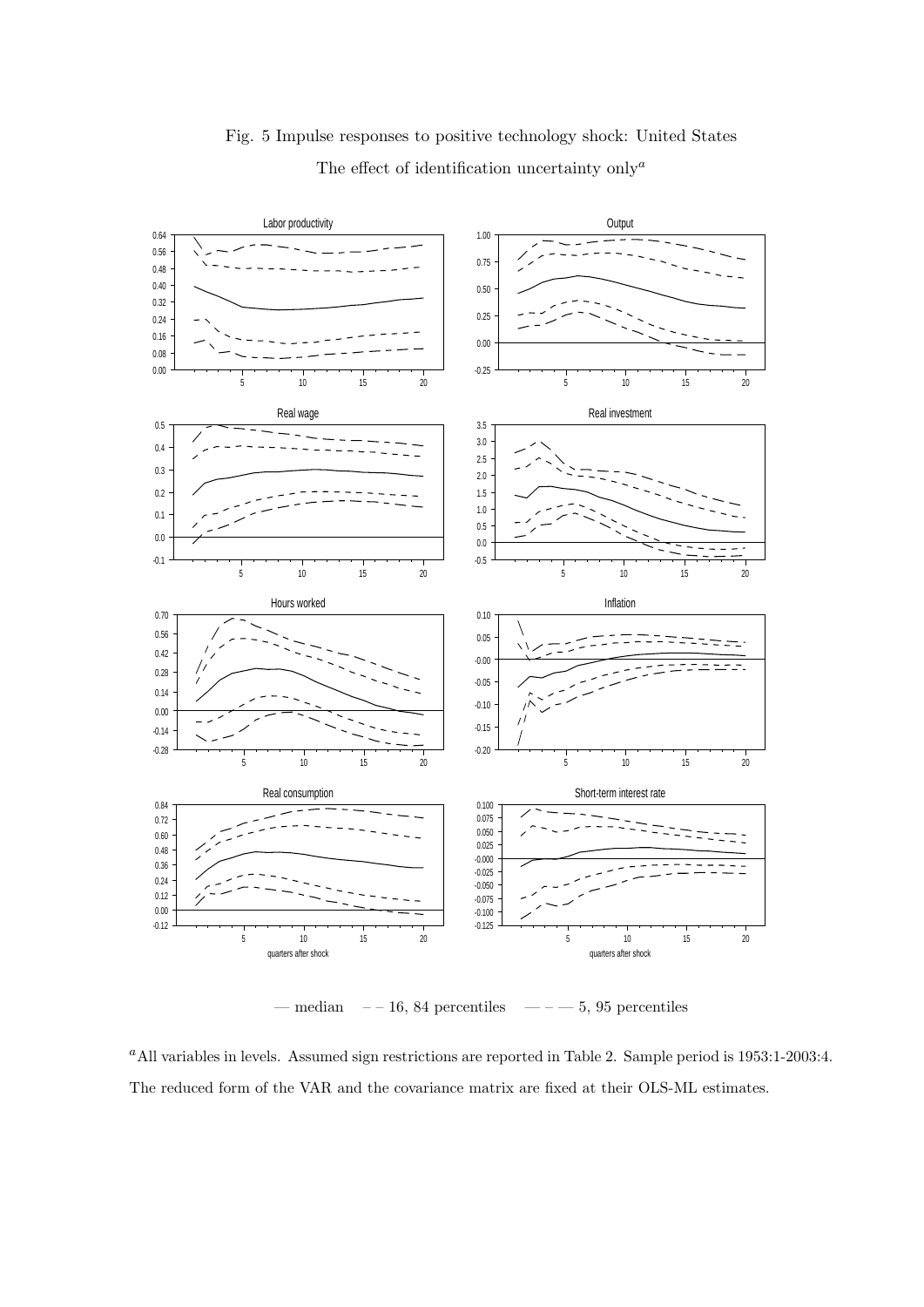Fig. 5 Impulse responses to positive technology shock: United States

The effect of identification uncertainty only[a]

— median   – – 16, 84 percentiles   — – — 5, 95 percentiles

[a]All variables in levels. Assumed sign restrictions are reported in Table 2. Sample period is 1953:1-2003:4. The reduced form of the VAR and the covariance matrix are fixed at their OLS-ML estimates.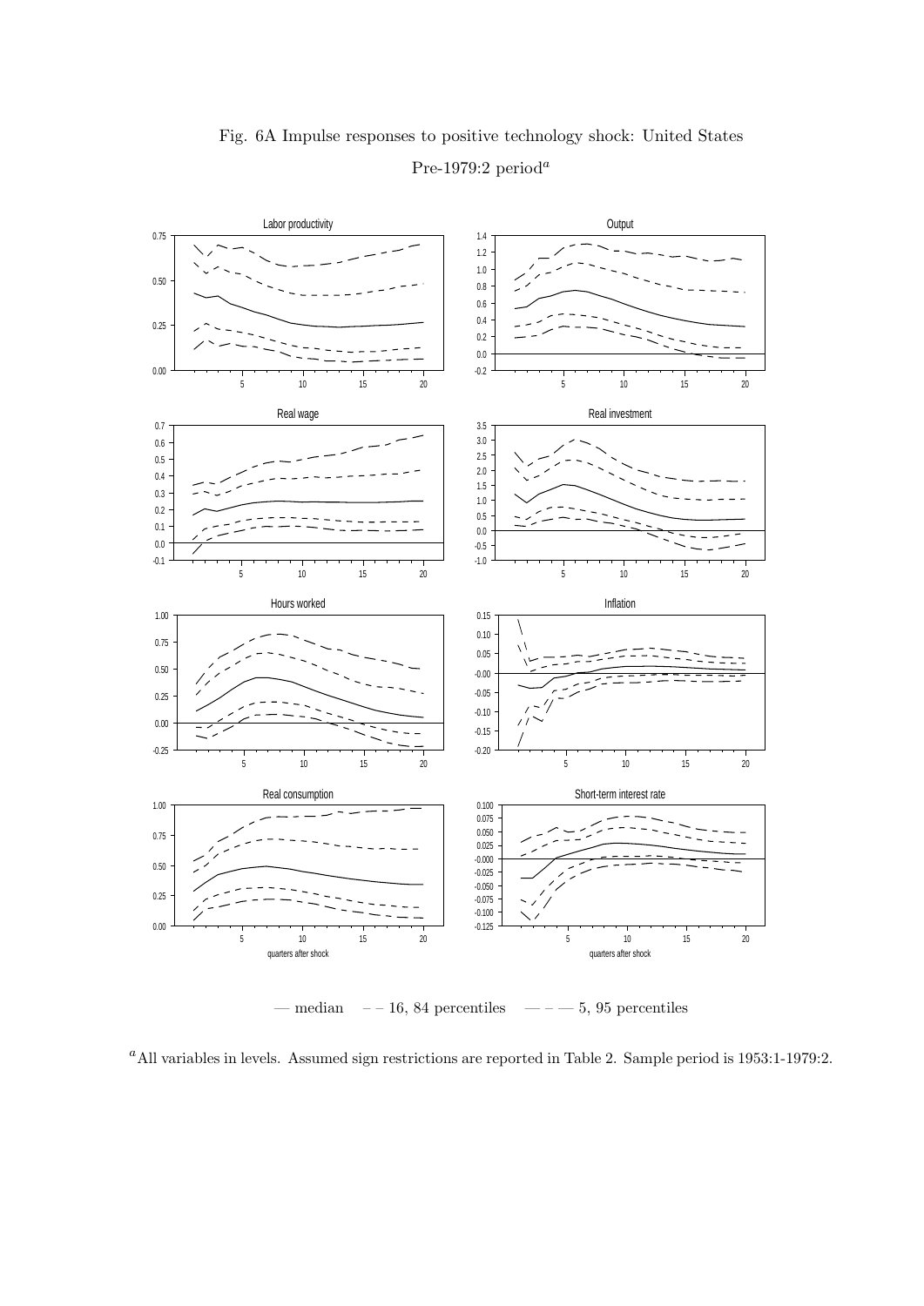Fig. 6A Impulse responses to positive technology shock: United States

Pre-1979:2 period[a]

— median – – 16, 84 percentiles — – — 5, 95 percentiles

[a] All variables in levels. Assumed sign restrictions are reported in Table 2. Sample period is 1953:1-1979:2.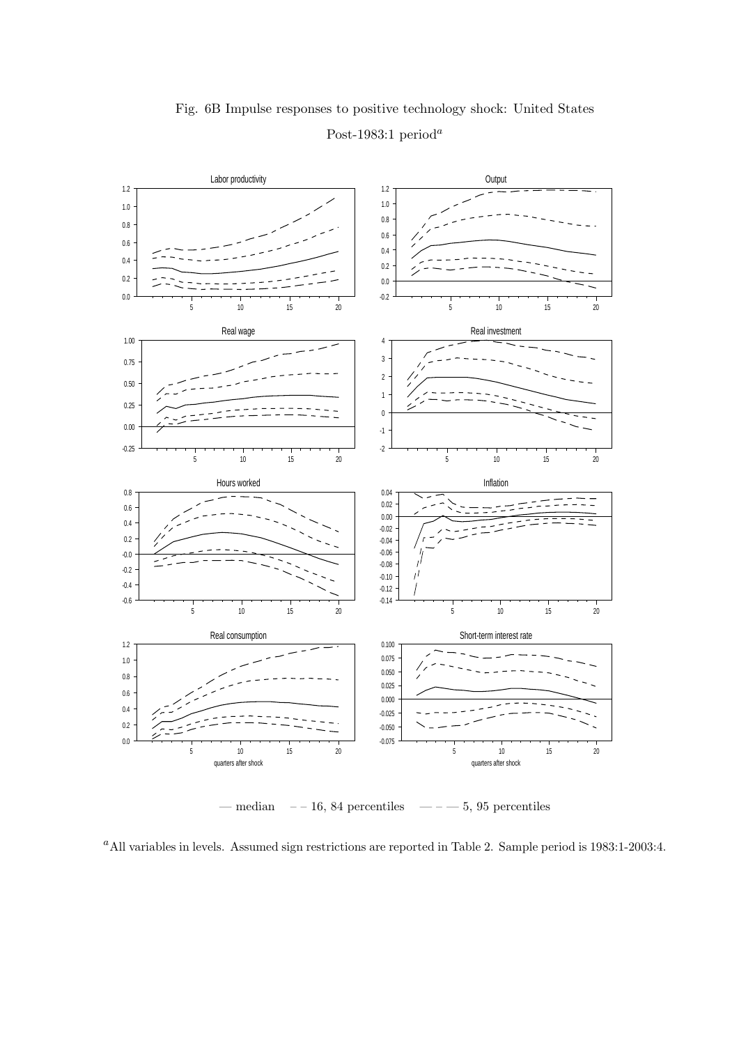Fig. 6B Impulse responses to positive technology shock: United States

Post-1983:1 period[a]

— median   – – 16, 84 percentiles   — — — 5, 95 percentiles

[a]All variables in levels. Assumed sign restrictions are reported in Table 2. Sample period is 1983:1-2003:4.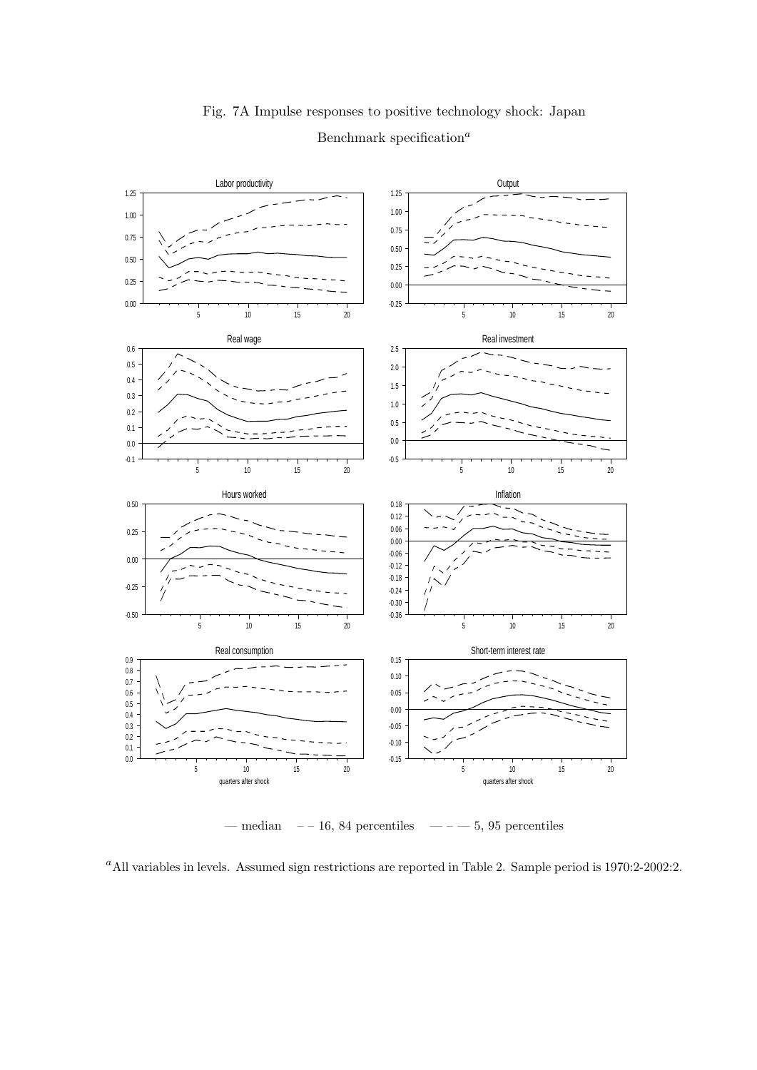Fig. 7A Impulse responses to positive technology shock: Japan

Benchmark specification[a]

— median — – 16, 84 percentiles — — — 5, 95 percentiles

[a]All variables in levels. Assumed sign restrictions are reported in Table 2. Sample period is 1970:2-2002:2.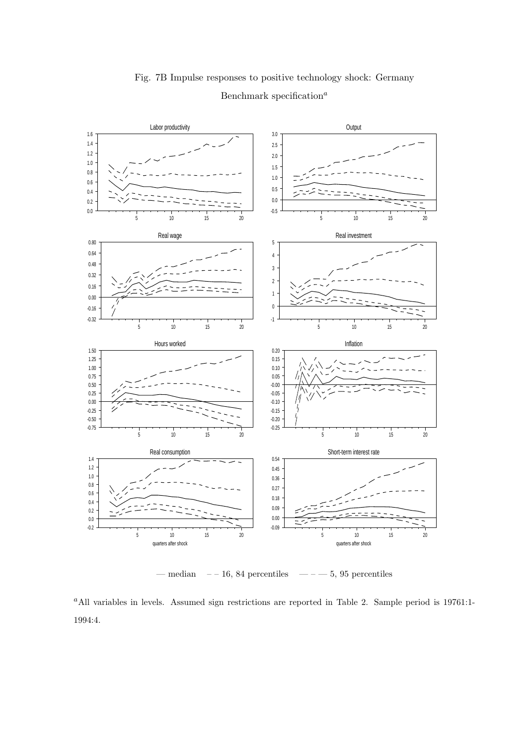Fig. 7B Impulse responses to positive technology shock: Germany

Benchmark specification[a]

— median   – – 16, 84 percentiles   — – — 5, 95 percentiles

[a]All variables in levels. Assumed sign restrictions are reported in Table 2. Sample period is 19761:1-1994:4.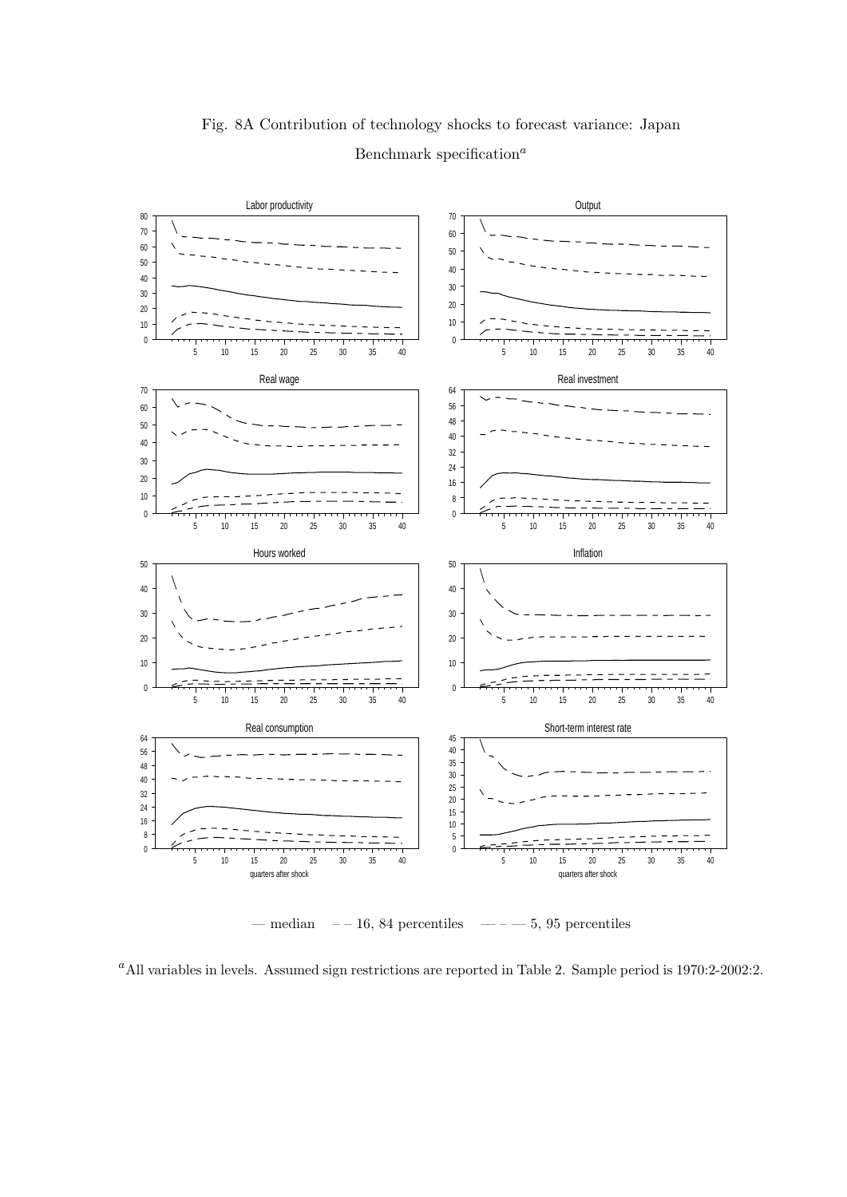Fig. 8A Contribution of technology shocks to forecast variance: Japan

Benchmark specification[a]

— median  – – 16, 84 percentiles  — – — 5, 95 percentiles

[a]All variables in levels. Assumed sign restrictions are reported in Table 2. Sample period is 1970:2-2002:2.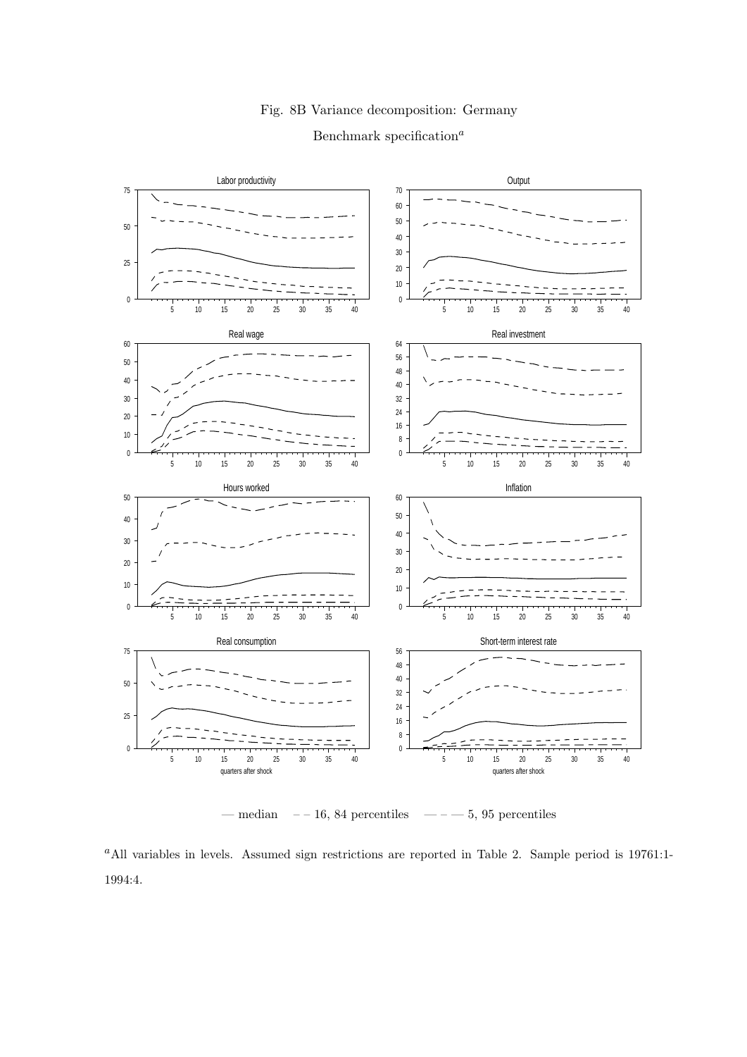Fig. 8B Variance decomposition: Germany

Benchmark specification[a]

— median   – – 16, 84 percentiles   — — — 5, 95 percentiles

[a]All variables in levels. Assumed sign restrictions are reported in Table 2. Sample period is 19761:1-1994:4.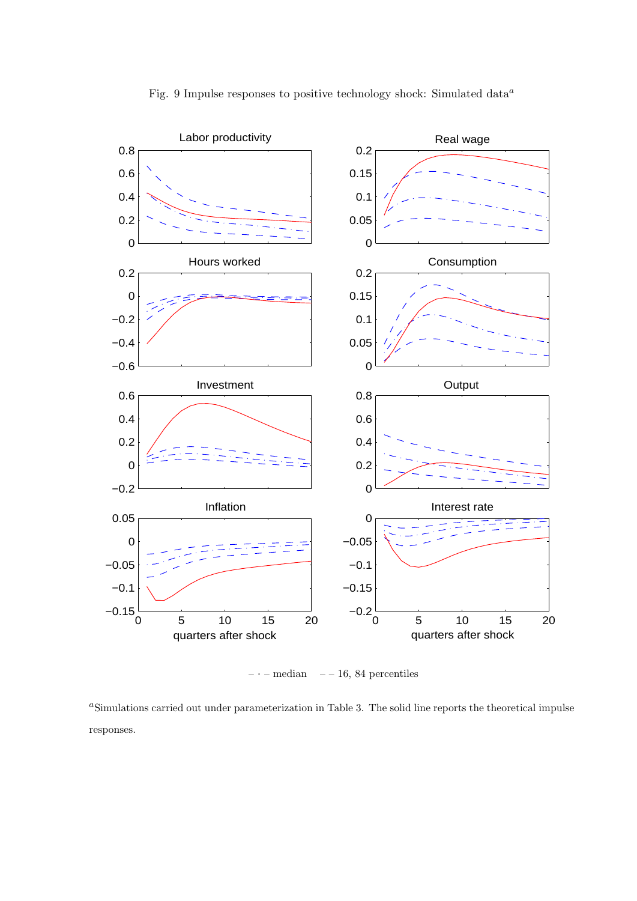Fig. 9 Impulse responses to positive technology shock: Simulated data[a]

– · – median  – – 16, 84 percentiles

[a]Simulations carried out under parameterization in Table 3. The solid line reports the theoretical impulse responses.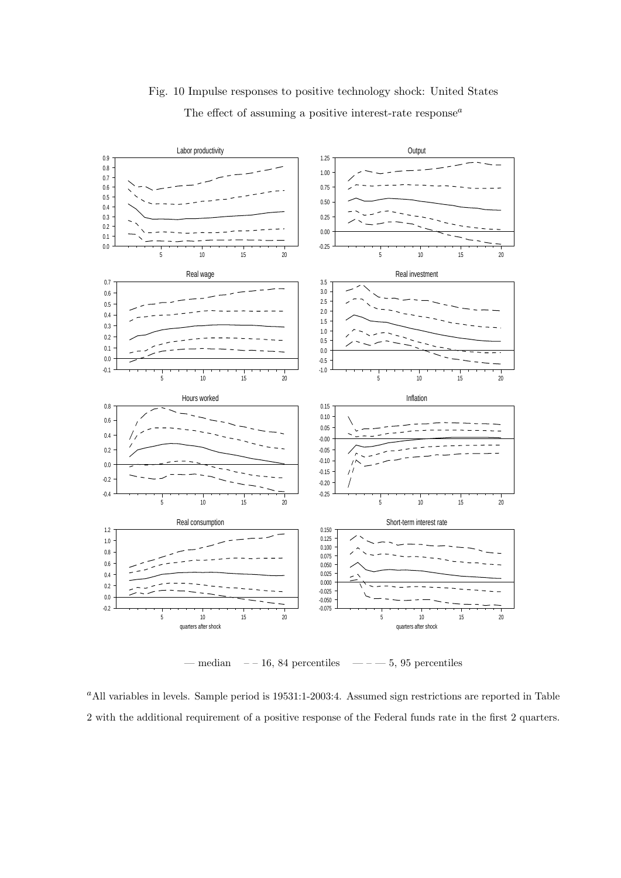Fig. 10 Impulse responses to positive technology shock: United States

The effect of assuming a positive interest-rate response[a]

— median − − 16, 84 percentiles — — — 5, 95 percentiles

[a]All variables in levels. Sample period is 19531:1-2003:4. Assumed sign restrictions are reported in Table 2 with the additional requirement of a positive response of the Federal funds rate in the first 2 quarters.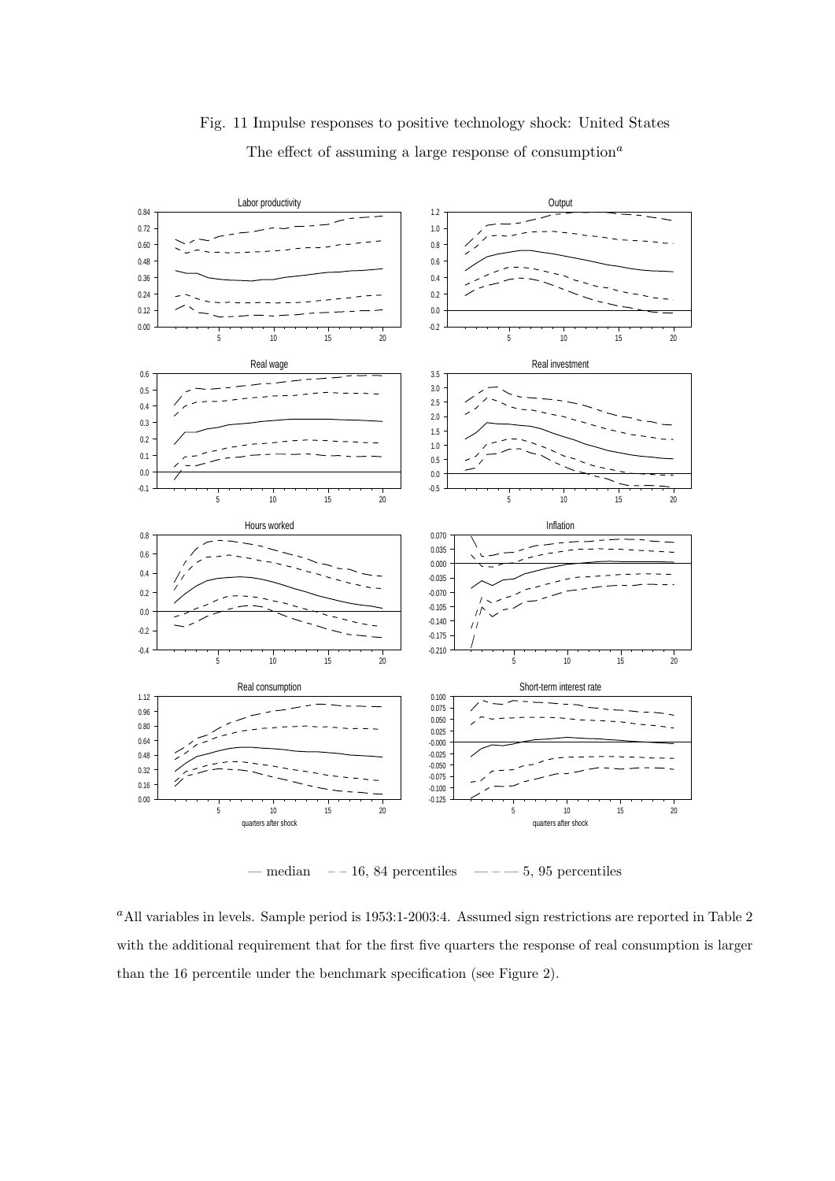Fig. 11 Impulse responses to positive technology shock: United States

The effect of assuming a large response of consumption[a]

— median  – – 16, 84 percentiles  — — — 5, 95 percentiles

[a]All variables in levels. Sample period is 1953:1-2003:4. Assumed sign restrictions are reported in Table 2 with the additional requirement that for the first five quarters the response of real consumption is larger than the 16 percentile under the benchmark specification (see Figure 2).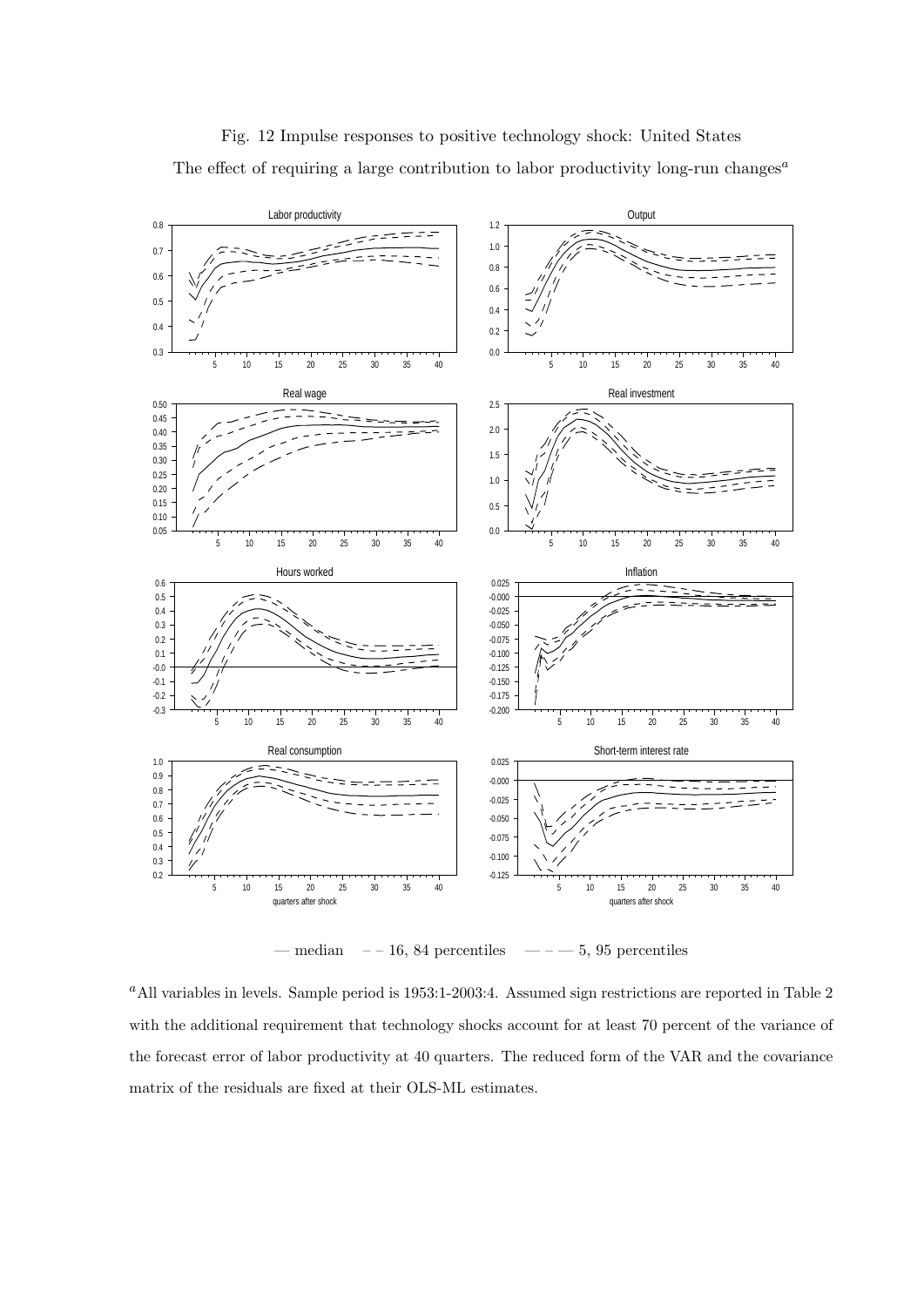Fig. 12 Impulse responses to positive technology shock: United States

The effect of requiring a large contribution to labor productivity long-run changes[a]

— median   – – 16, 84 percentiles   — – — 5, 95 percentiles

[a]All variables in levels. Sample period is 1953:1-2003:4. Assumed sign restrictions are reported in Table 2 with the additional requirement that technology shocks account for at least 70 percent of the variance of the forecast error of labor productivity at 40 quarters. The reduced form of the VAR and the covariance matrix of the residuals are fixed at their OLS-ML estimates.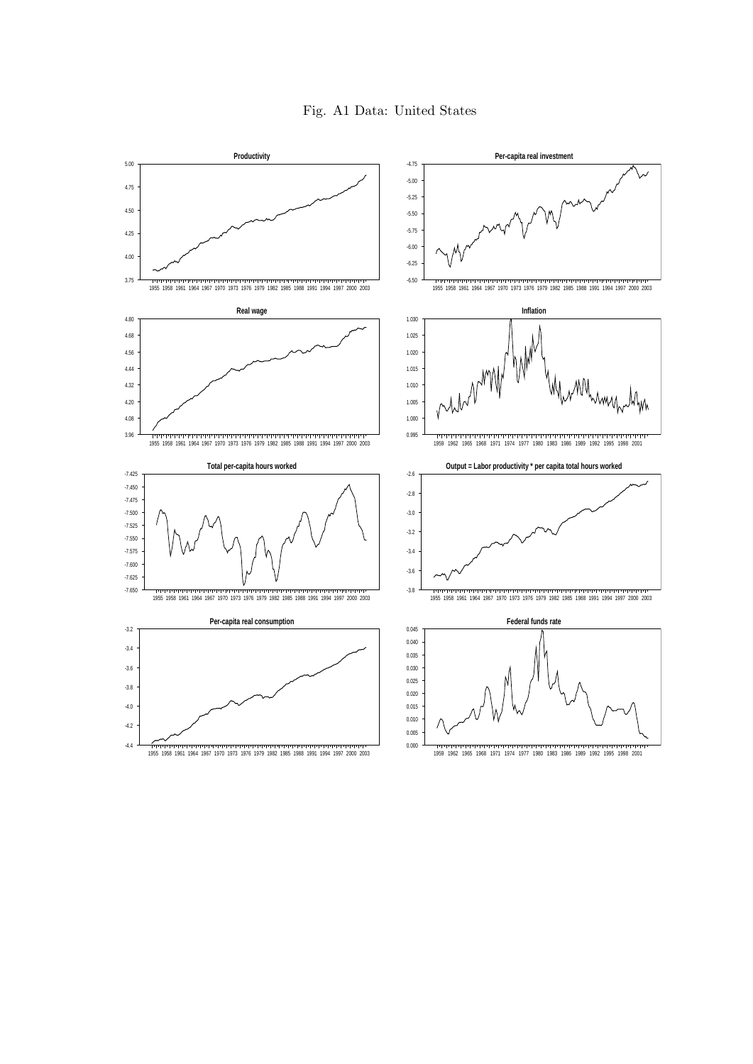Fig. A1 Data: United States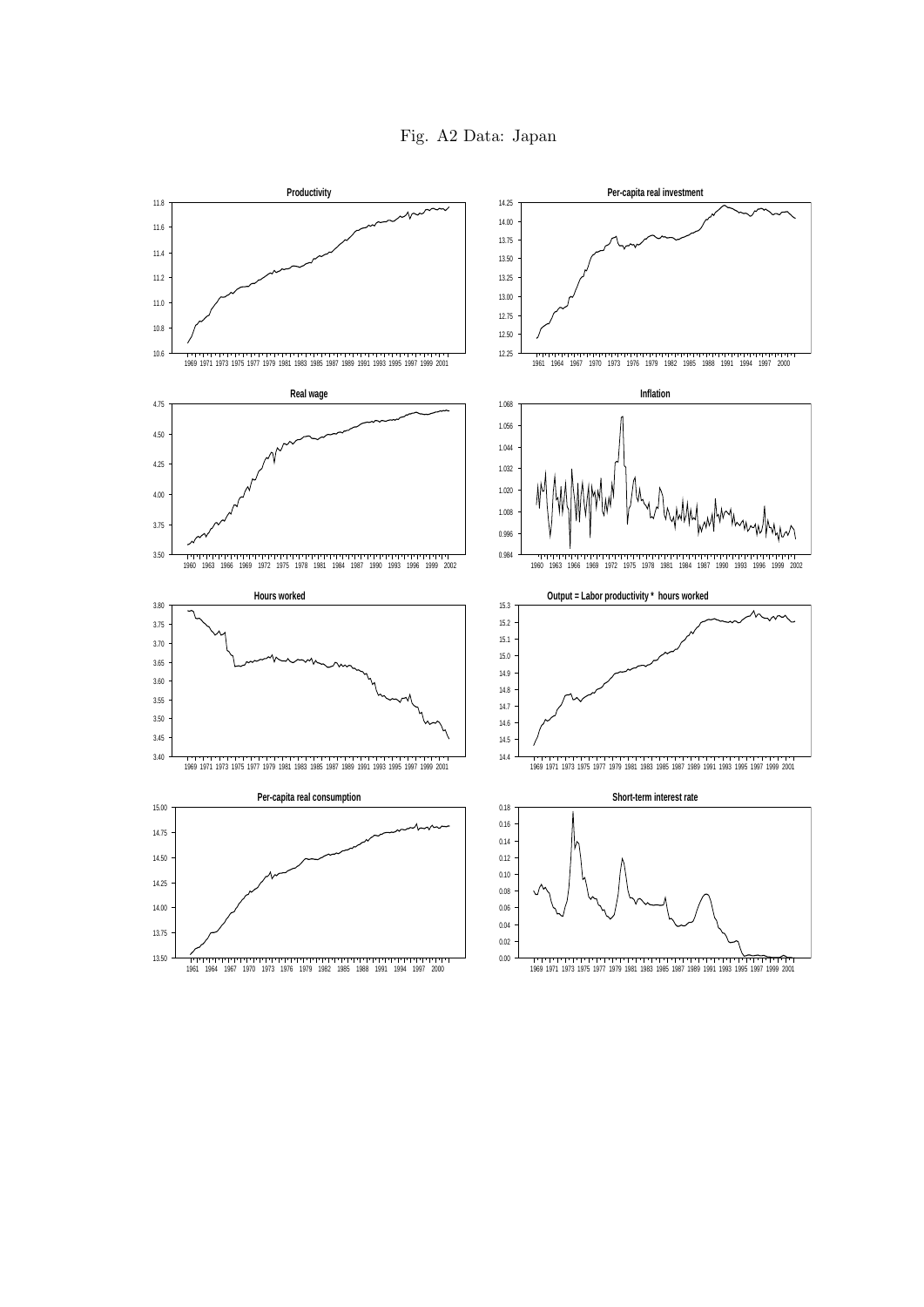Fig. A2 Data: Japan

**Productivity**

**Per-capita real investment**

**Real wage**

**Inflation**

**Hours worked**

**Output = Labor productivity * hours worked**

**Per-capita real consumption**

**Short-term interest rate**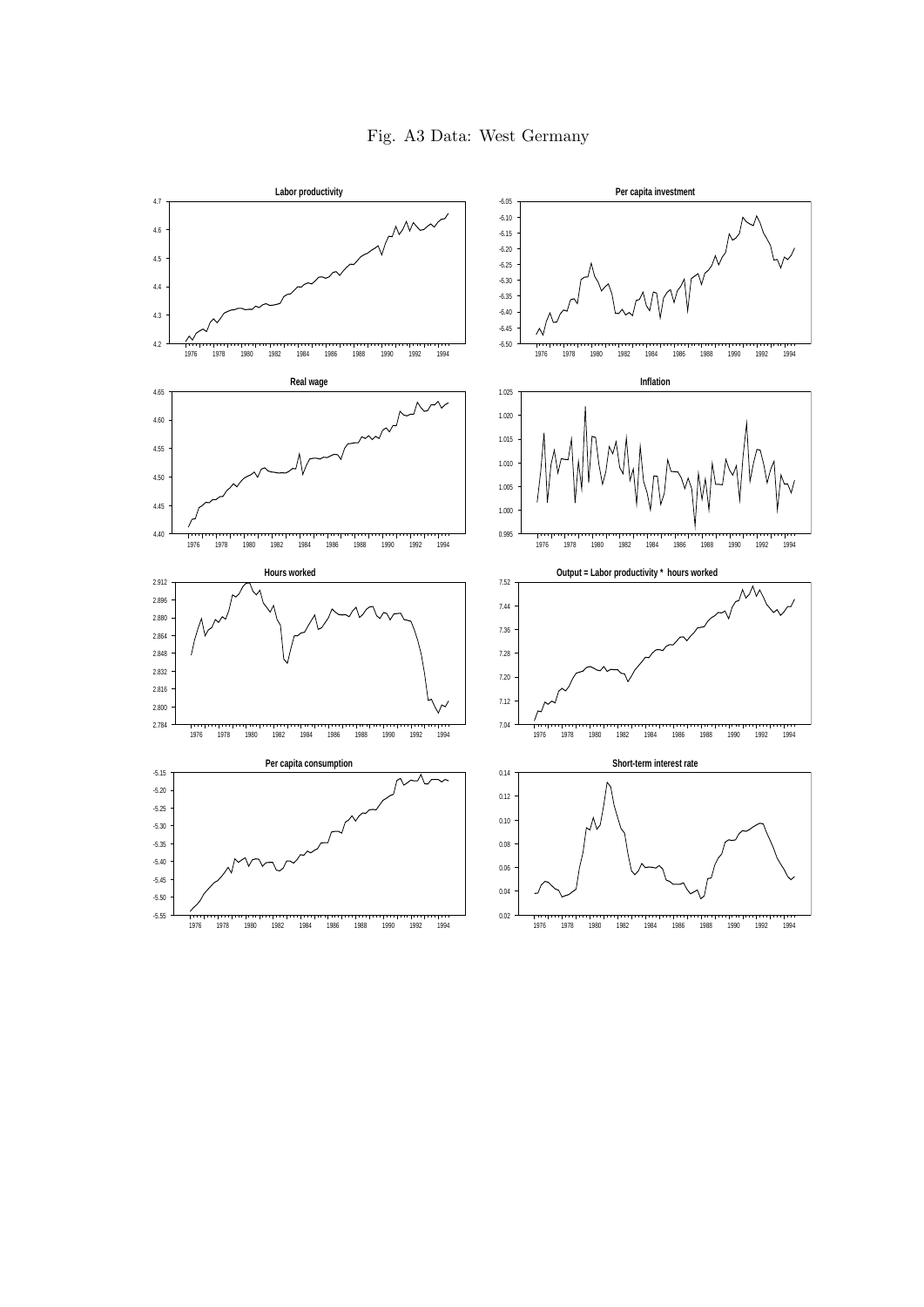Fig. A3 Data: West Germany

**Labor productivity**

4.7
4.6
4.5
4.4
4.3
4.2

1976 1978 1980 1982 1984 1986 1988 1990 1992 1994

**Per capita investment**

-6.05
-6.10
-6.15
-6.20
-6.25
-6.30
-6.35
-6.40
-6.45
-6.50

1976 1978 1980 1982 1984 1986 1988 1990 1992 1994

**Real wage**

4.65
4.60
4.55
4.50
4.45
4.40

1976 1978 1980 1982 1984 1986 1988 1990 1992 1994

**Inflation**

1.025
1.020
1.015
1.010
1.005
1.000
0.995

1976 1978 1980 1982 1984 1986 1988 1990 1992 1994

**Hours worked**

2.912
2.896
2.880
2.864
2.848
2.832
2.816
2.800
2.784

1976 1978 1980 1982 1984 1986 1988 1990 1992 1994

**Output = Labor productivity * hours worked**

7.52
7.44
7.36
7.28
7.20
7.12
7.04

1976 1978 1980 1982 1984 1986 1988 1990 1992 1994

**Per capita consumption**

-5.15
-5.20
-5.25
-5.30
-5.35
-5.40
-5.45
-5.50
-5.55

1976 1978 1980 1982 1984 1986 1988 1990 1992 1994

**Short-term interest rate**

0.14
0.12
0.10
0.08
0.06
0.04
0.02

1976 1978 1980 1982 1984 1986 1988 1990 1992 1994